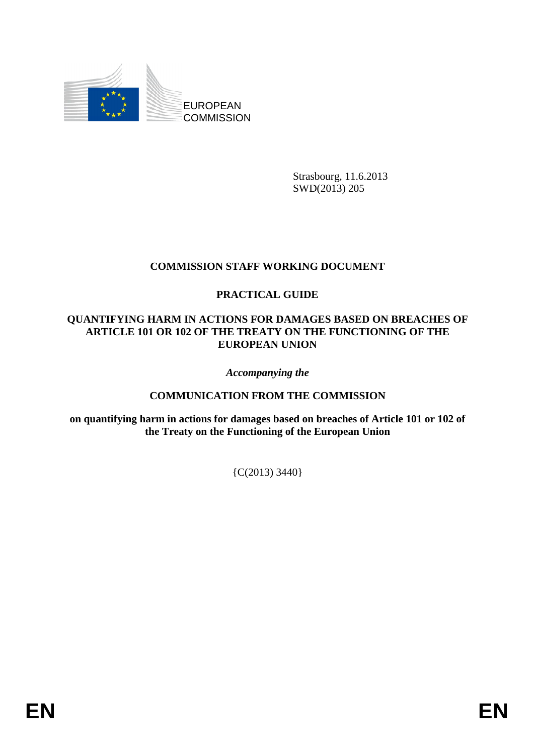EUROPEAN COMMISSION

Strasbourg, 11.6.2013
SWD(2013) 205

# COMMISSION STAFF WORKING DOCUMENT

# PRACTICAL GUIDE

## QUANTIFYING HARM IN ACTIONS FOR DAMAGES BASED ON BREACHES OF ARTICLE 101 OR 102 OF THE TREATY ON THE FUNCTIONING OF THE EUROPEAN UNION

*Accompanying the*

## COMMUNICATION FROM THE COMMISSION

**on quantifying harm in actions for damages based on breaches of Article 101 or 102 of the Treaty on the Functioning of the European Union**

{C(2013) 3440}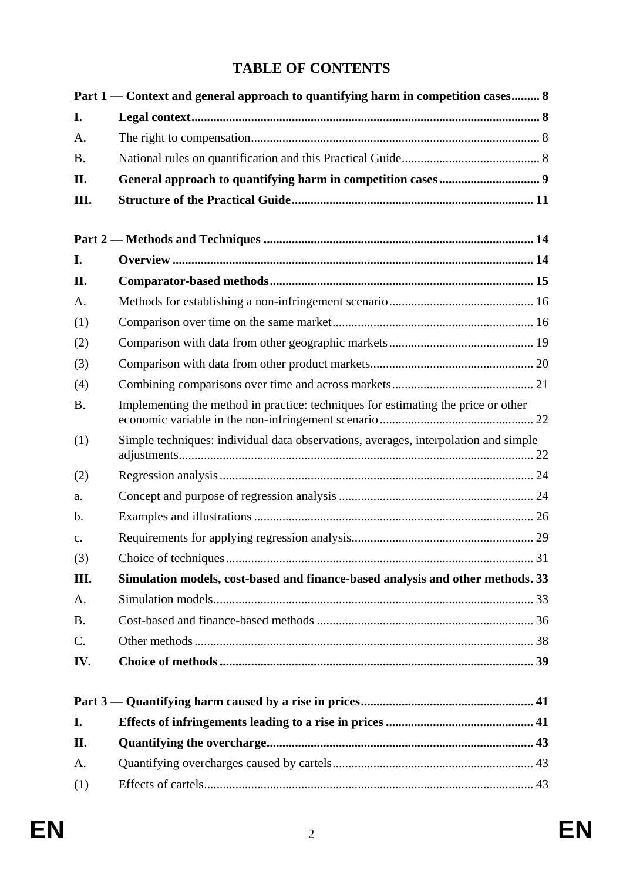# TABLE OF CONTENTS

**Part 1 — Context and general approach to quantifying harm in competition cases......... 8**

| | | |
|---|---|---|
| **I.** | **Legal context** | **8** |
| A. | The right to compensation | 8 |
| B. | National rules on quantification and this Practical Guide | 8 |
| **II.** | **General approach to quantifying harm in competition cases** | **9** |
| **III.** | **Structure of the Practical Guide** | **11** |

**Part 2 — Methods and Techniques ..................................................................................... 14**

| | | |
|---|---|---|
| **I.** | **Overview** | **14** |
| **II.** | **Comparator-based methods** | **15** |
| A. | Methods for establishing a non-infringement scenario | 16 |
| (1) | Comparison over time on the same market | 16 |
| (2) | Comparison with data from other geographic markets | 19 |
| (3) | Comparison with data from other product markets | 20 |
| (4) | Combining comparisons over time and across markets | 21 |
| B. | Implementing the method in practice: techniques for estimating the price or other economic variable in the non-infringement scenario | 22 |
| (1) | Simple techniques: individual data observations, averages, interpolation and simple adjustments | 22 |
| (2) | Regression analysis | 24 |
| a. | Concept and purpose of regression analysis | 24 |
| b. | Examples and illustrations | 26 |
| c. | Requirements for applying regression analysis | 29 |
| (3) | Choice of techniques | 31 |
| **III.** | **Simulation models, cost-based and finance-based analysis and other methods** | **33** |
| A. | Simulation models | 33 |
| B. | Cost-based and finance-based methods | 36 |
| C. | Other methods | 38 |
| **IV.** | **Choice of methods** | **39** |

**Part 3 — Quantifying harm caused by a rise in prices....................................................... 41**

| | | |
|---|---|---|
| **I.** | **Effects of infringements leading to a rise in prices** | **41** |
| **II.** | **Quantifying the overcharge** | **43** |
| A. | Quantifying overcharges caused by cartels | 43 |
| (1) | Effects of cartels | 43 |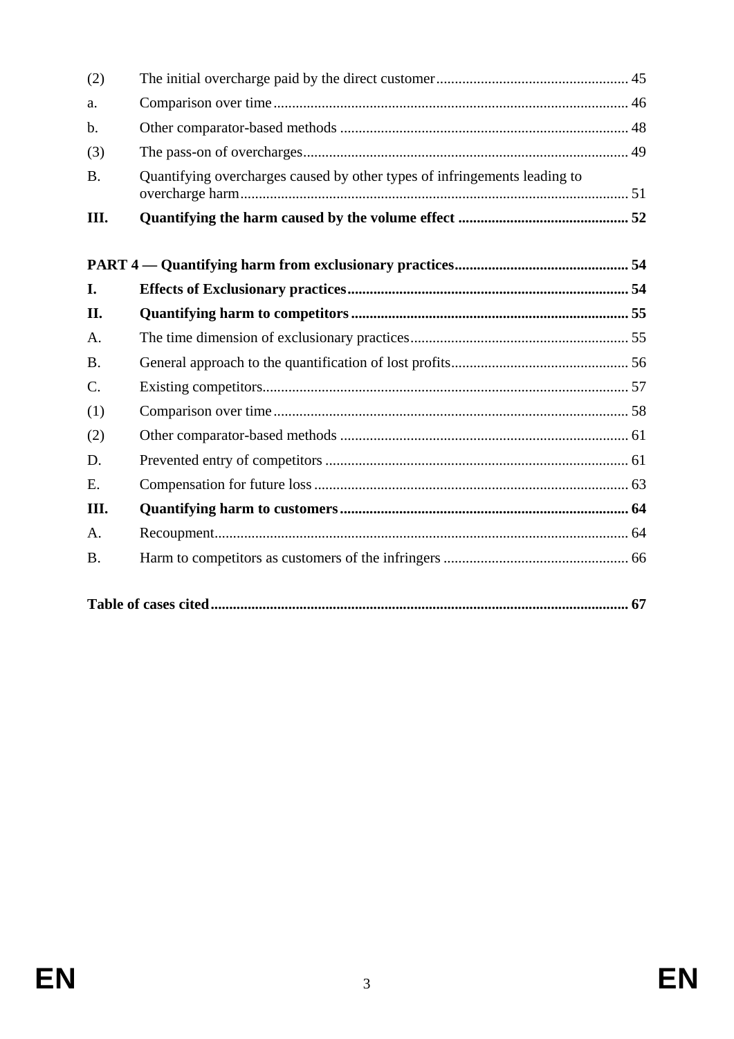| | | |
|---|---|---|
| (2) | The initial overcharge paid by the direct customer | 45 |
| a. | Comparison over time | 46 |
| b. | Other comparator-based methods | 48 |
| (3) | The pass-on of overcharges | 49 |
| B. | Quantifying overcharges caused by other types of infringements leading to overcharge harm | 51 |
| **III.** | **Quantifying the harm caused by the volume effect** | **52** |
| **PART 4 — Quantifying harm from exclusionary practices** | | **54** |
| **I.** | **Effects of Exclusionary practices** | **54** |
| **II.** | **Quantifying harm to competitors** | **55** |
| A. | The time dimension of exclusionary practices | 55 |
| B. | General approach to the quantification of lost profits | 56 |
| C. | Existing competitors | 57 |
| (1) | Comparison over time | 58 |
| (2) | Other comparator-based methods | 61 |
| D. | Prevented entry of competitors | 61 |
| E. | Compensation for future loss | 63 |
| **III.** | **Quantifying harm to customers** | **64** |
| A. | Recoupment | 64 |
| B. | Harm to competitors as customers of the infringers | 66 |
| **Table of cases cited** | | **67** |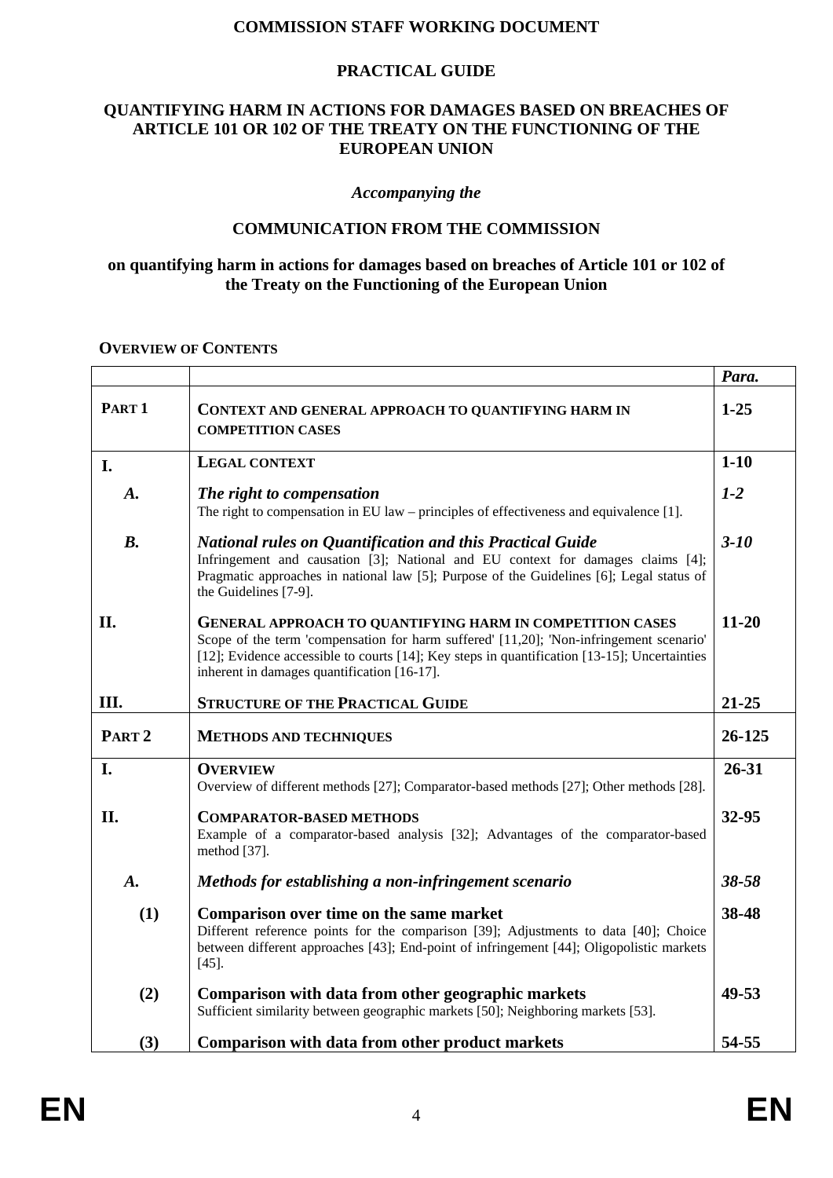**COMMISSION STAFF WORKING DOCUMENT**

**PRACTICAL GUIDE**

**QUANTIFYING HARM IN ACTIONS FOR DAMAGES BASED ON BREACHES OF ARTICLE 101 OR 102 OF THE TREATY ON THE FUNCTIONING OF THE EUROPEAN UNION**

***Accompanying the***

**COMMUNICATION FROM THE COMMISSION**

**on quantifying harm in actions for damages based on breaches of Article 101 or 102 of the Treaty on the Functioning of the European Union**

**OVERVIEW OF CONTENTS**

| | | *Para.* |
|---|---|---|
| **PART 1** | **CONTEXT AND GENERAL APPROACH TO QUANTIFYING HARM IN COMPETITION CASES** | **1-25** |
| **I.** | **LEGAL CONTEXT** | **1-10** |
| ***A.*** | ***The right to compensation*** The right to compensation in EU law – principles of effectiveness and equivalence [1]. | ***1-2*** |
| ***B.*** | ***National rules on Quantification and this Practical Guide*** Infringement and causation [3]; National and EU context for damages claims [4]; Pragmatic approaches in national law [5]; Purpose of the Guidelines [6]; Legal status of the Guidelines [7-9]. | ***3-10*** |
| **II.** | **GENERAL APPROACH TO QUANTIFYING HARM IN COMPETITION CASES** Scope of the term 'compensation for harm suffered' [11,20]; 'Non-infringement scenario' [12]; Evidence accessible to courts [14]; Key steps in quantification [13-15]; Uncertainties inherent in damages quantification [16-17]. | **11-20** |
| **III.** | **STRUCTURE OF THE PRACTICAL GUIDE** | **21-25** |
| **PART 2** | **METHODS AND TECHNIQUES** | **26-125** |
| **I.** | **OVERVIEW** Overview of different methods [27]; Comparator-based methods [27]; Other methods [28]. | **26-31** |
| **II.** | **COMPARATOR-BASED METHODS** Example of a comparator-based analysis [32]; Advantages of the comparator-based method [37]. | **32-95** |
| ***A.*** | ***Methods for establishing a non-infringement scenario*** | ***38-58*** |
| **(1)** | **Comparison over time on the same market** Different reference points for the comparison [39]; Adjustments to data [40]; Choice between different approaches [43]; End-point of infringement [44]; Oligopolistic markets [45]. | **38-48** |
| **(2)** | **Comparison with data from other geographic markets** Sufficient similarity between geographic markets [50]; Neighboring markets [53]. | **49-53** |
| **(3)** | **Comparison with data from other product markets** | **54-55** |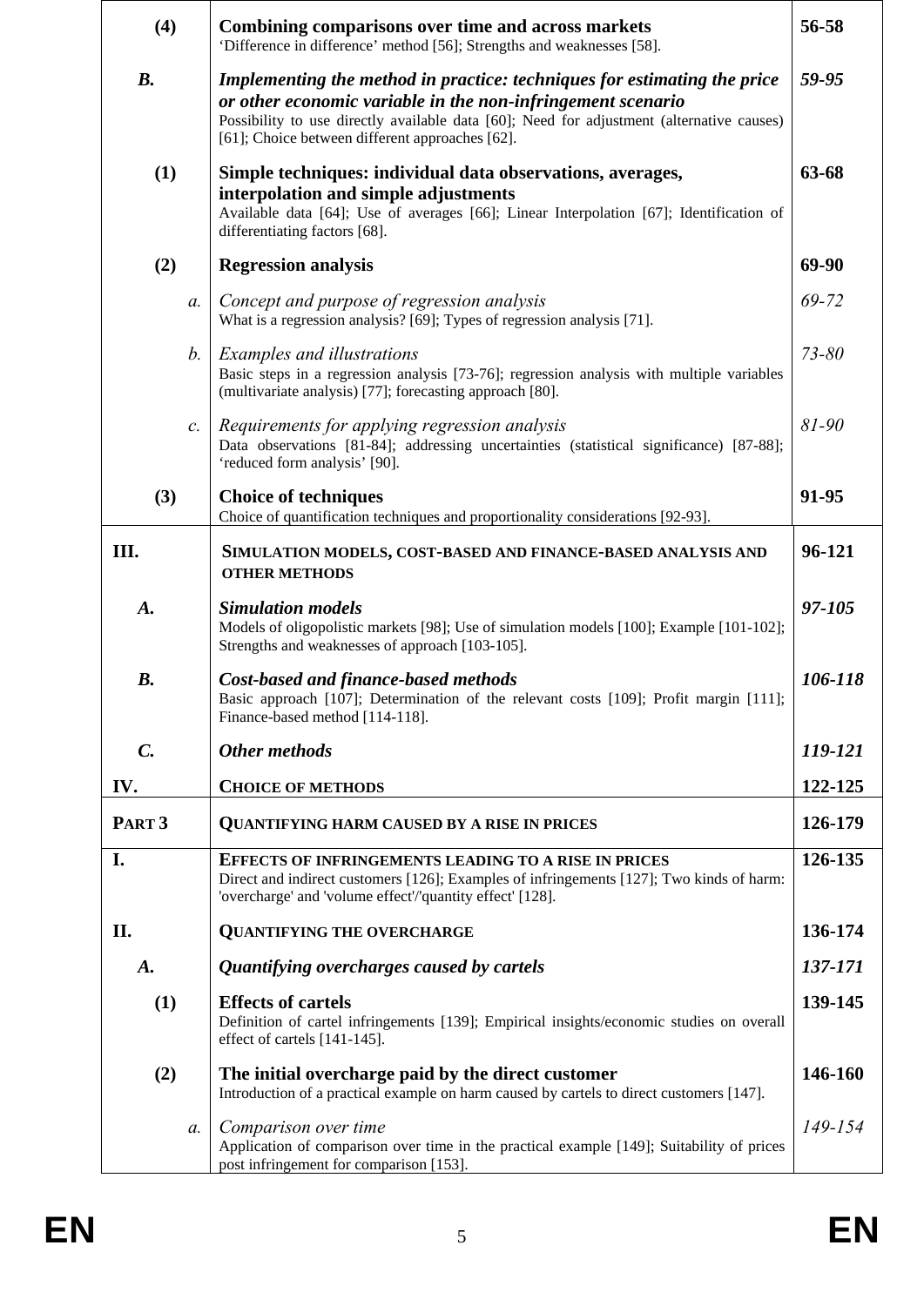| | | |
|---|---|---|
| **(4)** | **Combining comparisons over time and across markets**<br>'Difference in difference' method [56]; Strengths and weaknesses [58]. | **56-58** |
| ***B.*** | ***Implementing the method in practice: techniques for estimating the price or other economic variable in the non-infringement scenario***<br>Possibility to use directly available data [60]; Need for adjustment (alternative causes) [61]; Choice between different approaches [62]. | ***59-95*** |
| **(1)** | **Simple techniques: individual data observations, averages, interpolation and simple adjustments**<br>Available data [64]; Use of averages [66]; Linear Interpolation [67]; Identification of differentiating factors [68]. | **63-68** |
| **(2)** | **Regression analysis** | **69-90** |
| *a.* | *Concept and purpose of regression analysis*<br>What is a regression analysis? [69]; Types of regression analysis [71]. | *69-72* |
| *b.* | *Examples and illustrations*<br>Basic steps in a regression analysis [73-76]; regression analysis with multiple variables (multivariate analysis) [77]; forecasting approach [80]. | *73-80* |
| *c.* | *Requirements for applying regression analysis*<br>Data observations [81-84]; addressing uncertainties (statistical significance) [87-88]; 'reduced form analysis' [90]. | *81-90* |
| **(3)** | **Choice of techniques**<br>Choice of quantification techniques and proportionality considerations [92-93]. | **91-95** |
| **III.** | **SIMULATION MODELS, COST-BASED AND FINANCE-BASED ANALYSIS AND OTHER METHODS** | **96-121** |
| ***A.*** | ***Simulation models***<br>Models of oligopolistic markets [98]; Use of simulation models [100]; Example [101-102]; Strengths and weaknesses of approach [103-105]. | ***97-105*** |
| ***B.*** | ***Cost-based and finance-based methods***<br>Basic approach [107]; Determination of the relevant costs [109]; Profit margin [111]; Finance-based method [114-118]. | ***106-118*** |
| ***C.*** | ***Other methods*** | ***119-121*** |
| **IV.** | **CHOICE OF METHODS** | **122-125** |
| **PART 3** | **QUANTIFYING HARM CAUSED BY A RISE IN PRICES** | **126-179** |
| **I.** | **EFFECTS OF INFRINGEMENTS LEADING TO A RISE IN PRICES**<br>Direct and indirect customers [126]; Examples of infringements [127]; Two kinds of harm: 'overcharge' and 'volume effect'/'quantity effect' [128]. | **126-135** |
| **II.** | **QUANTIFYING THE OVERCHARGE** | **136-174** |
| ***A.*** | ***Quantifying overcharges caused by cartels*** | ***137-171*** |
| **(1)** | **Effects of cartels**<br>Definition of cartel infringements [139]; Empirical insights/economic studies on overall effect of cartels [141-145]. | **139-145** |
| **(2)** | **The initial overcharge paid by the direct customer**<br>Introduction of a practical example on harm caused by cartels to direct customers [147]. | **146-160** |
| *a.* | *Comparison over time*<br>Application of comparison over time in the practical example [149]; Suitability of prices post infringement for comparison [153]. | *149-154* |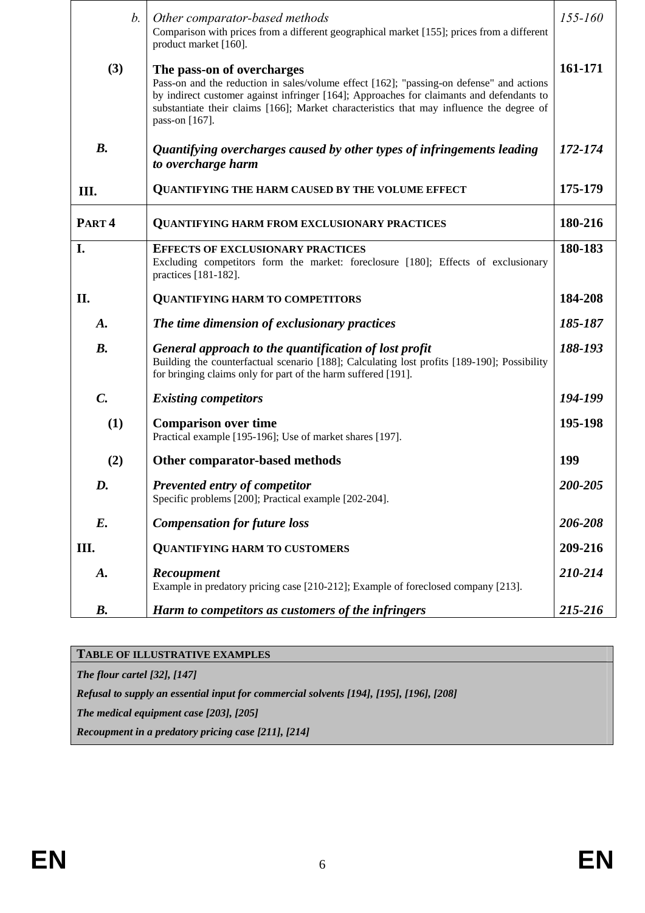| | | |
|---|---|---|
| *b.* | *Other comparator-based methods*<br>Comparison with prices from a different geographical market [155]; prices from a different product market [160]. | *155-160* |
| **(3)** | **The pass-on of overcharges**<br>Pass-on and the reduction in sales/volume effect [162]; "passing-on defense" and actions by indirect customer against infringer [164]; Approaches for claimants and defendants to substantiate their claims [166]; Market characteristics that may influence the degree of pass-on [167]. | **161-171** |
| ***B.*** | ***Quantifying overcharges caused by other types of infringements leading to overcharge harm*** | ***172-174*** |
| **III.** | **QUANTIFYING THE HARM CAUSED BY THE VOLUME EFFECT** | **175-179** |
| **PART 4** | **QUANTIFYING HARM FROM EXCLUSIONARY PRACTICES** | **180-216** |
| **I.** | **EFFECTS OF EXCLUSIONARY PRACTICES**<br>Excluding competitors form the market: foreclosure [180]; Effects of exclusionary practices [181-182]. | **180-183** |
| **II.** | **QUANTIFYING HARM TO COMPETITORS** | **184-208** |
| ***A.*** | ***The time dimension of exclusionary practices*** | ***185-187*** |
| ***B.*** | ***General approach to the quantification of lost profit***<br>Building the counterfactual scenario [188]; Calculating lost profits [189-190]; Possibility for bringing claims only for part of the harm suffered [191]. | ***188-193*** |
| ***C.*** | ***Existing competitors*** | ***194-199*** |
| **(1)** | **Comparison over time**<br>Practical example [195-196]; Use of market shares [197]. | **195-198** |
| **(2)** | **Other comparator-based methods** | **199** |
| ***D.*** | ***Prevented entry of competitor***<br>Specific problems [200]; Practical example [202-204]. | ***200-205*** |
| ***E.*** | ***Compensation for future loss*** | ***206-208*** |
| **III.** | **QUANTIFYING HARM TO CUSTOMERS** | **209-216** |
| ***A.*** | ***Recoupment***<br>Example in predatory pricing case [210-212]; Example of foreclosed company [213]. | ***210-214*** |
| ***B.*** | ***Harm to competitors as customers of the infringers*** | ***215-216*** |

| **TABLE OF ILLUSTRATIVE EXAMPLES** |
|---|
| ***The flour cartel [32], [147]*** |
| ***Refusal to supply an essential input for commercial solvents [194], [195], [196], [208]*** |
| ***The medical equipment case [203], [205]*** |
| ***Recoupment in a predatory pricing case [211], [214]*** |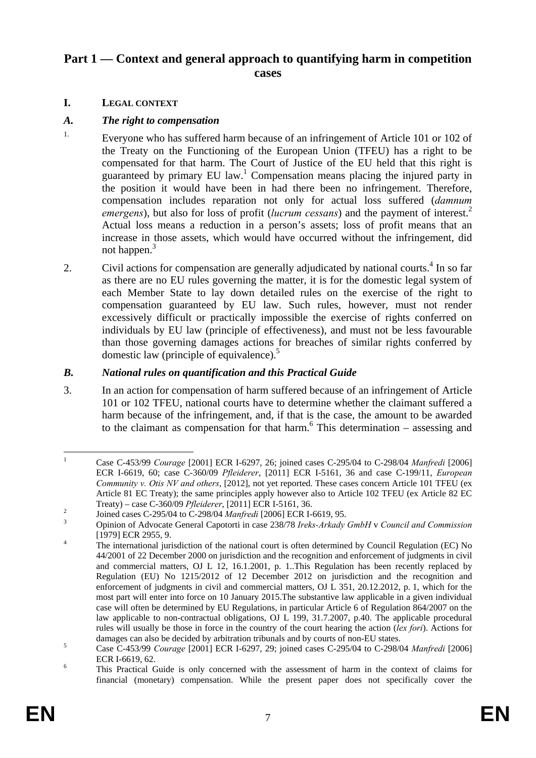# Part 1 — Context and general approach to quantifying harm in competition cases

## I. Legal context

### *A. The right to compensation*

1. Everyone who has suffered harm because of an infringement of Article 101 or 102 of the Treaty on the Functioning of the European Union (TFEU) has a right to be compensated for that harm. The Court of Justice of the EU held that this right is guaranteed by primary EU law.[1] Compensation means placing the injured party in the position it would have been in had there been no infringement. Therefore, compensation includes reparation not only for actual loss suffered (*damnum emergens*), but also for loss of profit (*lucrum cessans*) and the payment of interest.[2] Actual loss means a reduction in a person's assets; loss of profit means that an increase in those assets, which would have occurred without the infringement, did not happen.[3]

2. Civil actions for compensation are generally adjudicated by national courts.[4] In so far as there are no EU rules governing the matter, it is for the domestic legal system of each Member State to lay down detailed rules on the exercise of the right to compensation guaranteed by EU law. Such rules, however, must not render excessively difficult or practically impossible the exercise of rights conferred on individuals by EU law (principle of effectiveness), and must not be less favourable than those governing damages actions for breaches of similar rights conferred by domestic law (principle of equivalence).[5]

### *B. National rules on quantification and this Practical Guide*

3. In an action for compensation of harm suffered because of an infringement of Article 101 or 102 TFEU, national courts have to determine whether the claimant suffered a harm because of the infringement, and, if that is the case, the amount to be awarded to the claimant as compensation for that harm.[6] This determination – assessing and

---

[1] Case C-453/99 *Courage* [2001] ECR I-6297, 26; joined cases C-295/04 to C-298/04 *Manfredi* [2006] ECR I-6619, 60; case C-360/09 *Pfleiderer*, [2011] ECR I-5161, 36 and case C-199/11, *European Community v. Otis NV and others*, [2012], not yet reported. These cases concern Article 101 TFEU (ex Article 81 EC Treaty); the same principles apply however also to Article 102 TFEU (ex Article 82 EC Treaty) – case C-360/09 *Pfleiderer*, [2011] ECR I-5161, 36.

[2] Joined cases C-295/04 to C-298/04 *Manfredi* [2006] ECR I-6619, 95.

[3] Opinion of Advocate General Capotorti in case 238/78 *Ireks-Arkady GmbH* v *Council and Commission* [1979] ECR 2955, 9.

[4] The international jurisdiction of the national court is often determined by Council Regulation (EC) No 44/2001 of 22 December 2000 on jurisdiction and the recognition and enforcement of judgments in civil and commercial matters, OJ L 12, 16.1.2001, p. 1..This Regulation has been recently replaced by Regulation (EU) No 1215/2012 of 12 December 2012 on jurisdiction and the recognition and enforcement of judgments in civil and commercial matters, OJ L 351, 20.12.2012, p. 1, which for the most part will enter into force on 10 January 2015.The substantive law applicable in a given individual case will often be determined by EU Regulations, in particular Article 6 of Regulation 864/2007 on the law applicable to non-contractual obligations, OJ L 199, 31.7.2007, p.40. The applicable procedural rules will usually be those in force in the country of the court hearing the action (*lex fori*). Actions for damages can also be decided by arbitration tribunals and by courts of non-EU states.

[5] Case C-453/99 *Courage* [2001] ECR I-6297, 29; joined cases C-295/04 to C-298/04 *Manfredi* [2006] ECR I-6619, 62.

[6] This Practical Guide is only concerned with the assessment of harm in the context of claims for financial (monetary) compensation. While the present paper does not specifically cover the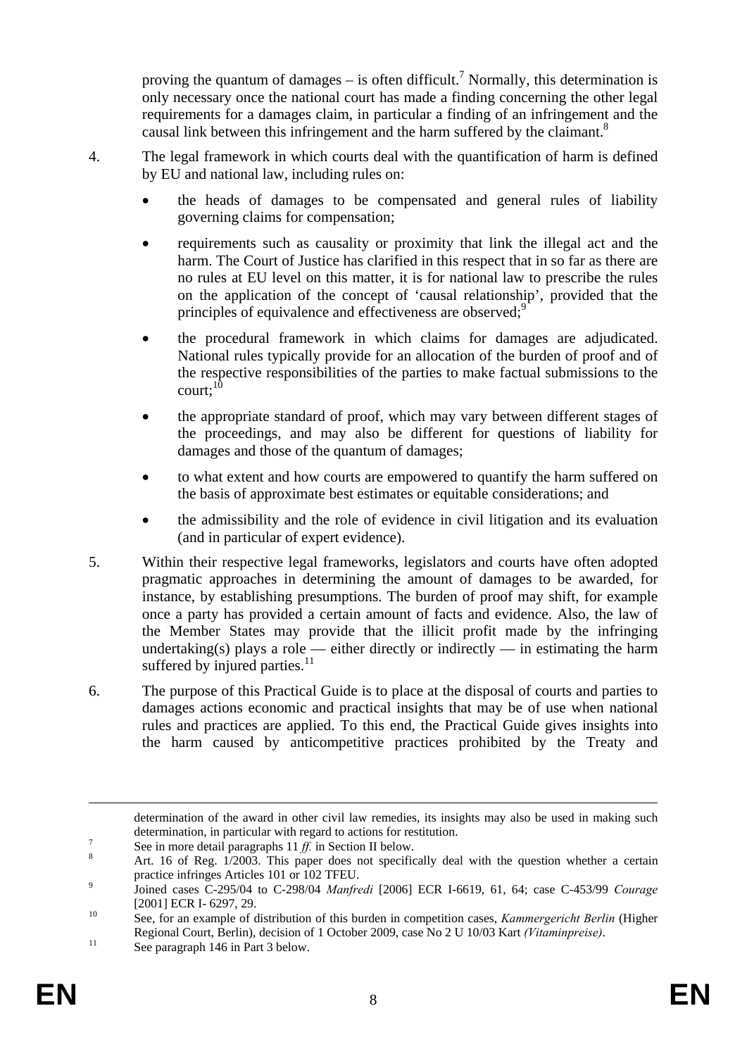proving the quantum of damages – is often difficult.[7] Normally, this determination is only necessary once the national court has made a finding concerning the other legal requirements for a damages claim, in particular a finding of an infringement and the causal link between this infringement and the harm suffered by the claimant.[8]

4. The legal framework in which courts deal with the quantification of harm is defined by EU and national law, including rules on:

   - the heads of damages to be compensated and general rules of liability governing claims for compensation;
   - requirements such as causality or proximity that link the illegal act and the harm. The Court of Justice has clarified in this respect that in so far as there are no rules at EU level on this matter, it is for national law to prescribe the rules on the application of the concept of 'causal relationship', provided that the principles of equivalence and effectiveness are observed;[9]
   - the procedural framework in which claims for damages are adjudicated. National rules typically provide for an allocation of the burden of proof and of the respective responsibilities of the parties to make factual submissions to the court;[10]
   - the appropriate standard of proof, which may vary between different stages of the proceedings, and may also be different for questions of liability for damages and those of the quantum of damages;
   - to what extent and how courts are empowered to quantify the harm suffered on the basis of approximate best estimates or equitable considerations; and
   - the admissibility and the role of evidence in civil litigation and its evaluation (and in particular of expert evidence).

5. Within their respective legal frameworks, legislators and courts have often adopted pragmatic approaches in determining the amount of damages to be awarded, for instance, by establishing presumptions. The burden of proof may shift, for example once a party has provided a certain amount of facts and evidence. Also, the law of the Member States may provide that the illicit profit made by the infringing undertaking(s) plays a role — either directly or indirectly — in estimating the harm suffered by injured parties.[11]

6. The purpose of this Practical Guide is to place at the disposal of courts and parties to damages actions economic and practical insights that may be of use when national rules and practices are applied. To this end, the Practical Guide gives insights into the harm caused by anticompetitive practices prohibited by the Treaty and

---

determination of the award in other civil law remedies, its insights may also be used in making such determination, in particular with regard to actions for restitution.

[7] See in more detail paragraphs 11 *ff.* in Section II below.

[8] Art. 16 of Reg. 1/2003. This paper does not specifically deal with the question whether a certain practice infringes Articles 101 or 102 TFEU.

[9] Joined cases C-295/04 to C-298/04 *Manfredi* [2006] ECR I-6619, 61, 64; case C-453/99 *Courage* [2001] ECR I- 6297, 29.

[10] See, for an example of distribution of this burden in competition cases, *Kammergericht Berlin* (Higher Regional Court, Berlin), decision of 1 October 2009, case No 2 U 10/03 Kart *(Vitaminpreise)*.

[11] See paragraph 146 in Part 3 below.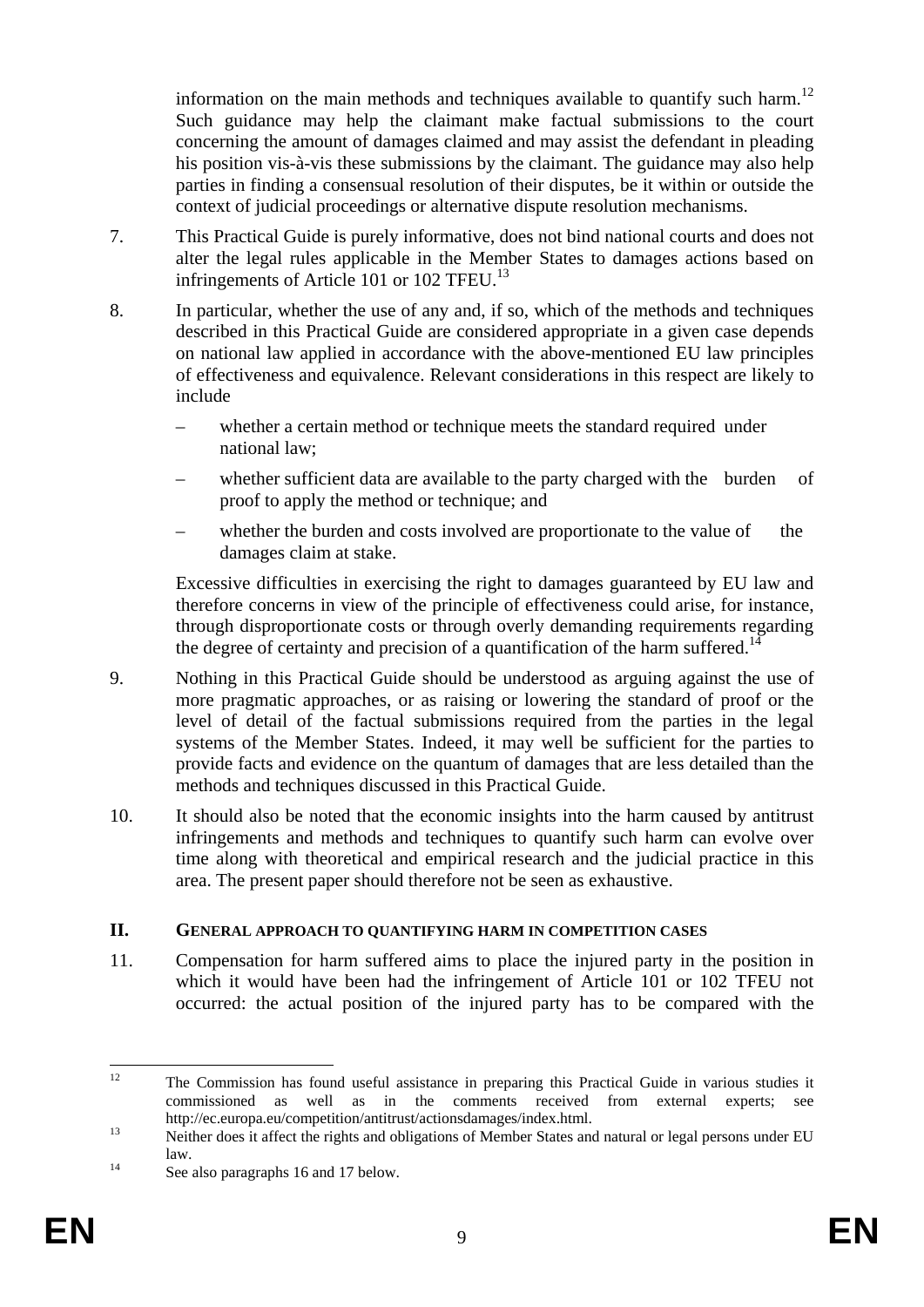information on the main methods and techniques available to quantify such harm.[12] Such guidance may help the claimant make factual submissions to the court concerning the amount of damages claimed and may assist the defendant in pleading his position vis-à-vis these submissions by the claimant. The guidance may also help parties in finding a consensual resolution of their disputes, be it within or outside the context of judicial proceedings or alternative dispute resolution mechanisms.

7. This Practical Guide is purely informative, does not bind national courts and does not alter the legal rules applicable in the Member States to damages actions based on infringements of Article 101 or 102 TFEU.[13]

8. In particular, whether the use of any and, if so, which of the methods and techniques described in this Practical Guide are considered appropriate in a given case depends on national law applied in accordance with the above-mentioned EU law principles of effectiveness and equivalence. Relevant considerations in this respect are likely to include

   – whether a certain method or technique meets the standard required under national law;

   – whether sufficient data are available to the party charged with the burden of proof to apply the method or technique; and

   – whether the burden and costs involved are proportionate to the value of the damages claim at stake.

   Excessive difficulties in exercising the right to damages guaranteed by EU law and therefore concerns in view of the principle of effectiveness could arise, for instance, through disproportionate costs or through overly demanding requirements regarding the degree of certainty and precision of a quantification of the harm suffered.[14]

9. Nothing in this Practical Guide should be understood as arguing against the use of more pragmatic approaches, or as raising or lowering the standard of proof or the level of detail of the factual submissions required from the parties in the legal systems of the Member States. Indeed, it may well be sufficient for the parties to provide facts and evidence on the quantum of damages that are less detailed than the methods and techniques discussed in this Practical Guide.

10. It should also be noted that the economic insights into the harm caused by antitrust infringements and methods and techniques to quantify such harm can evolve over time along with theoretical and empirical research and the judicial practice in this area. The present paper should therefore not be seen as exhaustive.

## II. General approach to quantifying harm in competition cases

11. Compensation for harm suffered aims to place the injured party in the position in which it would have been had the infringement of Article 101 or 102 TFEU not occurred: the actual position of the injured party has to be compared with the

---

[12] The Commission has found useful assistance in preparing this Practical Guide in various studies it commissioned as well as in the comments received from external experts; see http://ec.europa.eu/competition/antitrust/actionsdamages/index.html.

[13] Neither does it affect the rights and obligations of Member States and natural or legal persons under EU law.

[14] See also paragraphs 16 and 17 below.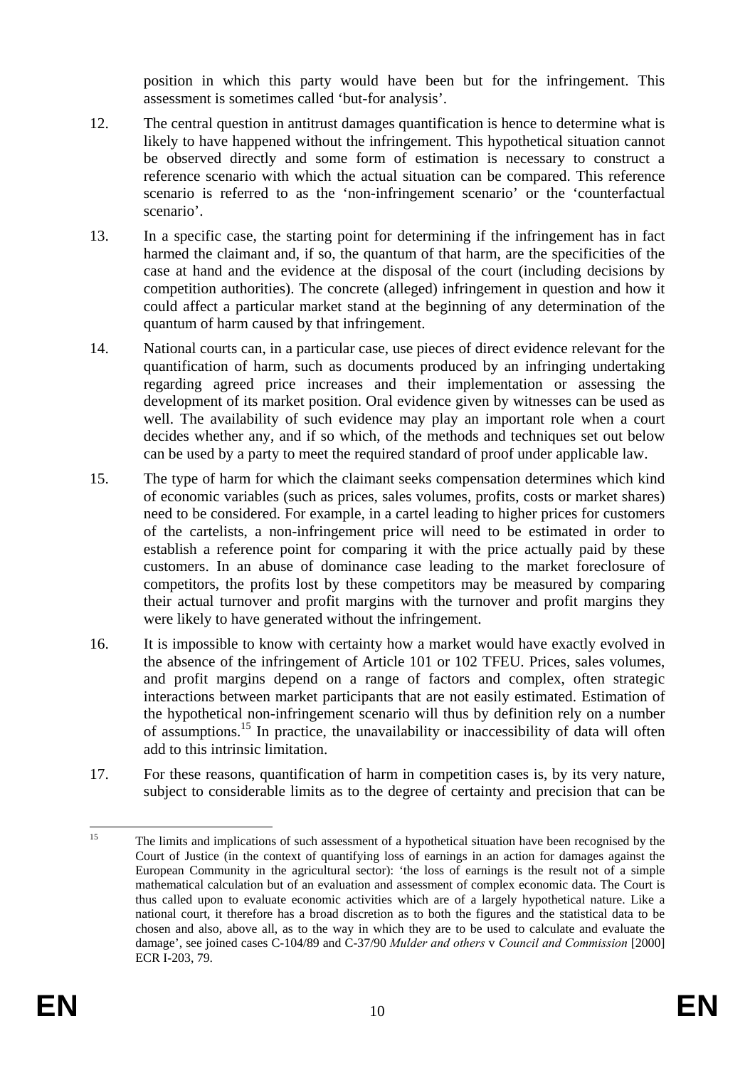position in which this party would have been but for the infringement. This assessment is sometimes called 'but-for analysis'.

12. The central question in antitrust damages quantification is hence to determine what is likely to have happened without the infringement. This hypothetical situation cannot be observed directly and some form of estimation is necessary to construct a reference scenario with which the actual situation can be compared. This reference scenario is referred to as the 'non-infringement scenario' or the 'counterfactual scenario'.

13. In a specific case, the starting point for determining if the infringement has in fact harmed the claimant and, if so, the quantum of that harm, are the specificities of the case at hand and the evidence at the disposal of the court (including decisions by competition authorities). The concrete (alleged) infringement in question and how it could affect a particular market stand at the beginning of any determination of the quantum of harm caused by that infringement.

14. National courts can, in a particular case, use pieces of direct evidence relevant for the quantification of harm, such as documents produced by an infringing undertaking regarding agreed price increases and their implementation or assessing the development of its market position. Oral evidence given by witnesses can be used as well. The availability of such evidence may play an important role when a court decides whether any, and if so which, of the methods and techniques set out below can be used by a party to meet the required standard of proof under applicable law.

15. The type of harm for which the claimant seeks compensation determines which kind of economic variables (such as prices, sales volumes, profits, costs or market shares) need to be considered. For example, in a cartel leading to higher prices for customers of the cartelists, a non-infringement price will need to be estimated in order to establish a reference point for comparing it with the price actually paid by these customers. In an abuse of dominance case leading to the market foreclosure of competitors, the profits lost by these competitors may be measured by comparing their actual turnover and profit margins with the turnover and profit margins they were likely to have generated without the infringement.

16. It is impossible to know with certainty how a market would have exactly evolved in the absence of the infringement of Article 101 or 102 TFEU. Prices, sales volumes, and profit margins depend on a range of factors and complex, often strategic interactions between market participants that are not easily estimated. Estimation of the hypothetical non-infringement scenario will thus by definition rely on a number of assumptions.[15] In practice, the unavailability or inaccessibility of data will often add to this intrinsic limitation.

17. For these reasons, quantification of harm in competition cases is, by its very nature, subject to considerable limits as to the degree of certainty and precision that can be

---

[15] The limits and implications of such assessment of a hypothetical situation have been recognised by the Court of Justice (in the context of quantifying loss of earnings in an action for damages against the European Community in the agricultural sector): 'the loss of earnings is the result not of a simple mathematical calculation but of an evaluation and assessment of complex economic data. The Court is thus called upon to evaluate economic activities which are of a largely hypothetical nature. Like a national court, it therefore has a broad discretion as to both the figures and the statistical data to be chosen and also, above all, as to the way in which they are to be used to calculate and evaluate the damage', see joined cases C-104/89 and C-37/90 *Mulder and others* v *Council and Commission* [2000] ECR I-203, 79.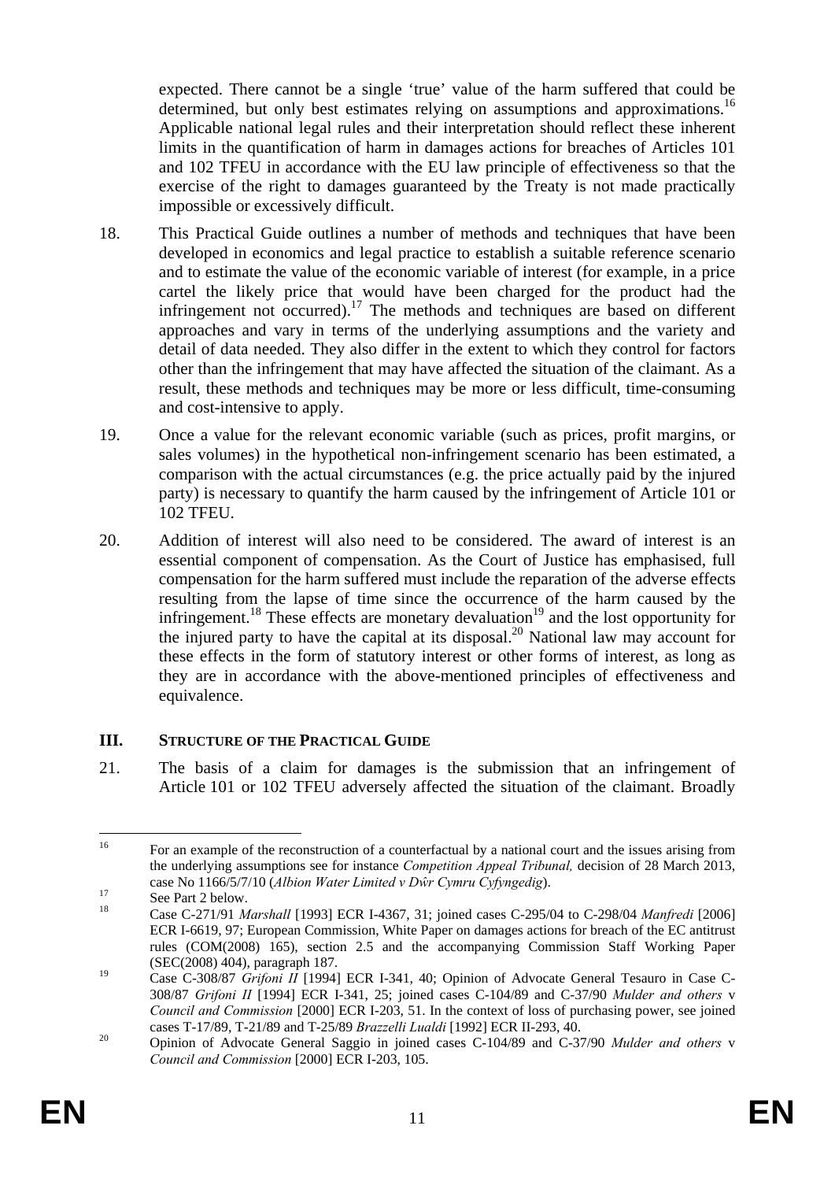expected. There cannot be a single 'true' value of the harm suffered that could be determined, but only best estimates relying on assumptions and approximations.[16] Applicable national legal rules and their interpretation should reflect these inherent limits in the quantification of harm in damages actions for breaches of Articles 101 and 102 TFEU in accordance with the EU law principle of effectiveness so that the exercise of the right to damages guaranteed by the Treaty is not made practically impossible or excessively difficult.

18. This Practical Guide outlines a number of methods and techniques that have been developed in economics and legal practice to establish a suitable reference scenario and to estimate the value of the economic variable of interest (for example, in a price cartel the likely price that would have been charged for the product had the infringement not occurred).[17] The methods and techniques are based on different approaches and vary in terms of the underlying assumptions and the variety and detail of data needed. They also differ in the extent to which they control for factors other than the infringement that may have affected the situation of the claimant. As a result, these methods and techniques may be more or less difficult, time-consuming and cost-intensive to apply.

19. Once a value for the relevant economic variable (such as prices, profit margins, or sales volumes) in the hypothetical non-infringement scenario has been estimated, a comparison with the actual circumstances (e.g. the price actually paid by the injured party) is necessary to quantify the harm caused by the infringement of Article 101 or 102 TFEU.

20. Addition of interest will also need to be considered. The award of interest is an essential component of compensation. As the Court of Justice has emphasised, full compensation for the harm suffered must include the reparation of the adverse effects resulting from the lapse of time since the occurrence of the harm caused by the infringement.[18] These effects are monetary devaluation[19] and the lost opportunity for the injured party to have the capital at its disposal.[20] National law may account for these effects in the form of statutory interest or other forms of interest, as long as they are in accordance with the above-mentioned principles of effectiveness and equivalence.

## III. STRUCTURE OF THE PRACTICAL GUIDE

21. The basis of a claim for damages is the submission that an infringement of Article 101 or 102 TFEU adversely affected the situation of the claimant. Broadly

---

[16] For an example of the reconstruction of a counterfactual by a national court and the issues arising from the underlying assumptions see for instance *Competition Appeal Tribunal,* decision of 28 March 2013, case No 1166/5/7/10 (*Albion Water Limited v Dŵr Cymru Cyfyngedig*).

[17] See Part 2 below.

[18] Case C-271/91 *Marshall* [1993] ECR I-4367, 31; joined cases C-295/04 to C-298/04 *Manfredi* [2006] ECR I-6619, 97; European Commission, White Paper on damages actions for breach of the EC antitrust rules (COM(2008) 165), section 2.5 and the accompanying Commission Staff Working Paper (SEC(2008) 404), paragraph 187.

[19] Case C-308/87 *Grifoni II* [1994] ECR I-341, 40; Opinion of Advocate General Tesauro in Case C-308/87 *Grifoni II* [1994] ECR I-341, 25; joined cases C-104/89 and C-37/90 *Mulder and others* v *Council and Commission* [2000] ECR I-203, 51. In the context of loss of purchasing power, see joined cases T-17/89, T-21/89 and T-25/89 *Brazzelli Lualdi* [1992] ECR II-293, 40.

[20] Opinion of Advocate General Saggio in joined cases C-104/89 and C-37/90 *Mulder and others* v *Council and Commission* [2000] ECR I-203, 105.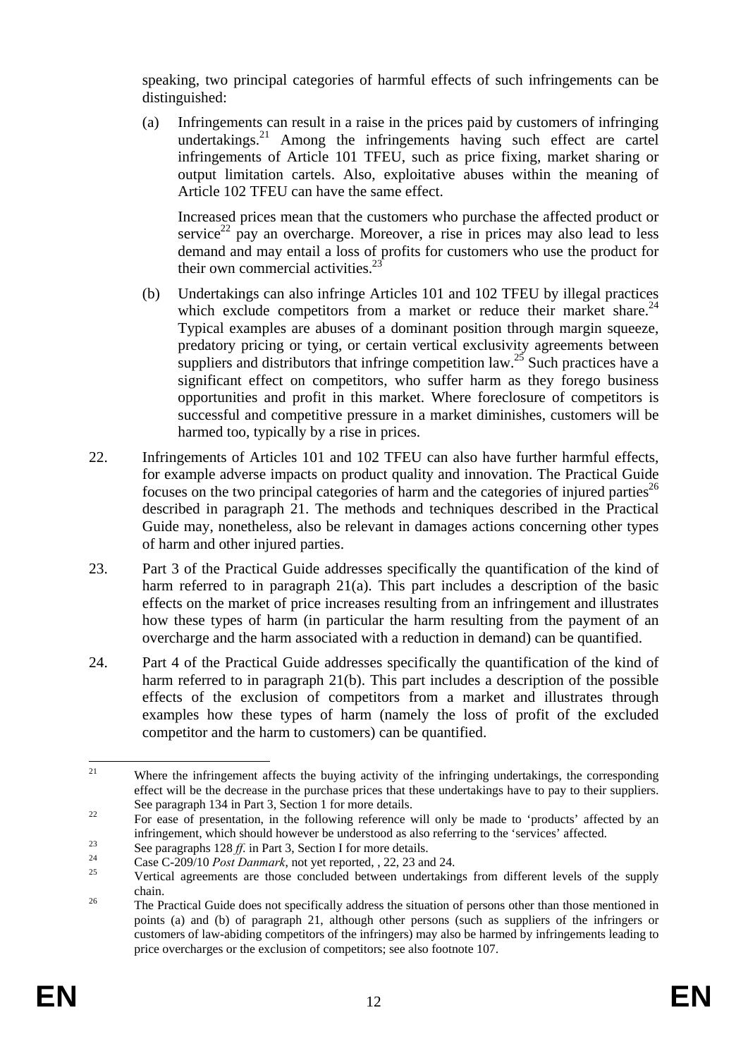speaking, two principal categories of harmful effects of such infringements can be distinguished:

(a) Infringements can result in a raise in the prices paid by customers of infringing undertakings.[21] Among the infringements having such effect are cartel infringements of Article 101 TFEU, such as price fixing, market sharing or output limitation cartels. Also, exploitative abuses within the meaning of Article 102 TFEU can have the same effect.

Increased prices mean that the customers who purchase the affected product or service[22] pay an overcharge. Moreover, a rise in prices may also lead to less demand and may entail a loss of profits for customers who use the product for their own commercial activities.[23]

(b) Undertakings can also infringe Articles 101 and 102 TFEU by illegal practices which exclude competitors from a market or reduce their market share.[24] Typical examples are abuses of a dominant position through margin squeeze, predatory pricing or tying, or certain vertical exclusivity agreements between suppliers and distributors that infringe competition law.[25] Such practices have a significant effect on competitors, who suffer harm as they forego business opportunities and profit in this market. Where foreclosure of competitors is successful and competitive pressure in a market diminishes, customers will be harmed too, typically by a rise in prices.

22. Infringements of Articles 101 and 102 TFEU can also have further harmful effects, for example adverse impacts on product quality and innovation. The Practical Guide focuses on the two principal categories of harm and the categories of injured parties[26] described in paragraph 21. The methods and techniques described in the Practical Guide may, nonetheless, also be relevant in damages actions concerning other types of harm and other injured parties.

23. Part 3 of the Practical Guide addresses specifically the quantification of the kind of harm referred to in paragraph 21(a). This part includes a description of the basic effects on the market of price increases resulting from an infringement and illustrates how these types of harm (in particular the harm resulting from the payment of an overcharge and the harm associated with a reduction in demand) can be quantified.

24. Part 4 of the Practical Guide addresses specifically the quantification of the kind of harm referred to in paragraph 21(b). This part includes a description of the possible effects of the exclusion of competitors from a market and illustrates through examples how these types of harm (namely the loss of profit of the excluded competitor and the harm to customers) can be quantified.

---

[21] Where the infringement affects the buying activity of the infringing undertakings, the corresponding effect will be the decrease in the purchase prices that these undertakings have to pay to their suppliers. See paragraph 134 in Part 3, Section 1 for more details.

[22] For ease of presentation, in the following reference will only be made to 'products' affected by an infringement, which should however be understood as also referring to the 'services' affected.

[23] See paragraphs 128 *ff.* in Part 3, Section I for more details.

[24] Case C-209/10 *Post Danmark*, not yet reported, , 22, 23 and 24.

[25] Vertical agreements are those concluded between undertakings from different levels of the supply chain.

[26] The Practical Guide does not specifically address the situation of persons other than those mentioned in points (a) and (b) of paragraph 21, although other persons (such as suppliers of the infringers or customers of law-abiding competitors of the infringers) may also be harmed by infringements leading to price overcharges or the exclusion of competitors; see also footnote 107.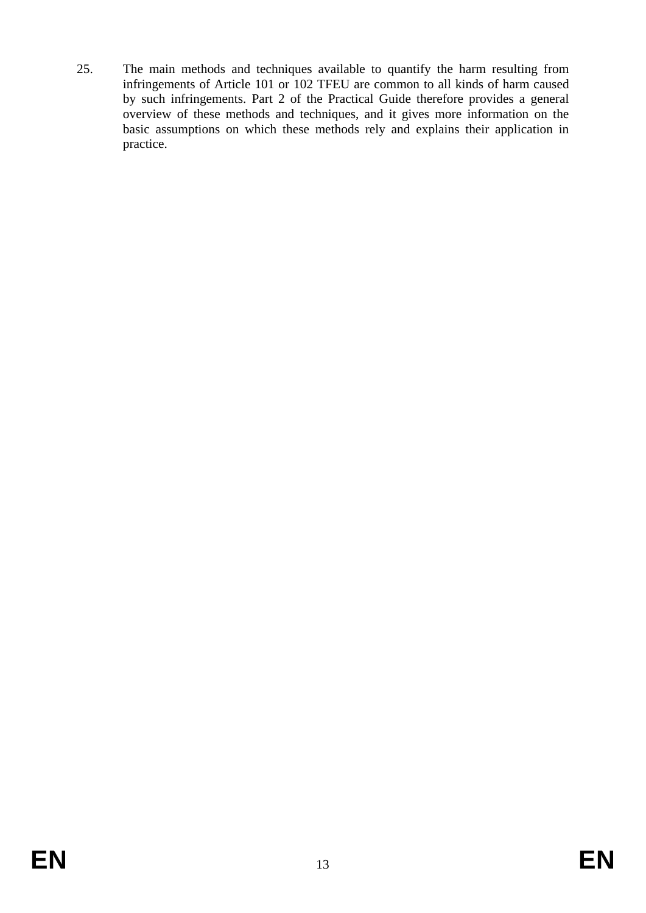25. The main methods and techniques available to quantify the harm resulting from infringements of Article 101 or 102 TFEU are common to all kinds of harm caused by such infringements. Part 2 of the Practical Guide therefore provides a general overview of these methods and techniques, and it gives more information on the basic assumptions on which these methods rely and explains their application in practice.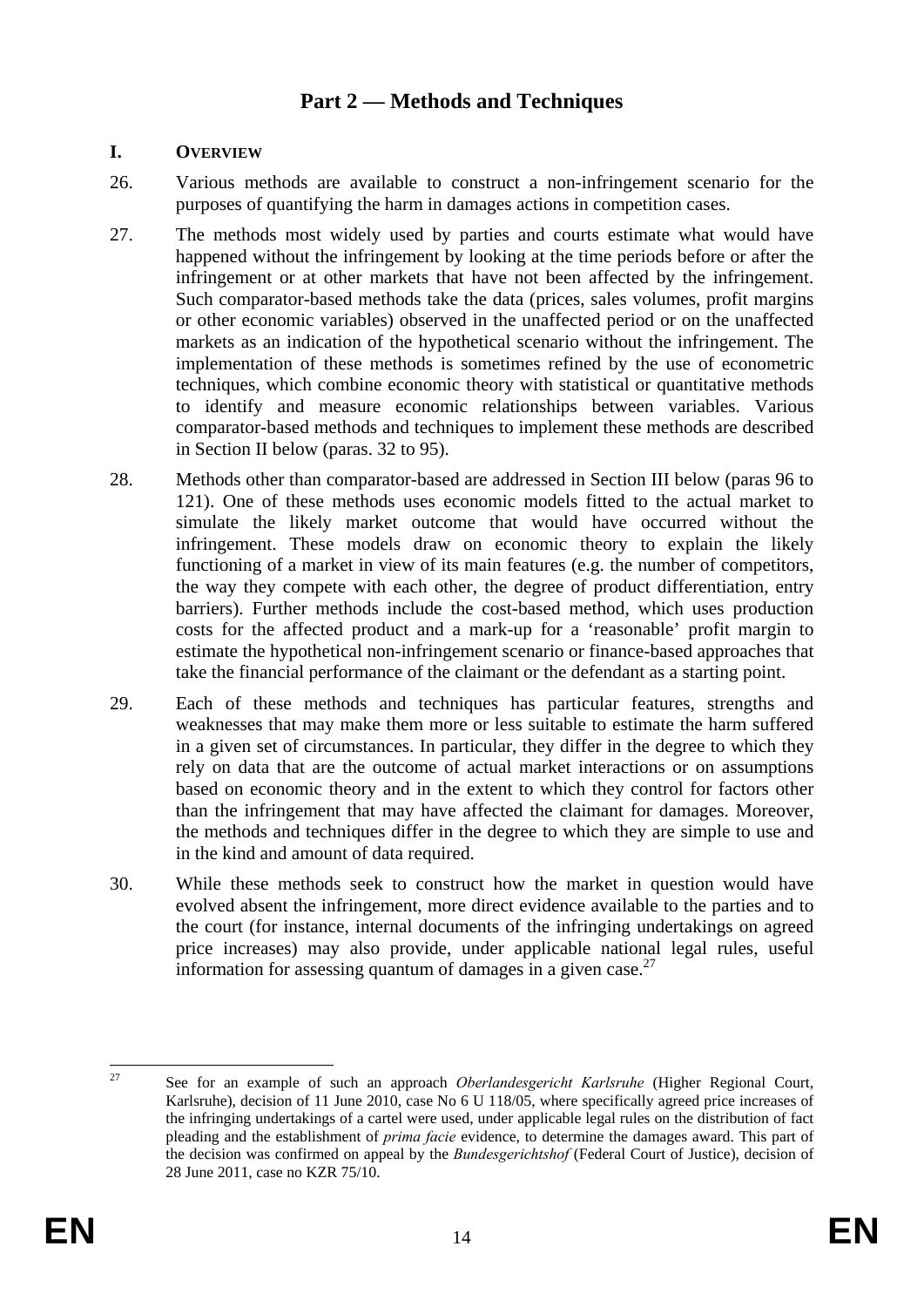# Part 2 — Methods and Techniques

## I. Overview

26. Various methods are available to construct a non-infringement scenario for the purposes of quantifying the harm in damages actions in competition cases.

27. The methods most widely used by parties and courts estimate what would have happened without the infringement by looking at the time periods before or after the infringement or at other markets that have not been affected by the infringement. Such comparator-based methods take the data (prices, sales volumes, profit margins or other economic variables) observed in the unaffected period or on the unaffected markets as an indication of the hypothetical scenario without the infringement. The implementation of these methods is sometimes refined by the use of econometric techniques, which combine economic theory with statistical or quantitative methods to identify and measure economic relationships between variables. Various comparator-based methods and techniques to implement these methods are described in Section II below (paras. 32 to 95).

28. Methods other than comparator-based are addressed in Section III below (paras 96 to 121). One of these methods uses economic models fitted to the actual market to simulate the likely market outcome that would have occurred without the infringement. These models draw on economic theory to explain the likely functioning of a market in view of its main features (e.g. the number of competitors, the way they compete with each other, the degree of product differentiation, entry barriers). Further methods include the cost-based method, which uses production costs for the affected product and a mark-up for a 'reasonable' profit margin to estimate the hypothetical non-infringement scenario or finance-based approaches that take the financial performance of the claimant or the defendant as a starting point.

29. Each of these methods and techniques has particular features, strengths and weaknesses that may make them more or less suitable to estimate the harm suffered in a given set of circumstances. In particular, they differ in the degree to which they rely on data that are the outcome of actual market interactions or on assumptions based on economic theory and in the extent to which they control for factors other than the infringement that may have affected the claimant for damages. Moreover, the methods and techniques differ in the degree to which they are simple to use and in the kind and amount of data required.

30. While these methods seek to construct how the market in question would have evolved absent the infringement, more direct evidence available to the parties and to the court (for instance, internal documents of the infringing undertakings on agreed price increases) may also provide, under applicable national legal rules, useful information for assessing quantum of damages in a given case.[27]

[27] See for an example of such an approach *Oberlandesgericht Karlsruhe* (Higher Regional Court, Karlsruhe), decision of 11 June 2010, case No 6 U 118/05, where specifically agreed price increases of the infringing undertakings of a cartel were used, under applicable legal rules on the distribution of fact pleading and the establishment of *prima facie* evidence, to determine the damages award. This part of the decision was confirmed on appeal by the *Bundesgerichtshof* (Federal Court of Justice), decision of 28 June 2011, case no KZR 75/10.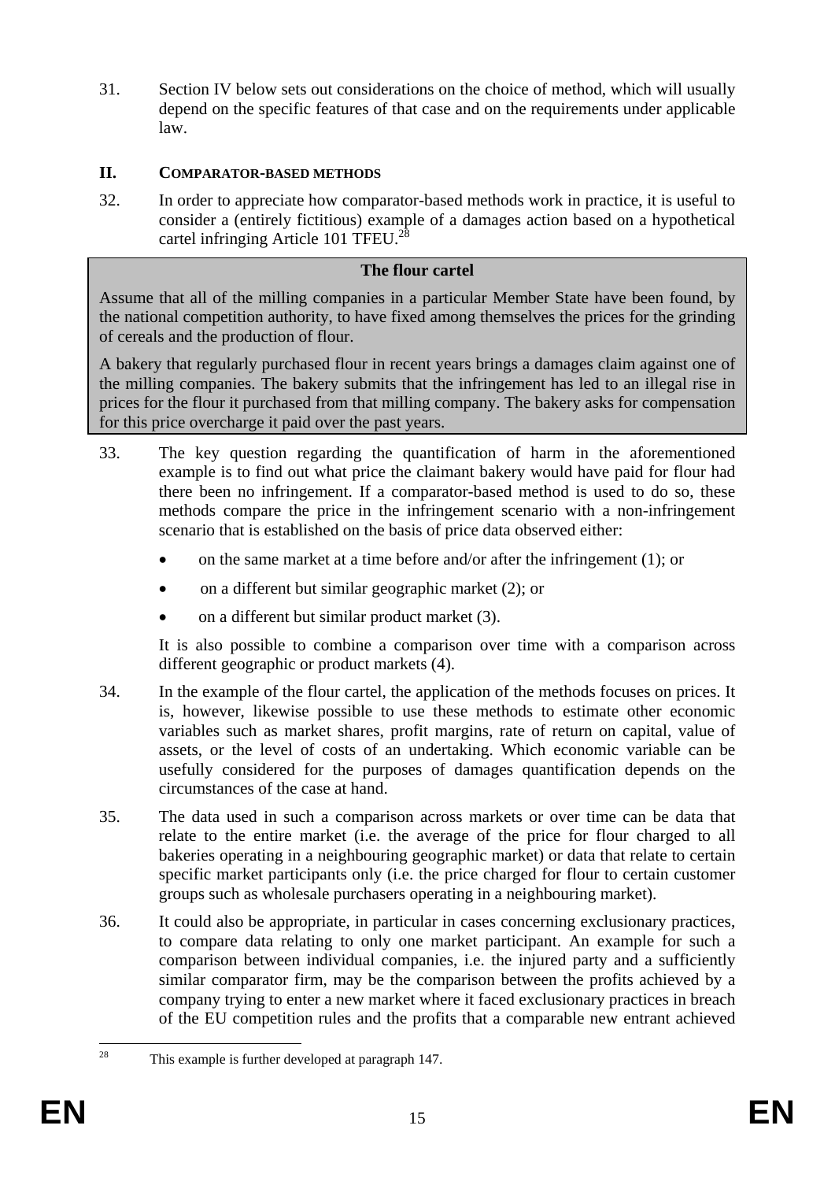31. Section IV below sets out considerations on the choice of method, which will usually depend on the specific features of that case and on the requirements under applicable law.

## II. COMPARATOR-BASED METHODS

32. In order to appreciate how comparator-based methods work in practice, it is useful to consider a (entirely fictitious) example of a damages action based on a hypothetical cartel infringing Article 101 TFEU.[28]

> **The flour cartel**
>
> Assume that all of the milling companies in a particular Member State have been found, by the national competition authority, to have fixed among themselves the prices for the grinding of cereals and the production of flour.
>
> A bakery that regularly purchased flour in recent years brings a damages claim against one of the milling companies. The bakery submits that the infringement has led to an illegal rise in prices for the flour it purchased from that milling company. The bakery asks for compensation for this price overcharge it paid over the past years.

33. The key question regarding the quantification of harm in the aforementioned example is to find out what price the claimant bakery would have paid for flour had there been no infringement. If a comparator-based method is used to do so, these methods compare the price in the infringement scenario with a non-infringement scenario that is established on the basis of price data observed either:

    - on the same market at a time before and/or after the infringement (1); or
    - on a different but similar geographic market (2); or
    - on a different but similar product market (3).

    It is also possible to combine a comparison over time with a comparison across different geographic or product markets (4).

34. In the example of the flour cartel, the application of the methods focuses on prices. It is, however, likewise possible to use these methods to estimate other economic variables such as market shares, profit margins, rate of return on capital, value of assets, or the level of costs of an undertaking. Which economic variable can be usefully considered for the purposes of damages quantification depends on the circumstances of the case at hand.

35. The data used in such a comparison across markets or over time can be data that relate to the entire market (i.e. the average of the price for flour charged to all bakeries operating in a neighbouring geographic market) or data that relate to certain specific market participants only (i.e. the price charged for flour to certain customer groups such as wholesale purchasers operating in a neighbouring market).

36. It could also be appropriate, in particular in cases concerning exclusionary practices, to compare data relating to only one market participant. An example for such a comparison between individual companies, i.e. the injured party and a sufficiently similar comparator firm, may be the comparison between the profits achieved by a company trying to enter a new market where it faced exclusionary practices in breach of the EU competition rules and the profits that a comparable new entrant achieved

[28] This example is further developed at paragraph 147.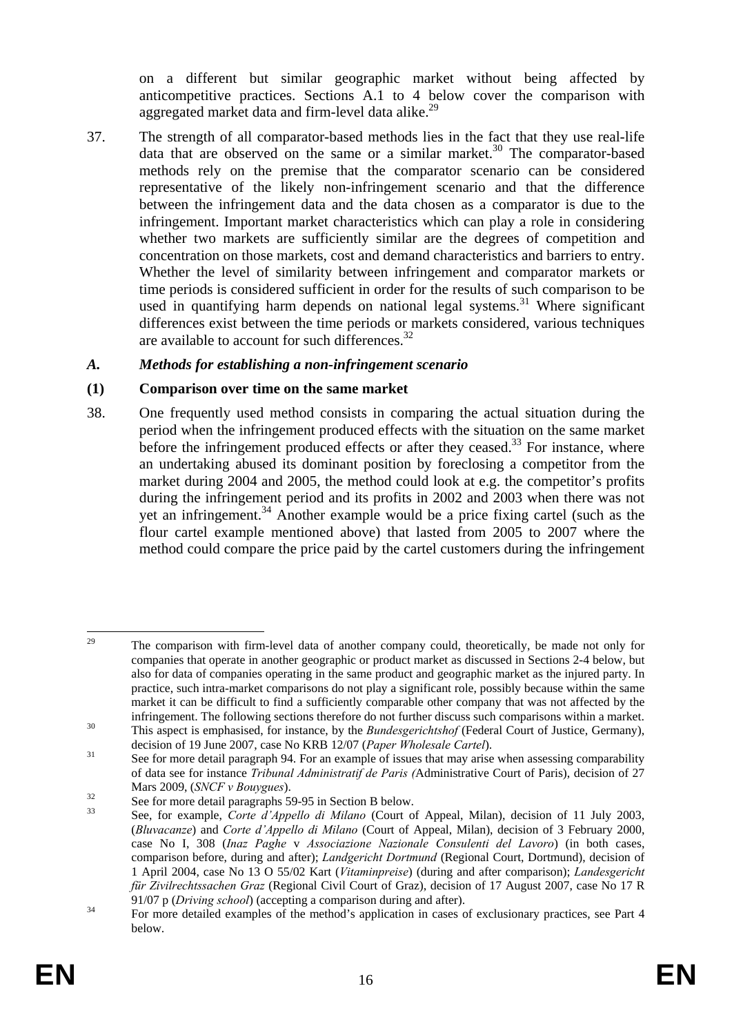on a different but similar geographic market without being affected by anticompetitive practices. Sections A.1 to 4 below cover the comparison with aggregated market data and firm-level data alike.[29]

37. The strength of all comparator-based methods lies in the fact that they use real-life data that are observed on the same or a similar market.[30] The comparator-based methods rely on the premise that the comparator scenario can be considered representative of the likely non-infringement scenario and that the difference between the infringement data and the data chosen as a comparator is due to the infringement. Important market characteristics which can play a role in considering whether two markets are sufficiently similar are the degrees of competition and concentration on those markets, cost and demand characteristics and barriers to entry. Whether the level of similarity between infringement and comparator markets or time periods is considered sufficient in order for the results of such comparison to be used in quantifying harm depends on national legal systems.[31] Where significant differences exist between the time periods or markets considered, various techniques are available to account for such differences.[32]

### *A. Methods for establishing a non-infringement scenario*

#### (1) Comparison over time on the same market

38. One frequently used method consists in comparing the actual situation during the period when the infringement produced effects with the situation on the same market before the infringement produced effects or after they ceased.[33] For instance, where an undertaking abused its dominant position by foreclosing a competitor from the market during 2004 and 2005, the method could look at e.g. the competitor's profits during the infringement period and its profits in 2002 and 2003 when there was not yet an infringement.[34] Another example would be a price fixing cartel (such as the flour cartel example mentioned above) that lasted from 2005 to 2007 where the method could compare the price paid by the cartel customers during the infringement

---

[29] The comparison with firm-level data of another company could, theoretically, be made not only for companies that operate in another geographic or product market as discussed in Sections 2-4 below, but also for data of companies operating in the same product and geographic market as the injured party. In practice, such intra-market comparisons do not play a significant role, possibly because within the same market it can be difficult to find a sufficiently comparable other company that was not affected by the infringement. The following sections therefore do not further discuss such comparisons within a market.

[30] This aspect is emphasised, for instance, by the *Bundesgerichtshof* (Federal Court of Justice, Germany), decision of 19 June 2007, case No KRB 12/07 (*Paper Wholesale Cartel*).

[31] See for more detail paragraph 94. For an example of issues that may arise when assessing comparability of data see for instance *Tribunal Administratif de Paris (*Administrative Court of Paris), decision of 27 Mars 2009, (*SNCF v Bouygues*).

[32] See for more detail paragraphs 59-95 in Section B below.

[33] See, for example, *Corte d'Appello di Milano* (Court of Appeal, Milan), decision of 11 July 2003, (*Bluvacanze*) and *Corte d'Appello di Milano* (Court of Appeal, Milan), decision of 3 February 2000, case No I, 308 (*Inaz Paghe* v *Associazione Nazionale Consulenti del Lavoro*) (in both cases, comparison before, during and after); *Landgericht Dortmund* (Regional Court, Dortmund), decision of 1 April 2004, case No 13 O 55/02 Kart (*Vitaminpreise*) (during and after comparison); *Landesgericht für Zivilrechtssachen Graz* (Regional Civil Court of Graz), decision of 17 August 2007, case No 17 R 91/07 p (*Driving school*) (accepting a comparison during and after).

[34] For more detailed examples of the method's application in cases of exclusionary practices, see Part 4 below.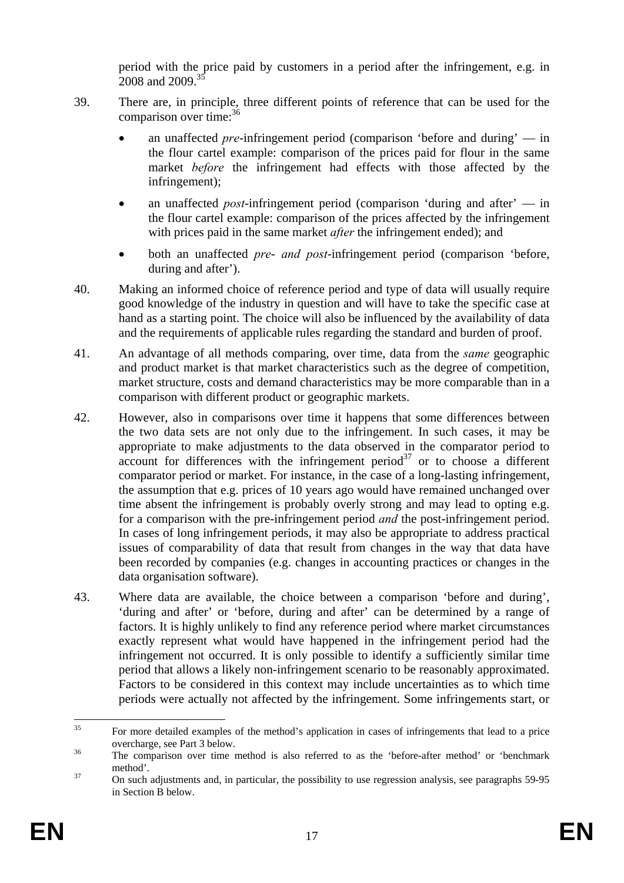period with the price paid by customers in a period after the infringement, e.g. in 2008 and 2009.[35]

39. There are, in principle, three different points of reference that can be used for the comparison over time:[36]

- an unaffected *pre*-infringement period (comparison 'before and during' — in the flour cartel example: comparison of the prices paid for flour in the same market *before* the infringement had effects with those affected by the infringement);
- an unaffected *post*-infringement period (comparison 'during and after' — in the flour cartel example: comparison of the prices affected by the infringement with prices paid in the same market *after* the infringement ended); and
- both an unaffected *pre- and post*-infringement period (comparison 'before, during and after').

40. Making an informed choice of reference period and type of data will usually require good knowledge of the industry in question and will have to take the specific case at hand as a starting point. The choice will also be influenced by the availability of data and the requirements of applicable rules regarding the standard and burden of proof.

41. An advantage of all methods comparing, over time, data from the *same* geographic and product market is that market characteristics such as the degree of competition, market structure, costs and demand characteristics may be more comparable than in a comparison with different product or geographic markets.

42. However, also in comparisons over time it happens that some differences between the two data sets are not only due to the infringement. In such cases, it may be appropriate to make adjustments to the data observed in the comparator period to account for differences with the infringement period[37] or to choose a different comparator period or market. For instance, in the case of a long-lasting infringement, the assumption that e.g. prices of 10 years ago would have remained unchanged over time absent the infringement is probably overly strong and may lead to opting e.g. for a comparison with the pre-infringement period *and* the post-infringement period. In cases of long infringement periods, it may also be appropriate to address practical issues of comparability of data that result from changes in the way that data have been recorded by companies (e.g. changes in accounting practices or changes in the data organisation software).

43. Where data are available, the choice between a comparison 'before and during', 'during and after' or 'before, during and after' can be determined by a range of factors. It is highly unlikely to find any reference period where market circumstances exactly represent what would have happened in the infringement period had the infringement not occurred. It is only possible to identify a sufficiently similar time period that allows a likely non-infringement scenario to be reasonably approximated. Factors to be considered in this context may include uncertainties as to which time periods were actually not affected by the infringement. Some infringements start, or

---

[35] For more detailed examples of the method's application in cases of infringements that lead to a price overcharge, see Part 3 below.

[36] The comparison over time method is also referred to as the 'before-after method' or 'benchmark method'.

[37] On such adjustments and, in particular, the possibility to use regression analysis, see paragraphs 59-95 in Section B below.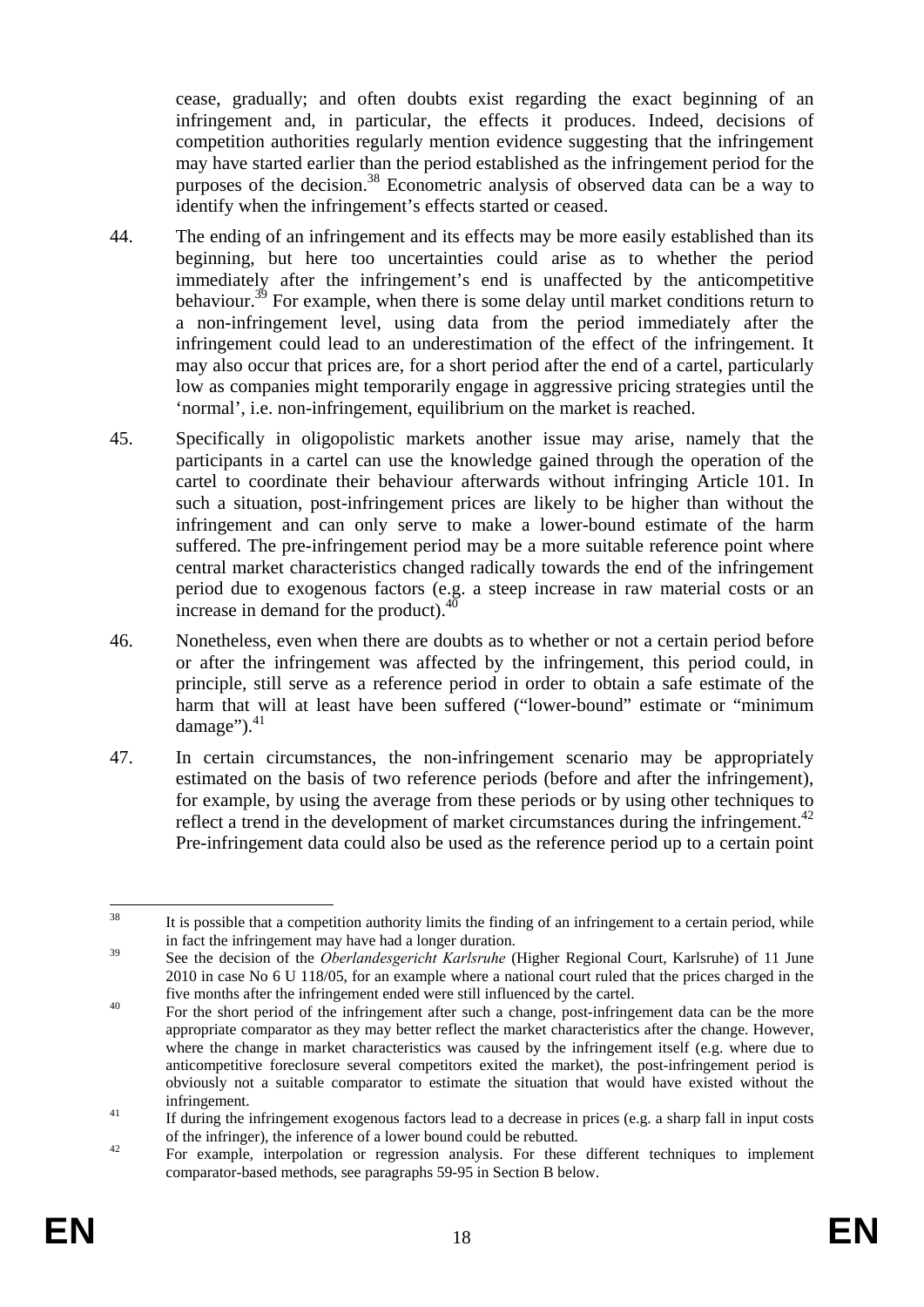cease, gradually; and often doubts exist regarding the exact beginning of an infringement and, in particular, the effects it produces. Indeed, decisions of competition authorities regularly mention evidence suggesting that the infringement may have started earlier than the period established as the infringement period for the purposes of the decision.[38] Econometric analysis of observed data can be a way to identify when the infringement's effects started or ceased.

44. The ending of an infringement and its effects may be more easily established than its beginning, but here too uncertainties could arise as to whether the period immediately after the infringement's end is unaffected by the anticompetitive behaviour.[39] For example, when there is some delay until market conditions return to a non-infringement level, using data from the period immediately after the infringement could lead to an underestimation of the effect of the infringement. It may also occur that prices are, for a short period after the end of a cartel, particularly low as companies might temporarily engage in aggressive pricing strategies until the 'normal', i.e. non-infringement, equilibrium on the market is reached.

45. Specifically in oligopolistic markets another issue may arise, namely that the participants in a cartel can use the knowledge gained through the operation of the cartel to coordinate their behaviour afterwards without infringing Article 101. In such a situation, post-infringement prices are likely to be higher than without the infringement and can only serve to make a lower-bound estimate of the harm suffered. The pre-infringement period may be a more suitable reference point where central market characteristics changed radically towards the end of the infringement period due to exogenous factors (e.g. a steep increase in raw material costs or an increase in demand for the product).[40]

46. Nonetheless, even when there are doubts as to whether or not a certain period before or after the infringement was affected by the infringement, this period could, in principle, still serve as a reference period in order to obtain a safe estimate of the harm that will at least have been suffered ("lower-bound" estimate or "minimum damage").[41]

47. In certain circumstances, the non-infringement scenario may be appropriately estimated on the basis of two reference periods (before and after the infringement), for example, by using the average from these periods or by using other techniques to reflect a trend in the development of market circumstances during the infringement.[42] Pre-infringement data could also be used as the reference period up to a certain point

---

[38] It is possible that a competition authority limits the finding of an infringement to a certain period, while in fact the infringement may have had a longer duration.

[39] See the decision of the *Oberlandesgericht Karlsruhe* (Higher Regional Court, Karlsruhe) of 11 June 2010 in case No 6 U 118/05, for an example where a national court ruled that the prices charged in the five months after the infringement ended were still influenced by the cartel.

[40] For the short period of the infringement after such a change, post-infringement data can be the more appropriate comparator as they may better reflect the market characteristics after the change. However, where the change in market characteristics was caused by the infringement itself (e.g. where due to anticompetitive foreclosure several competitors exited the market), the post-infringement period is obviously not a suitable comparator to estimate the situation that would have existed without the infringement.

[41] If during the infringement exogenous factors lead to a decrease in prices (e.g. a sharp fall in input costs of the infringer), the inference of a lower bound could be rebutted.

[42] For example, interpolation or regression analysis. For these different techniques to implement comparator-based methods, see paragraphs 59-95 in Section B below.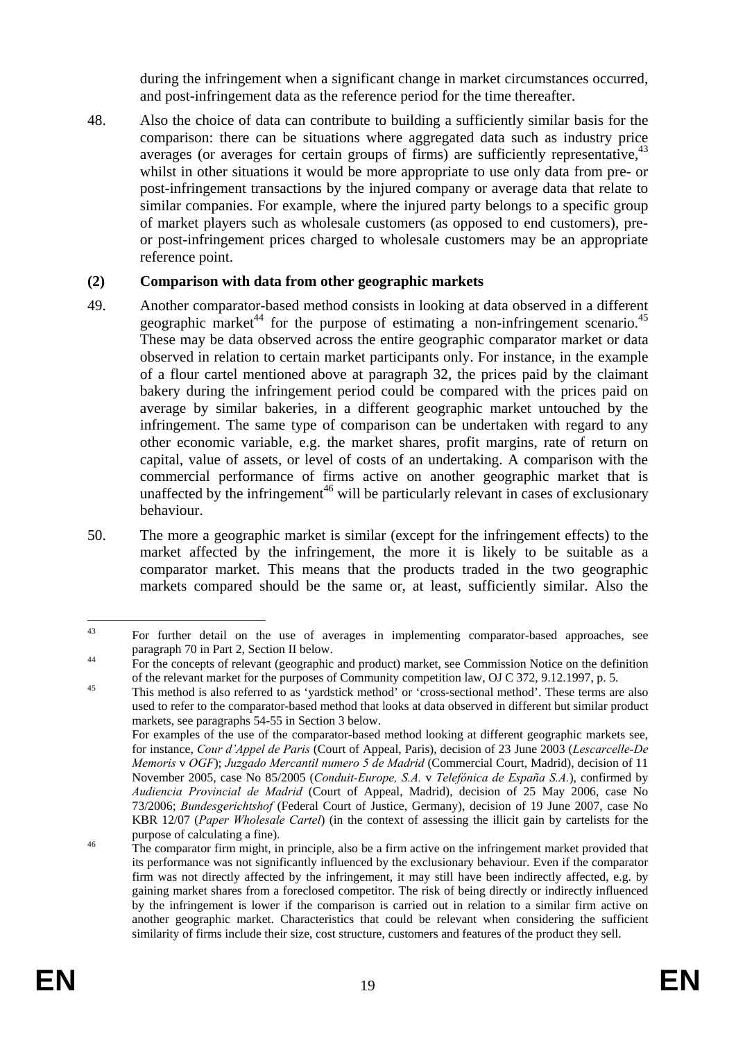during the infringement when a significant change in market circumstances occurred, and post-infringement data as the reference period for the time thereafter.

48. Also the choice of data can contribute to building a sufficiently similar basis for the comparison: there can be situations where aggregated data such as industry price averages (or averages for certain groups of firms) are sufficiently representative,[43] whilst in other situations it would be more appropriate to use only data from pre- or post-infringement transactions by the injured company or average data that relate to similar companies. For example, where the injured party belongs to a specific group of market players such as wholesale customers (as opposed to end customers), pre- or post-infringement prices charged to wholesale customers may be an appropriate reference point.

**(2) Comparison with data from other geographic markets**

49. Another comparator-based method consists in looking at data observed in a different geographic market[44] for the purpose of estimating a non-infringement scenario.[45] These may be data observed across the entire geographic comparator market or data observed in relation to certain market participants only. For instance, in the example of a flour cartel mentioned above at paragraph 32, the prices paid by the claimant bakery during the infringement period could be compared with the prices paid on average by similar bakeries, in a different geographic market untouched by the infringement. The same type of comparison can be undertaken with regard to any other economic variable, e.g. the market shares, profit margins, rate of return on capital, value of assets, or level of costs of an undertaking. A comparison with the commercial performance of firms active on another geographic market that is unaffected by the infringement[46] will be particularly relevant in cases of exclusionary behaviour.

50. The more a geographic market is similar (except for the infringement effects) to the market affected by the infringement, the more it is likely to be suitable as a comparator market. This means that the products traded in the two geographic markets compared should be the same or, at least, sufficiently similar. Also the

---

[43] For further detail on the use of averages in implementing comparator-based approaches, see paragraph 70 in Part 2, Section II below.

[44] For the concepts of relevant (geographic and product) market, see Commission Notice on the definition of the relevant market for the purposes of Community competition law, OJ C 372, 9.12.1997, p. 5.

[45] This method is also referred to as 'yardstick method' or 'cross-sectional method'. These terms are also used to refer to the comparator-based method that looks at data observed in different but similar product markets, see paragraphs 54-55 in Section 3 below.
For examples of the use of the comparator-based method looking at different geographic markets see, for instance, *Cour d'Appel de Paris* (Court of Appeal, Paris), decision of 23 June 2003 (*Lescarcelle-De Memoris* v *OGF*); *Juzgado Mercantil numero 5 de Madrid* (Commercial Court, Madrid), decision of 11 November 2005, case No 85/2005 (*Conduit-Europe, S.A.* v *Telefónica de España S.A.*), confirmed by *Audiencia Provincial de Madrid* (Court of Appeal, Madrid), decision of 25 May 2006, case No 73/2006; *Bundesgerichtshof* (Federal Court of Justice, Germany), decision of 19 June 2007, case No KBR 12/07 (*Paper Wholesale Cartel*) (in the context of assessing the illicit gain by cartelists for the purpose of calculating a fine).

[46] The comparator firm might, in principle, also be a firm active on the infringement market provided that its performance was not significantly influenced by the exclusionary behaviour. Even if the comparator firm was not directly affected by the infringement, it may still have been indirectly affected, e.g. by gaining market shares from a foreclosed competitor. The risk of being directly or indirectly influenced by the infringement is lower if the comparison is carried out in relation to a similar firm active on another geographic market. Characteristics that could be relevant when considering the sufficient similarity of firms include their size, cost structure, customers and features of the product they sell.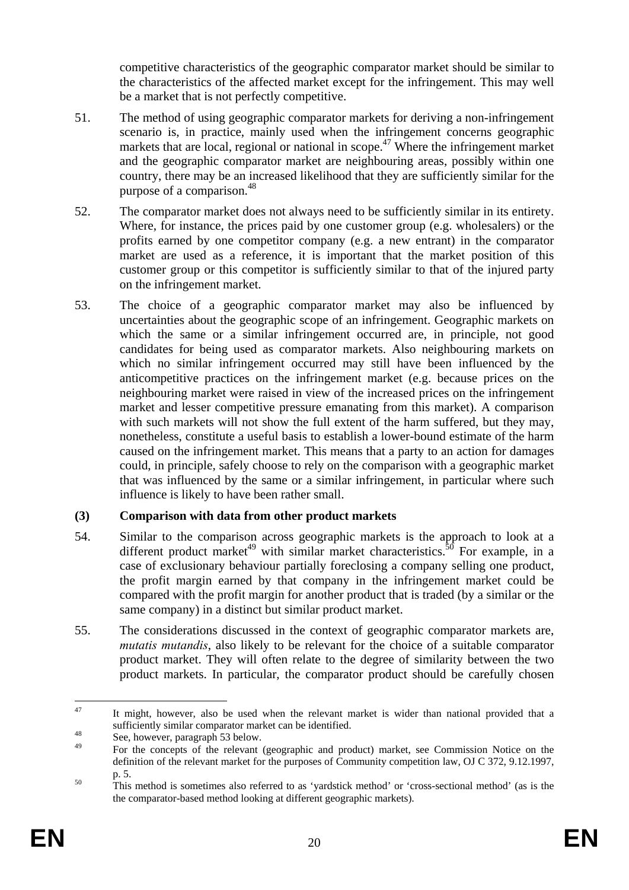competitive characteristics of the geographic comparator market should be similar to the characteristics of the affected market except for the infringement. This may well be a market that is not perfectly competitive.

51. The method of using geographic comparator markets for deriving a non-infringement scenario is, in practice, mainly used when the infringement concerns geographic markets that are local, regional or national in scope.[47] Where the infringement market and the geographic comparator market are neighbouring areas, possibly within one country, there may be an increased likelihood that they are sufficiently similar for the purpose of a comparison.[48]

52. The comparator market does not always need to be sufficiently similar in its entirety. Where, for instance, the prices paid by one customer group (e.g. wholesalers) or the profits earned by one competitor company (e.g. a new entrant) in the comparator market are used as a reference, it is important that the market position of this customer group or this competitor is sufficiently similar to that of the injured party on the infringement market.

53. The choice of a geographic comparator market may also be influenced by uncertainties about the geographic scope of an infringement. Geographic markets on which the same or a similar infringement occurred are, in principle, not good candidates for being used as comparator markets. Also neighbouring markets on which no similar infringement occurred may still have been influenced by the anticompetitive practices on the infringement market (e.g. because prices on the neighbouring market were raised in view of the increased prices on the infringement market and lesser competitive pressure emanating from this market). A comparison with such markets will not show the full extent of the harm suffered, but they may, nonetheless, constitute a useful basis to establish a lower-bound estimate of the harm caused on the infringement market. This means that a party to an action for damages could, in principle, safely choose to rely on the comparison with a geographic market that was influenced by the same or a similar infringement, in particular where such influence is likely to have been rather small.

**(3) Comparison with data from other product markets**

54. Similar to the comparison across geographic markets is the approach to look at a different product market[49] with similar market characteristics.[50] For example, in a case of exclusionary behaviour partially foreclosing a company selling one product, the profit margin earned by that company in the infringement market could be compared with the profit margin for another product that is traded (by a similar or the same company) in a distinct but similar product market.

55. The considerations discussed in the context of geographic comparator markets are, *mutatis mutandis*, also likely to be relevant for the choice of a suitable comparator product market. They will often relate to the degree of similarity between the two product markets. In particular, the comparator product should be carefully chosen

---

[47] It might, however, also be used when the relevant market is wider than national provided that a sufficiently similar comparator market can be identified.

[48] See, however, paragraph 53 below.

[49] For the concepts of the relevant (geographic and product) market, see Commission Notice on the definition of the relevant market for the purposes of Community competition law, OJ C 372, 9.12.1997, p. 5.

[50] This method is sometimes also referred to as 'yardstick method' or 'cross-sectional method' (as is the the comparator-based method looking at different geographic markets).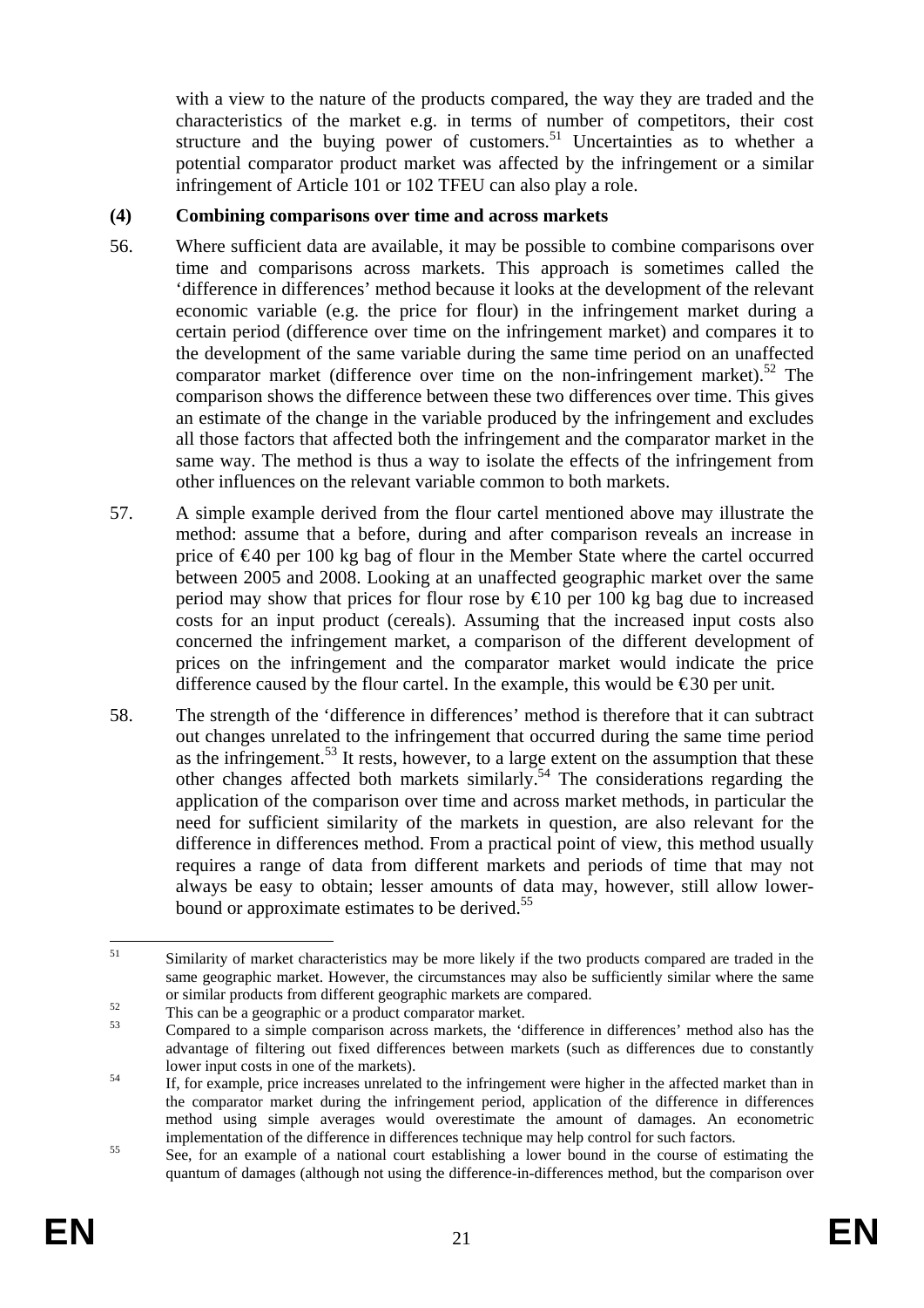with a view to the nature of the products compared, the way they are traded and the characteristics of the market e.g. in terms of number of competitors, their cost structure and the buying power of customers.[51] Uncertainties as to whether a potential comparator product market was affected by the infringement or a similar infringement of Article 101 or 102 TFEU can also play a role.

**(4) Combining comparisons over time and across markets**

56. Where sufficient data are available, it may be possible to combine comparisons over time and comparisons across markets. This approach is sometimes called the 'difference in differences' method because it looks at the development of the relevant economic variable (e.g. the price for flour) in the infringement market during a certain period (difference over time on the infringement market) and compares it to the development of the same variable during the same time period on an unaffected comparator market (difference over time on the non-infringement market).[52] The comparison shows the difference between these two differences over time. This gives an estimate of the change in the variable produced by the infringement and excludes all those factors that affected both the infringement and the comparator market in the same way. The method is thus a way to isolate the effects of the infringement from other influences on the relevant variable common to both markets.

57. A simple example derived from the flour cartel mentioned above may illustrate the method: assume that a before, during and after comparison reveals an increase in price of €40 per 100 kg bag of flour in the Member State where the cartel occurred between 2005 and 2008. Looking at an unaffected geographic market over the same period may show that prices for flour rose by €10 per 100 kg bag due to increased costs for an input product (cereals). Assuming that the increased input costs also concerned the infringement market, a comparison of the different development of prices on the infringement and the comparator market would indicate the price difference caused by the flour cartel. In the example, this would be €30 per unit.

58. The strength of the 'difference in differences' method is therefore that it can subtract out changes unrelated to the infringement that occurred during the same time period as the infringement.[53] It rests, however, to a large extent on the assumption that these other changes affected both markets similarly.[54] The considerations regarding the application of the comparison over time and across market methods, in particular the need for sufficient similarity of the markets in question, are also relevant for the difference in differences method. From a practical point of view, this method usually requires a range of data from different markets and periods of time that may not always be easy to obtain; lesser amounts of data may, however, still allow lower-bound or approximate estimates to be derived.[55]

---

[51] Similarity of market characteristics may be more likely if the two products compared are traded in the same geographic market. However, the circumstances may also be sufficiently similar where the same or similar products from different geographic markets are compared.

[52] This can be a geographic or a product comparator market.

[53] Compared to a simple comparison across markets, the 'difference in differences' method also has the advantage of filtering out fixed differences between markets (such as differences due to constantly lower input costs in one of the markets).

[54] If, for example, price increases unrelated to the infringement were higher in the affected market than in the comparator market during the infringement period, application of the difference in differences method using simple averages would overestimate the amount of damages. An econometric implementation of the difference in differences technique may help control for such factors.

[55] See, for an example of a national court establishing a lower bound in the course of estimating the quantum of damages (although not using the difference-in-differences method, but the comparison over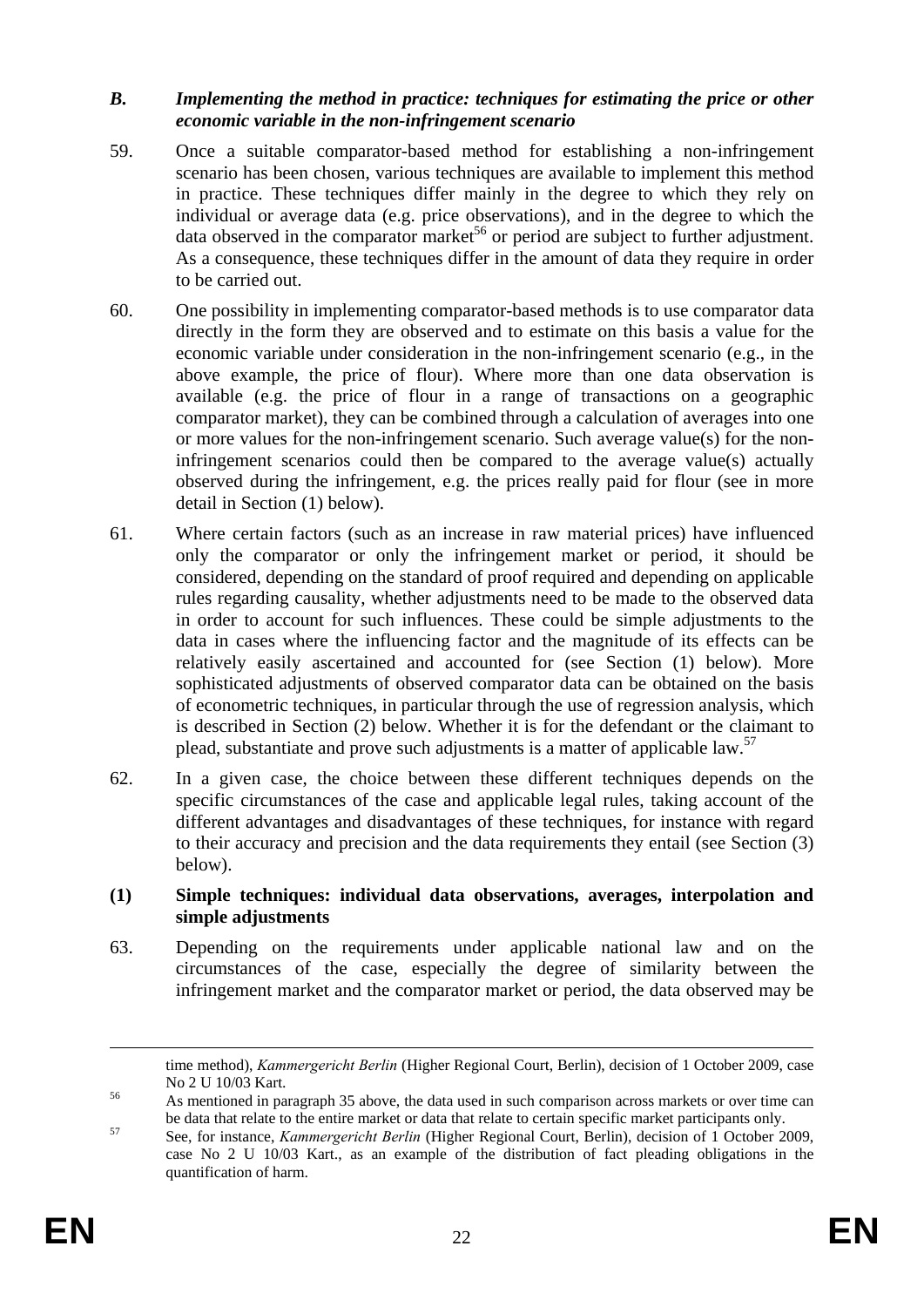### *B. Implementing the method in practice: techniques for estimating the price or other economic variable in the non-infringement scenario*

59. Once a suitable comparator-based method for establishing a non-infringement scenario has been chosen, various techniques are available to implement this method in practice. These techniques differ mainly in the degree to which they rely on individual or average data (e.g. price observations), and in the degree to which the data observed in the comparator market[56] or period are subject to further adjustment. As a consequence, these techniques differ in the amount of data they require in order to be carried out.

60. One possibility in implementing comparator-based methods is to use comparator data directly in the form they are observed and to estimate on this basis a value for the economic variable under consideration in the non-infringement scenario (e.g., in the above example, the price of flour). Where more than one data observation is available (e.g. the price of flour in a range of transactions on a geographic comparator market), they can be combined through a calculation of averages into one or more values for the non-infringement scenario. Such average value(s) for the non-infringement scenarios could then be compared to the average value(s) actually observed during the infringement, e.g. the prices really paid for flour (see in more detail in Section (1) below).

61. Where certain factors (such as an increase in raw material prices) have influenced only the comparator or only the infringement market or period, it should be considered, depending on the standard of proof required and depending on applicable rules regarding causality, whether adjustments need to be made to the observed data in order to account for such influences. These could be simple adjustments to the data in cases where the influencing factor and the magnitude of its effects can be relatively easily ascertained and accounted for (see Section (1) below). More sophisticated adjustments of observed comparator data can be obtained on the basis of econometric techniques, in particular through the use of regression analysis, which is described in Section (2) below. Whether it is for the defendant or the claimant to plead, substantiate and prove such adjustments is a matter of applicable law.[57]

62. In a given case, the choice between these different techniques depends on the specific circumstances of the case and applicable legal rules, taking account of the different advantages and disadvantages of these techniques, for instance with regard to their accuracy and precision and the data requirements they entail (see Section (3) below).

#### (1) Simple techniques: individual data observations, averages, interpolation and simple adjustments

63. Depending on the requirements under applicable national law and on the circumstances of the case, especially the degree of similarity between the infringement market and the comparator market or period, the data observed may be

---

time method), *Kammergericht Berlin* (Higher Regional Court, Berlin), decision of 1 October 2009, case No 2 U 10/03 Kart.

[56] As mentioned in paragraph 35 above, the data used in such comparison across markets or over time can be data that relate to the entire market or data that relate to certain specific market participants only.

[57] See, for instance, *Kammergericht Berlin* (Higher Regional Court, Berlin), decision of 1 October 2009, case No 2 U 10/03 Kart., as an example of the distribution of fact pleading obligations in the quantification of harm.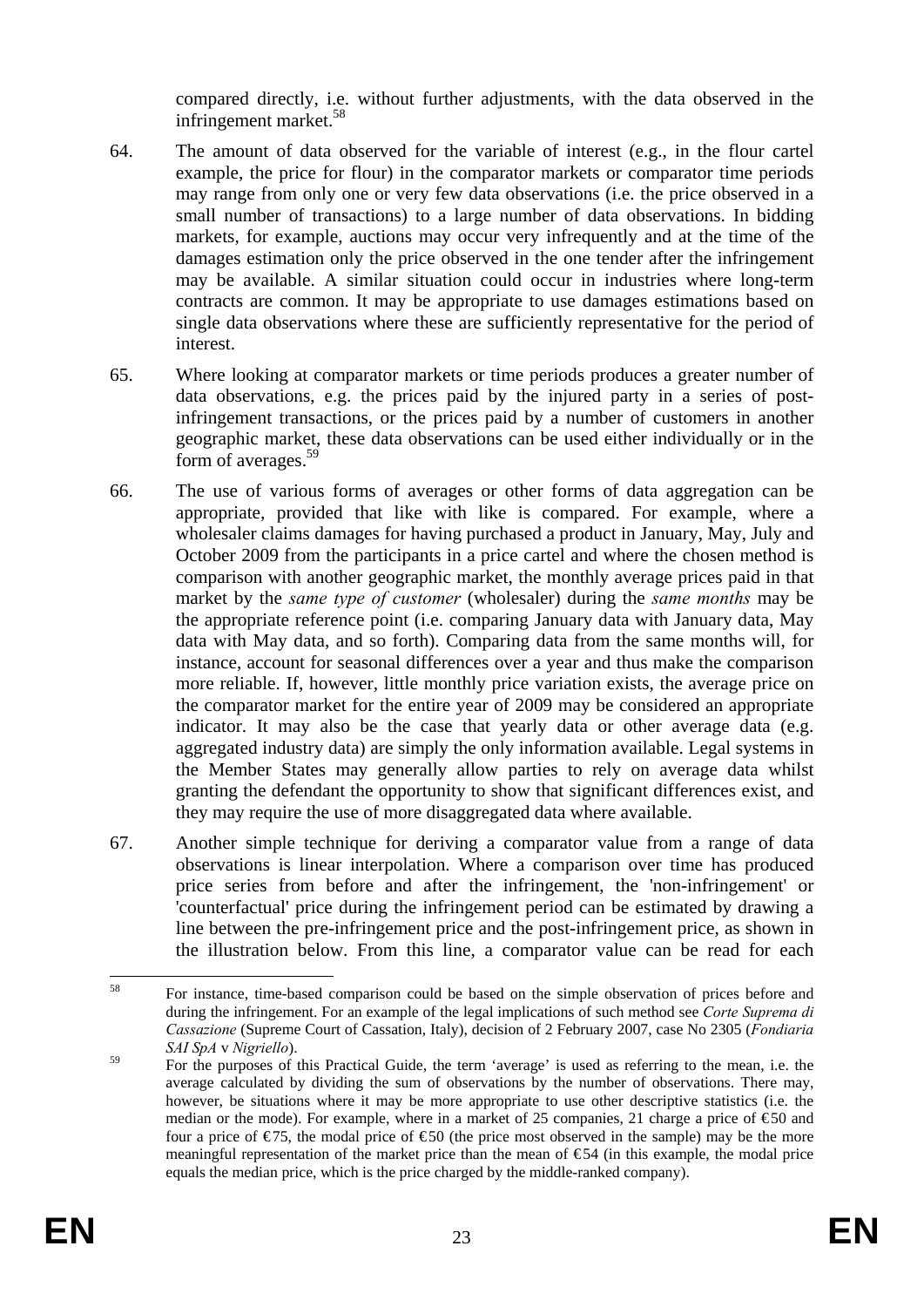compared directly, i.e. without further adjustments, with the data observed in the infringement market.[58]

64. The amount of data observed for the variable of interest (e.g., in the flour cartel example, the price for flour) in the comparator markets or comparator time periods may range from only one or very few data observations (i.e. the price observed in a small number of transactions) to a large number of data observations. In bidding markets, for example, auctions may occur very infrequently and at the time of the damages estimation only the price observed in the one tender after the infringement may be available. A similar situation could occur in industries where long-term contracts are common. It may be appropriate to use damages estimations based on single data observations where these are sufficiently representative for the period of interest.

65. Where looking at comparator markets or time periods produces a greater number of data observations, e.g. the prices paid by the injured party in a series of post-infringement transactions, or the prices paid by a number of customers in another geographic market, these data observations can be used either individually or in the form of averages.[59]

66. The use of various forms of averages or other forms of data aggregation can be appropriate, provided that like with like is compared. For example, where a wholesaler claims damages for having purchased a product in January, May, July and October 2009 from the participants in a price cartel and where the chosen method is comparison with another geographic market, the monthly average prices paid in that market by the *same type of customer* (wholesaler) during the *same months* may be the appropriate reference point (i.e. comparing January data with January data, May data with May data, and so forth). Comparing data from the same months will, for instance, account for seasonal differences over a year and thus make the comparison more reliable. If, however, little monthly price variation exists, the average price on the comparator market for the entire year of 2009 may be considered an appropriate indicator. It may also be the case that yearly data or other average data (e.g. aggregated industry data) are simply the only information available. Legal systems in the Member States may generally allow parties to rely on average data whilst granting the defendant the opportunity to show that significant differences exist, and they may require the use of more disaggregated data where available.

67. Another simple technique for deriving a comparator value from a range of data observations is linear interpolation. Where a comparison over time has produced price series from before and after the infringement, the 'non-infringement' or 'counterfactual' price during the infringement period can be estimated by drawing a line between the pre-infringement price and the post-infringement price, as shown in the illustration below. From this line, a comparator value can be read for each

---

[58] For instance, time-based comparison could be based on the simple observation of prices before and during the infringement. For an example of the legal implications of such method see *Corte Suprema di Cassazione* (Supreme Court of Cassation, Italy), decision of 2 February 2007, case No 2305 (*Fondiaria SAI SpA* v *Nigriello*).

[59] For the purposes of this Practical Guide, the term 'average' is used as referring to the mean, i.e. the average calculated by dividing the sum of observations by the number of observations. There may, however, be situations where it may be more appropriate to use other descriptive statistics (i.e. the median or the mode). For example, where in a market of 25 companies, 21 charge a price of €50 and four a price of €75, the modal price of €50 (the price most observed in the sample) may be the more meaningful representation of the market price than the mean of €54 (in this example, the modal price equals the median price, which is the price charged by the middle-ranked company).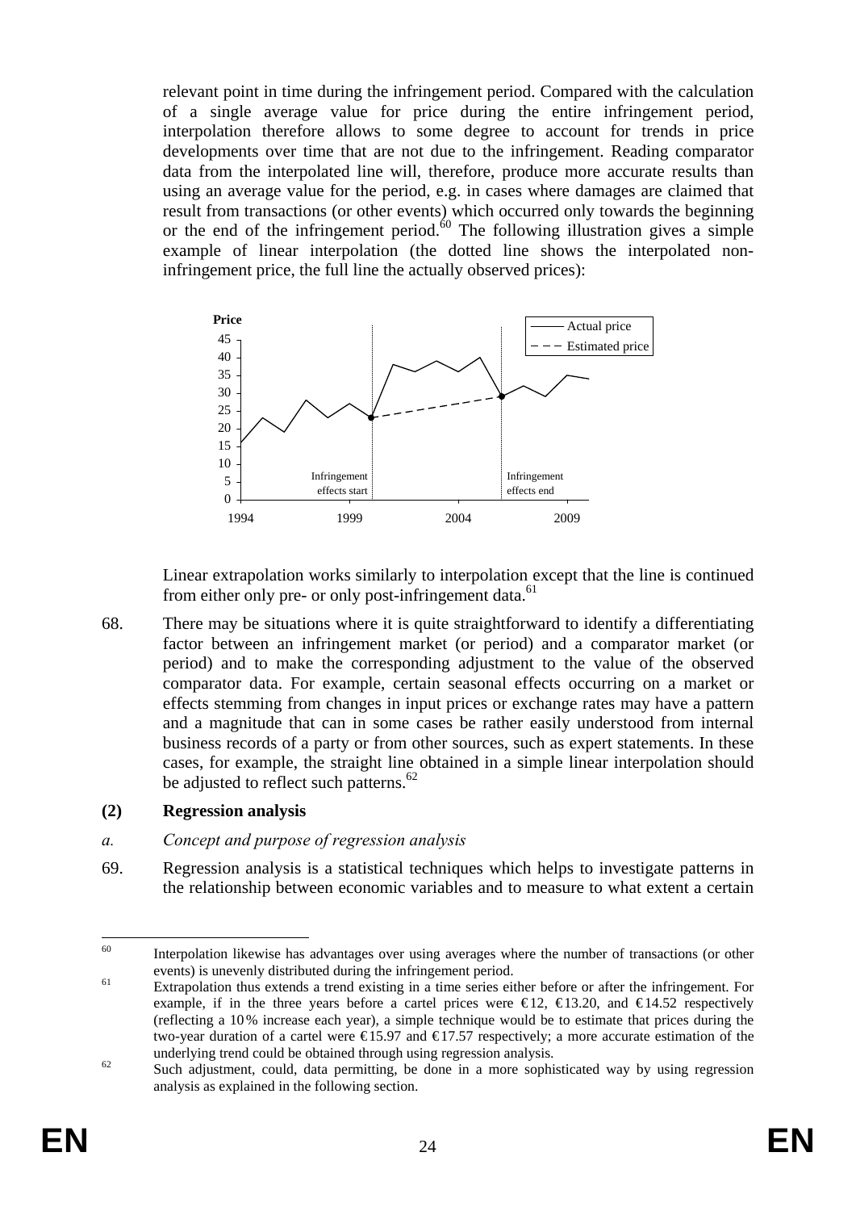relevant point in time during the infringement period. Compared with the calculation of a single average value for price during the entire infringement period, interpolation therefore allows to some degree to account for trends in price developments over time that are not due to the infringement. Reading comparator data from the interpolated line will, therefore, produce more accurate results than using an average value for the period, e.g. in cases where damages are claimed that result from transactions (or other events) which occurred only towards the beginning or the end of the infringement period.[60] The following illustration gives a simple example of linear interpolation (the dotted line shows the interpolated non-infringement price, the full line the actually observed prices):

Linear extrapolation works similarly to interpolation except that the line is continued from either only pre- or only post-infringement data.[61]

68. There may be situations where it is quite straightforward to identify a differentiating factor between an infringement market (or period) and a comparator market (or period) and to make the corresponding adjustment to the value of the observed comparator data. For example, certain seasonal effects occurring on a market or effects stemming from changes in input prices or exchange rates may have a pattern and a magnitude that can in some cases be rather easily understood from internal business records of a party or from other sources, such as expert statements. In these cases, for example, the straight line obtained in a simple linear interpolation should be adjusted to reflect such patterns.[62]

**(2) Regression analysis**

*a. Concept and purpose of regression analysis*

69. Regression analysis is a statistical techniques which helps to investigate patterns in the relationship between economic variables and to measure to what extent a certain

---

[60] Interpolation likewise has advantages over using averages where the number of transactions (or other events) is unevenly distributed during the infringement period.

[61] Extrapolation thus extends a trend existing in a time series either before or after the infringement. For example, if in the three years before a cartel prices were €12, €13.20, and €14.52 respectively (reflecting a 10 % increase each year), a simple technique would be to estimate that prices during the two-year duration of a cartel were €15.97 and €17.57 respectively; a more accurate estimation of the underlying trend could be obtained through using regression analysis.

[62] Such adjustment, could, data permitting, be done in a more sophisticated way by using regression analysis as explained in the following section.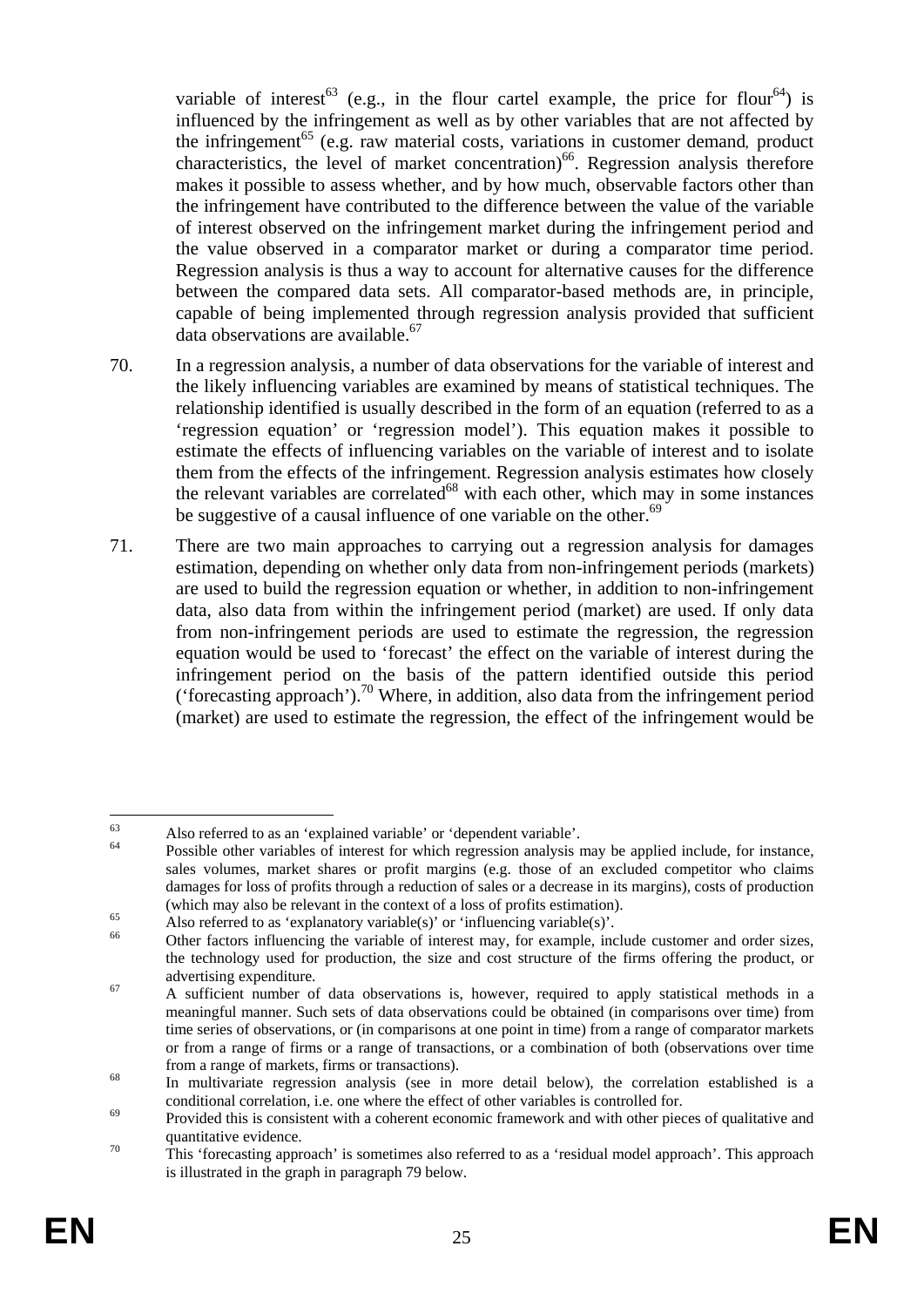variable of interest[63] (e.g., in the flour cartel example, the price for flour[64]) is influenced by the infringement as well as by other variables that are not affected by the infringement[65] (e.g. raw material costs, variations in customer demand, product characteristics, the level of market concentration)[66]. Regression analysis therefore makes it possible to assess whether, and by how much, observable factors other than the infringement have contributed to the difference between the value of the variable of interest observed on the infringement market during the infringement period and the value observed in a comparator market or during a comparator time period. Regression analysis is thus a way to account for alternative causes for the difference between the compared data sets. All comparator-based methods are, in principle, capable of being implemented through regression analysis provided that sufficient data observations are available.[67]

70. In a regression analysis, a number of data observations for the variable of interest and the likely influencing variables are examined by means of statistical techniques. The relationship identified is usually described in the form of an equation (referred to as a 'regression equation' or 'regression model'). This equation makes it possible to estimate the effects of influencing variables on the variable of interest and to isolate them from the effects of the infringement. Regression analysis estimates how closely the relevant variables are correlated[68] with each other, which may in some instances be suggestive of a causal influence of one variable on the other.[69]

71. There are two main approaches to carrying out a regression analysis for damages estimation, depending on whether only data from non-infringement periods (markets) are used to build the regression equation or whether, in addition to non-infringement data, also data from within the infringement period (market) are used. If only data from non-infringement periods are used to estimate the regression, the regression equation would be used to 'forecast' the effect on the variable of interest during the infringement period on the basis of the pattern identified outside this period ('forecasting approach').[70] Where, in addition, also data from the infringement period (market) are used to estimate the regression, the effect of the infringement would be

---

[63] Also referred to as an 'explained variable' or 'dependent variable'.

[64] Possible other variables of interest for which regression analysis may be applied include, for instance, sales volumes, market shares or profit margins (e.g. those of an excluded competitor who claims damages for loss of profits through a reduction of sales or a decrease in its margins), costs of production (which may also be relevant in the context of a loss of profits estimation).

[65] Also referred to as 'explanatory variable(s)' or 'influencing variable(s)'.

[66] Other factors influencing the variable of interest may, for example, include customer and order sizes, the technology used for production, the size and cost structure of the firms offering the product, or advertising expenditure.

[67] A sufficient number of data observations is, however, required to apply statistical methods in a meaningful manner. Such sets of data observations could be obtained (in comparisons over time) from time series of observations, or (in comparisons at one point in time) from a range of comparator markets or from a range of firms or a range of transactions, or a combination of both (observations over time from a range of markets, firms or transactions).

[68] In multivariate regression analysis (see in more detail below), the correlation established is a conditional correlation, i.e. one where the effect of other variables is controlled for.

[69] Provided this is consistent with a coherent economic framework and with other pieces of qualitative and quantitative evidence.

[70] This 'forecasting approach' is sometimes also referred to as a 'residual model approach'. This approach is illustrated in the graph in paragraph 79 below.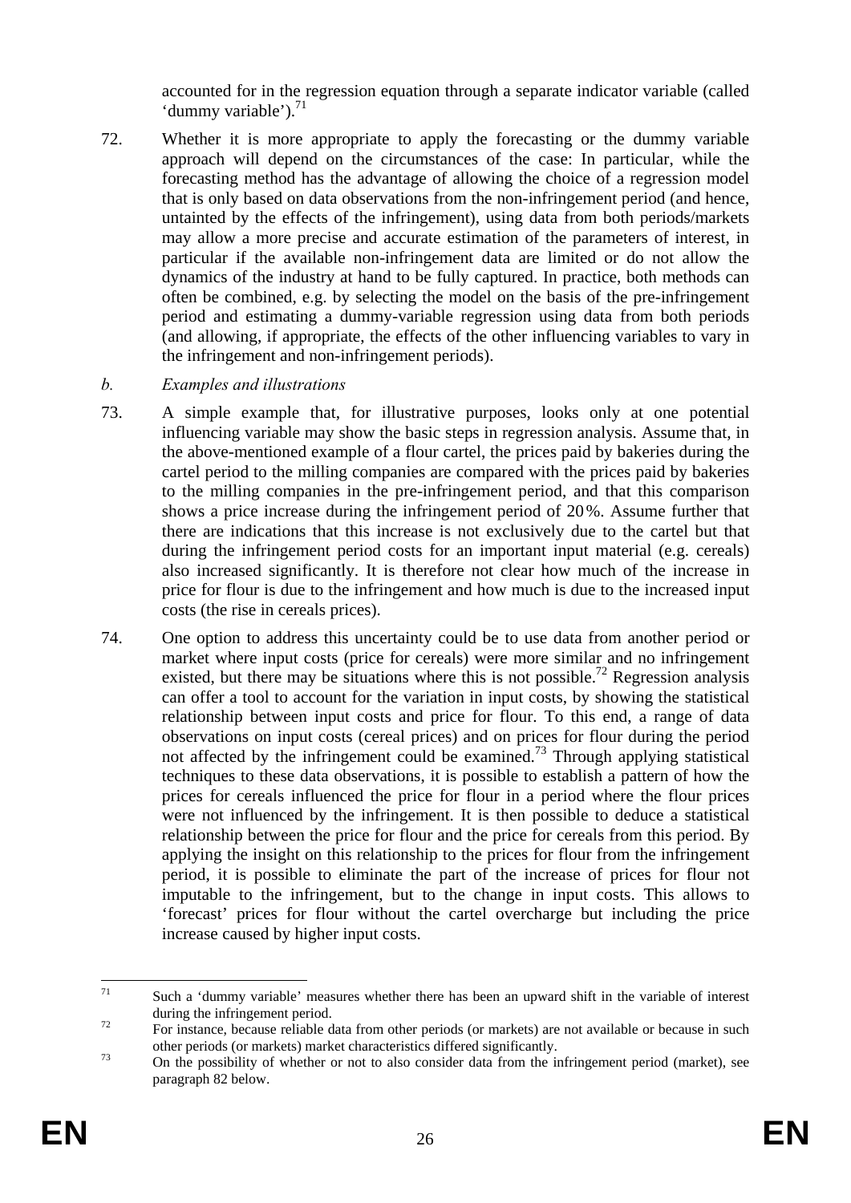accounted for in the regression equation through a separate indicator variable (called 'dummy variable').[71]

72. Whether it is more appropriate to apply the forecasting or the dummy variable approach will depend on the circumstances of the case: In particular, while the forecasting method has the advantage of allowing the choice of a regression model that is only based on data observations from the non-infringement period (and hence, untainted by the effects of the infringement), using data from both periods/markets may allow a more precise and accurate estimation of the parameters of interest, in particular if the available non-infringement data are limited or do not allow the dynamics of the industry at hand to be fully captured. In practice, both methods can often be combined, e.g. by selecting the model on the basis of the pre-infringement period and estimating a dummy-variable regression using data from both periods (and allowing, if appropriate, the effects of the other influencing variables to vary in the infringement and non-infringement periods).

*b. Examples and illustrations*

73. A simple example that, for illustrative purposes, looks only at one potential influencing variable may show the basic steps in regression analysis. Assume that, in the above-mentioned example of a flour cartel, the prices paid by bakeries during the cartel period to the milling companies are compared with the prices paid by bakeries to the milling companies in the pre-infringement period, and that this comparison shows a price increase during the infringement period of 20%. Assume further that there are indications that this increase is not exclusively due to the cartel but that during the infringement period costs for an important input material (e.g. cereals) also increased significantly. It is therefore not clear how much of the increase in price for flour is due to the infringement and how much is due to the increased input costs (the rise in cereals prices).

74. One option to address this uncertainty could be to use data from another period or market where input costs (price for cereals) were more similar and no infringement existed, but there may be situations where this is not possible.[72] Regression analysis can offer a tool to account for the variation in input costs, by showing the statistical relationship between input costs and price for flour. To this end, a range of data observations on input costs (cereal prices) and on prices for flour during the period not affected by the infringement could be examined.[73] Through applying statistical techniques to these data observations, it is possible to establish a pattern of how the prices for cereals influenced the price for flour in a period where the flour prices were not influenced by the infringement. It is then possible to deduce a statistical relationship between the price for flour and the price for cereals from this period. By applying the insight on this relationship to the prices for flour from the infringement period, it is possible to eliminate the part of the increase of prices for flour not imputable to the infringement, but to the change in input costs. This allows to 'forecast' prices for flour without the cartel overcharge but including the price increase caused by higher input costs.

---

[71] Such a 'dummy variable' measures whether there has been an upward shift in the variable of interest during the infringement period.

[72] For instance, because reliable data from other periods (or markets) are not available or because in such other periods (or markets) market characteristics differed significantly.

[73] On the possibility of whether or not to also consider data from the infringement period (market), see paragraph 82 below.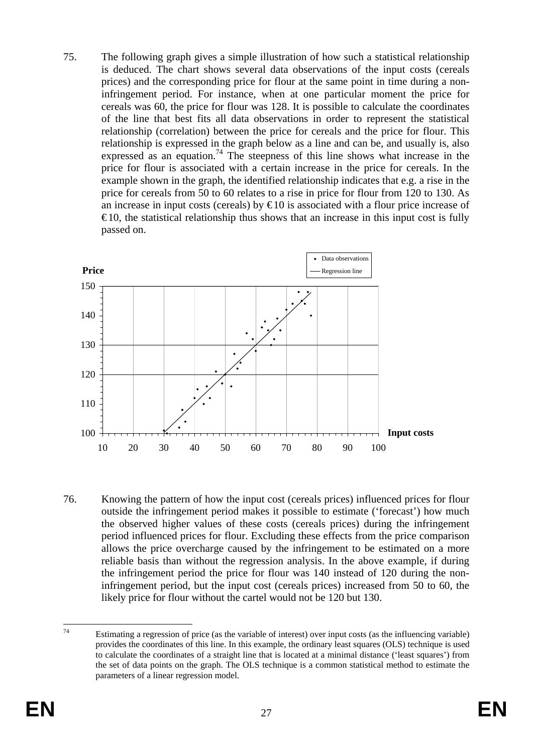75. The following graph gives a simple illustration of how such a statistical relationship is deduced. The chart shows several data observations of the input costs (cereals prices) and the corresponding price for flour at the same point in time during a non-infringement period. For instance, when at one particular moment the price for cereals was 60, the price for flour was 128. It is possible to calculate the coordinates of the line that best fits all data observations in order to represent the statistical relationship (correlation) between the price for cereals and the price for flour. This relationship is expressed in the graph below as a line and can be, and usually is, also expressed as an equation.[74] The steepness of this line shows what increase in the price for flour is associated with a certain increase in the price for cereals. In the example shown in the graph, the identified relationship indicates that e.g. a rise in the price for cereals from 50 to 60 relates to a rise in price for flour from 120 to 130. As an increase in input costs (cereals) by €10 is associated with a flour price increase of €10, the statistical relationship thus shows that an increase in this input cost is fully passed on.

76. Knowing the pattern of how the input cost (cereals prices) influenced prices for flour outside the infringement period makes it possible to estimate ('forecast') how much the observed higher values of these costs (cereals prices) during the infringement period influenced prices for flour. Excluding these effects from the price comparison allows the price overcharge caused by the infringement to be estimated on a more reliable basis than without the regression analysis. In the above example, if during the infringement period the price for flour was 140 instead of 120 during the non-infringement period, but the input cost (cereals prices) increased from 50 to 60, the likely price for flour without the cartel would not be 120 but 130.

[74] Estimating a regression of price (as the variable of interest) over input costs (as the influencing variable) provides the coordinates of this line. In this example, the ordinary least squares (OLS) technique is used to calculate the coordinates of a straight line that is located at a minimal distance ('least squares') from the set of data points on the graph. The OLS technique is a common statistical method to estimate the parameters of a linear regression model.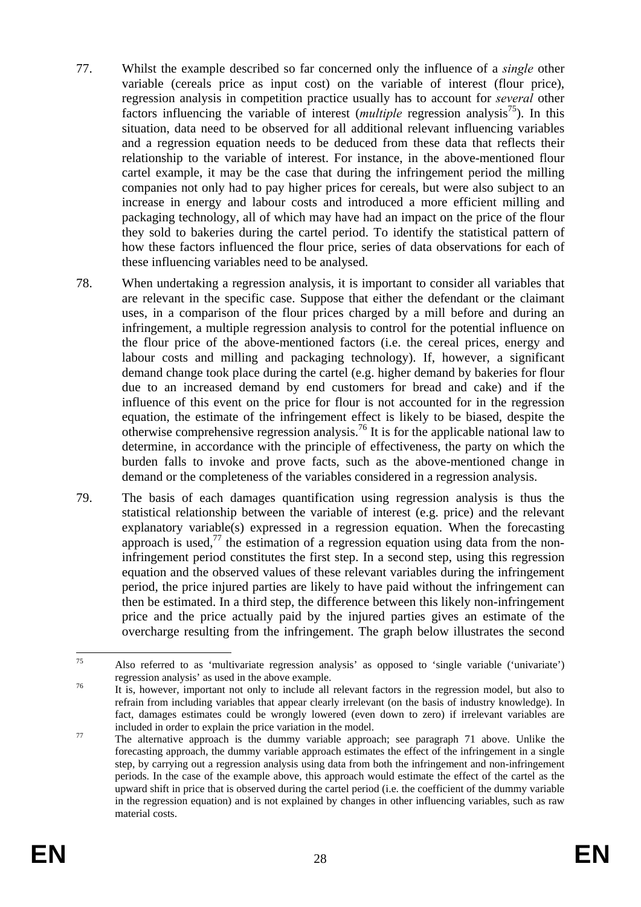77. Whilst the example described so far concerned only the influence of a *single* other variable (cereals price as input cost) on the variable of interest (flour price), regression analysis in competition practice usually has to account for *several* other factors influencing the variable of interest (*multiple* regression analysis[75]). In this situation, data need to be observed for all additional relevant influencing variables and a regression equation needs to be deduced from these data that reflects their relationship to the variable of interest. For instance, in the above-mentioned flour cartel example, it may be the case that during the infringement period the milling companies not only had to pay higher prices for cereals, but were also subject to an increase in energy and labour costs and introduced a more efficient milling and packaging technology, all of which may have had an impact on the price of the flour they sold to bakeries during the cartel period. To identify the statistical pattern of how these factors influenced the flour price, series of data observations for each of these influencing variables need to be analysed.

78. When undertaking a regression analysis, it is important to consider all variables that are relevant in the specific case. Suppose that either the defendant or the claimant uses, in a comparison of the flour prices charged by a mill before and during an infringement, a multiple regression analysis to control for the potential influence on the flour price of the above-mentioned factors (i.e. the cereal prices, energy and labour costs and milling and packaging technology). If, however, a significant demand change took place during the cartel (e.g. higher demand by bakeries for flour due to an increased demand by end customers for bread and cake) and if the influence of this event on the price for flour is not accounted for in the regression equation, the estimate of the infringement effect is likely to be biased, despite the otherwise comprehensive regression analysis.[76] It is for the applicable national law to determine, in accordance with the principle of effectiveness, the party on which the burden falls to invoke and prove facts, such as the above-mentioned change in demand or the completeness of the variables considered in a regression analysis.

79. The basis of each damages quantification using regression analysis is thus the statistical relationship between the variable of interest (e.g. price) and the relevant explanatory variable(s) expressed in a regression equation. When the forecasting approach is used,[77] the estimation of a regression equation using data from the non-infringement period constitutes the first step. In a second step, using this regression equation and the observed values of these relevant variables during the infringement period, the price injured parties are likely to have paid without the infringement can then be estimated. In a third step, the difference between this likely non-infringement price and the price actually paid by the injured parties gives an estimate of the overcharge resulting from the infringement. The graph below illustrates the second

---

[75] Also referred to as 'multivariate regression analysis' as opposed to 'single variable ('univariate') regression analysis' as used in the above example.

[76] It is, however, important not only to include all relevant factors in the regression model, but also to refrain from including variables that appear clearly irrelevant (on the basis of industry knowledge). In fact, damages estimates could be wrongly lowered (even down to zero) if irrelevant variables are included in order to explain the price variation in the model.

[77] The alternative approach is the dummy variable approach; see paragraph 71 above. Unlike the forecasting approach, the dummy variable approach estimates the effect of the infringement in a single step, by carrying out a regression analysis using data from both the infringement and non-infringement periods. In the case of the example above, this approach would estimate the effect of the cartel as the upward shift in price that is observed during the cartel period (i.e. the coefficient of the dummy variable in the regression equation) and is not explained by changes in other influencing variables, such as raw material costs.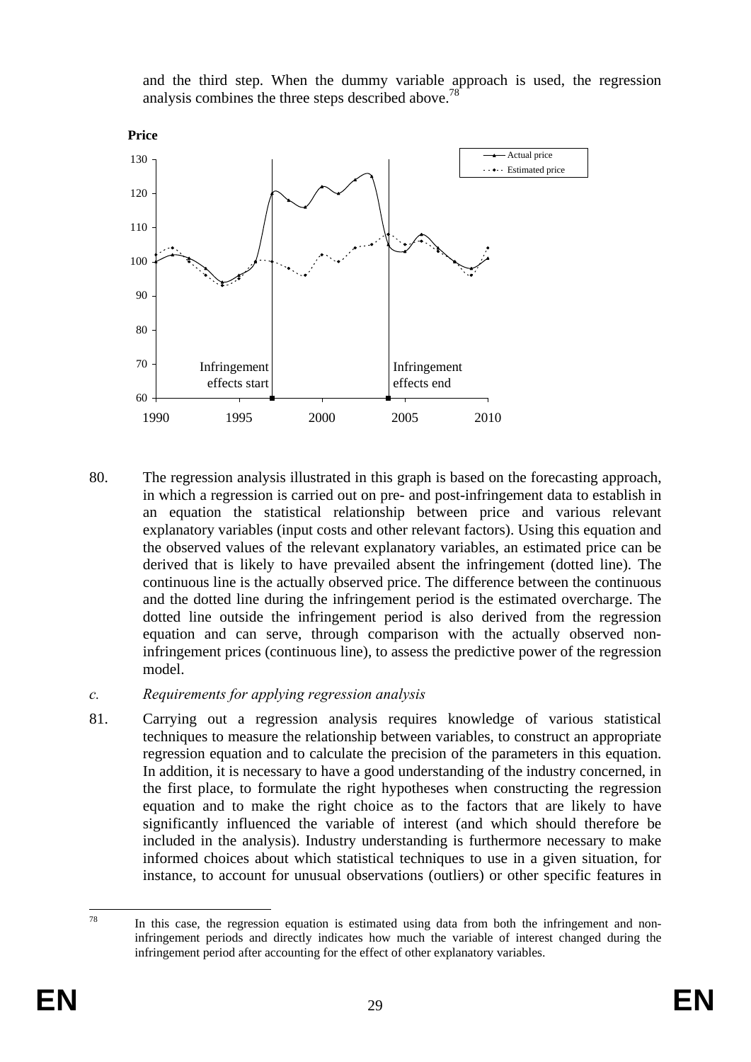and the third step. When the dummy variable approach is used, the regression analysis combines the three steps described above.[78]

Price

130
120
110
100
90
80
70
60

1990 1995 2000 2005 2010

Actual price
Estimated price

Infringement effects start

Infringement effects end

80. The regression analysis illustrated in this graph is based on the forecasting approach, in which a regression is carried out on pre- and post-infringement data to establish in an equation the statistical relationship between price and various relevant explanatory variables (input costs and other relevant factors). Using this equation and the observed values of the relevant explanatory variables, an estimated price can be derived that is likely to have prevailed absent the infringement (dotted line). The continuous line is the actually observed price. The difference between the continuous and the dotted line during the infringement period is the estimated overcharge. The dotted line outside the infringement period is also derived from the regression equation and can serve, through comparison with the actually observed non-infringement prices (continuous line), to assess the predictive power of the regression model.

*c. Requirements for applying regression analysis*

81. Carrying out a regression analysis requires knowledge of various statistical techniques to measure the relationship between variables, to construct an appropriate regression equation and to calculate the precision of the parameters in this equation. In addition, it is necessary to have a good understanding of the industry concerned, in the first place, to formulate the right hypotheses when constructing the regression equation and to make the right choice as to the factors that are likely to have significantly influenced the variable of interest (and which should therefore be included in the analysis). Industry understanding is furthermore necessary to make informed choices about which statistical techniques to use in a given situation, for instance, to account for unusual observations (outliers) or other specific features in

---

[78] In this case, the regression equation is estimated using data from both the infringement and non-infringement periods and directly indicates how much the variable of interest changed during the infringement period after accounting for the effect of other explanatory variables.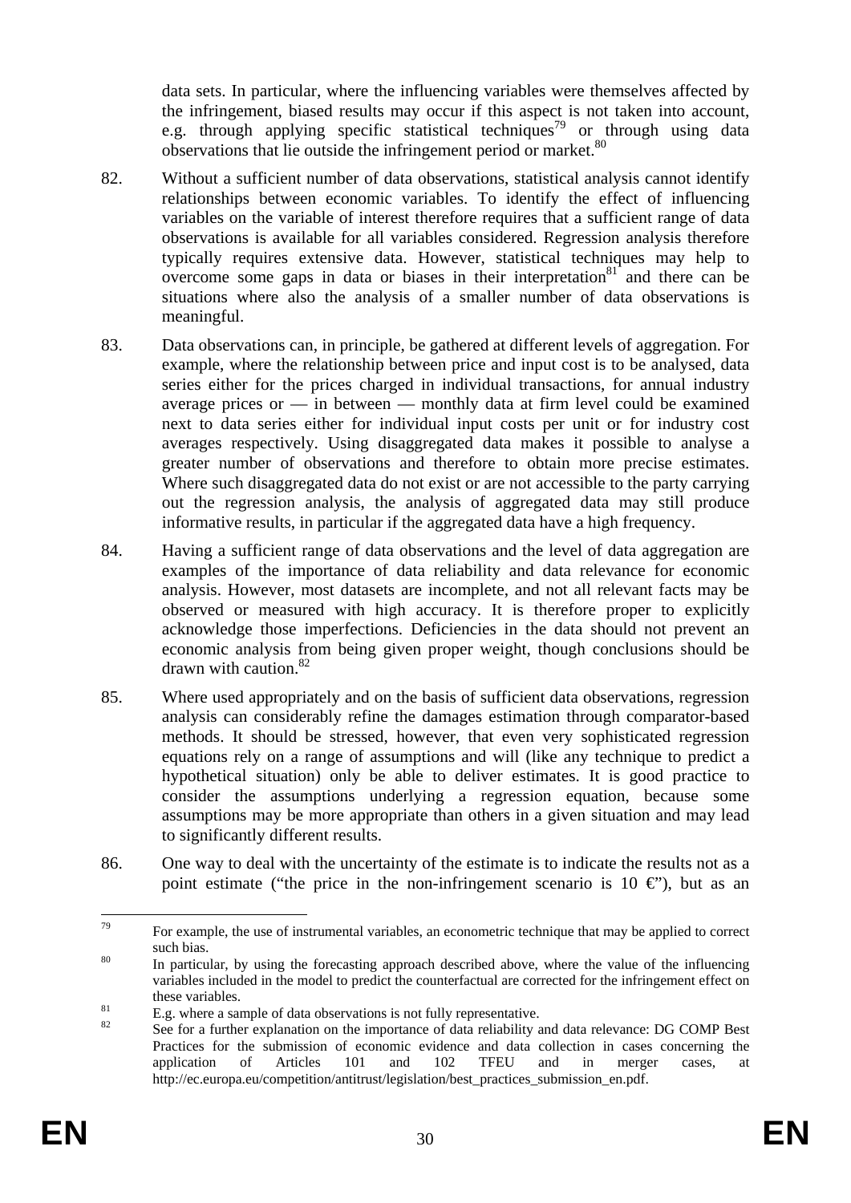data sets. In particular, where the influencing variables were themselves affected by the infringement, biased results may occur if this aspect is not taken into account, e.g. through applying specific statistical techniques[79] or through using data observations that lie outside the infringement period or market.[80]

82. Without a sufficient number of data observations, statistical analysis cannot identify relationships between economic variables. To identify the effect of influencing variables on the variable of interest therefore requires that a sufficient range of data observations is available for all variables considered. Regression analysis therefore typically requires extensive data. However, statistical techniques may help to overcome some gaps in data or biases in their interpretation[81] and there can be situations where also the analysis of a smaller number of data observations is meaningful.

83. Data observations can, in principle, be gathered at different levels of aggregation. For example, where the relationship between price and input cost is to be analysed, data series either for the prices charged in individual transactions, for annual industry average prices or — in between — monthly data at firm level could be examined next to data series either for individual input costs per unit or for industry cost averages respectively. Using disaggregated data makes it possible to analyse a greater number of observations and therefore to obtain more precise estimates. Where such disaggregated data do not exist or are not accessible to the party carrying out the regression analysis, the analysis of aggregated data may still produce informative results, in particular if the aggregated data have a high frequency.

84. Having a sufficient range of data observations and the level of data aggregation are examples of the importance of data reliability and data relevance for economic analysis. However, most datasets are incomplete, and not all relevant facts may be observed or measured with high accuracy. It is therefore proper to explicitly acknowledge those imperfections. Deficiencies in the data should not prevent an economic analysis from being given proper weight, though conclusions should be drawn with caution.[82]

85. Where used appropriately and on the basis of sufficient data observations, regression analysis can considerably refine the damages estimation through comparator-based methods. It should be stressed, however, that even very sophisticated regression equations rely on a range of assumptions and will (like any technique to predict a hypothetical situation) only be able to deliver estimates. It is good practice to consider the assumptions underlying a regression equation, because some assumptions may be more appropriate than others in a given situation and may lead to significantly different results.

86. One way to deal with the uncertainty of the estimate is to indicate the results not as a point estimate ("the price in the non-infringement scenario is 10 €"), but as an

---

[79] For example, the use of instrumental variables, an econometric technique that may be applied to correct such bias.

[80] In particular, by using the forecasting approach described above, where the value of the influencing variables included in the model to predict the counterfactual are corrected for the infringement effect on these variables.

[81] E.g. where a sample of data observations is not fully representative.

[82] See for a further explanation on the importance of data reliability and data relevance: DG COMP Best Practices for the submission of economic evidence and data collection in cases concerning the application of Articles 101 and 102 TFEU and in merger cases, at http://ec.europa.eu/competition/antitrust/legislation/best_practices_submission_en.pdf.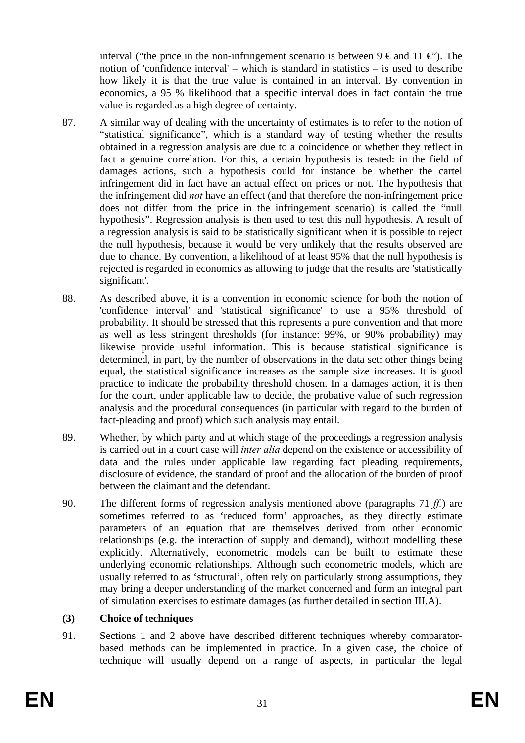interval ("the price in the non-infringement scenario is between 9 € and 11 €"). The notion of 'confidence interval' – which is standard in statistics – is used to describe how likely it is that the true value is contained in an interval. By convention in economics, a 95 % likelihood that a specific interval does in fact contain the true value is regarded as a high degree of certainty.

87. A similar way of dealing with the uncertainty of estimates is to refer to the notion of "statistical significance", which is a standard way of testing whether the results obtained in a regression analysis are due to a coincidence or whether they reflect in fact a genuine correlation. For this, a certain hypothesis is tested: in the field of damages actions, such a hypothesis could for instance be whether the cartel infringement did in fact have an actual effect on prices or not. The hypothesis that the infringement did *not* have an effect (and that therefore the non-infringement price does not differ from the price in the infringement scenario) is called the "null hypothesis". Regression analysis is then used to test this null hypothesis. A result of a regression analysis is said to be statistically significant when it is possible to reject the null hypothesis, because it would be very unlikely that the results observed are due to chance. By convention, a likelihood of at least 95% that the null hypothesis is rejected is regarded in economics as allowing to judge that the results are 'statistically significant'.

88. As described above, it is a convention in economic science for both the notion of 'confidence interval' and 'statistical significance' to use a 95% threshold of probability. It should be stressed that this represents a pure convention and that more as well as less stringent thresholds (for instance: 99%, or 90% probability) may likewise provide useful information. This is because statistical significance is determined, in part, by the number of observations in the data set: other things being equal, the statistical significance increases as the sample size increases. It is good practice to indicate the probability threshold chosen. In a damages action, it is then for the court, under applicable law to decide, the probative value of such regression analysis and the procedural consequences (in particular with regard to the burden of fact-pleading and proof) which such analysis may entail.

89. Whether, by which party and at which stage of the proceedings a regression analysis is carried out in a court case will *inter alia* depend on the existence or accessibility of data and the rules under applicable law regarding fact pleading requirements, disclosure of evidence, the standard of proof and the allocation of the burden of proof between the claimant and the defendant.

90. The different forms of regression analysis mentioned above (paragraphs 71 *ff.*) are sometimes referred to as 'reduced form' approaches, as they directly estimate parameters of an equation that are themselves derived from other economic relationships (e.g. the interaction of supply and demand), without modelling these explicitly. Alternatively, econometric models can be built to estimate these underlying economic relationships. Although such econometric models, which are usually referred to as 'structural', often rely on particularly strong assumptions, they may bring a deeper understanding of the market concerned and form an integral part of simulation exercises to estimate damages (as further detailed in section III.A).

**(3) Choice of techniques**

91. Sections 1 and 2 above have described different techniques whereby comparator-based methods can be implemented in practice. In a given case, the choice of technique will usually depend on a range of aspects, in particular the legal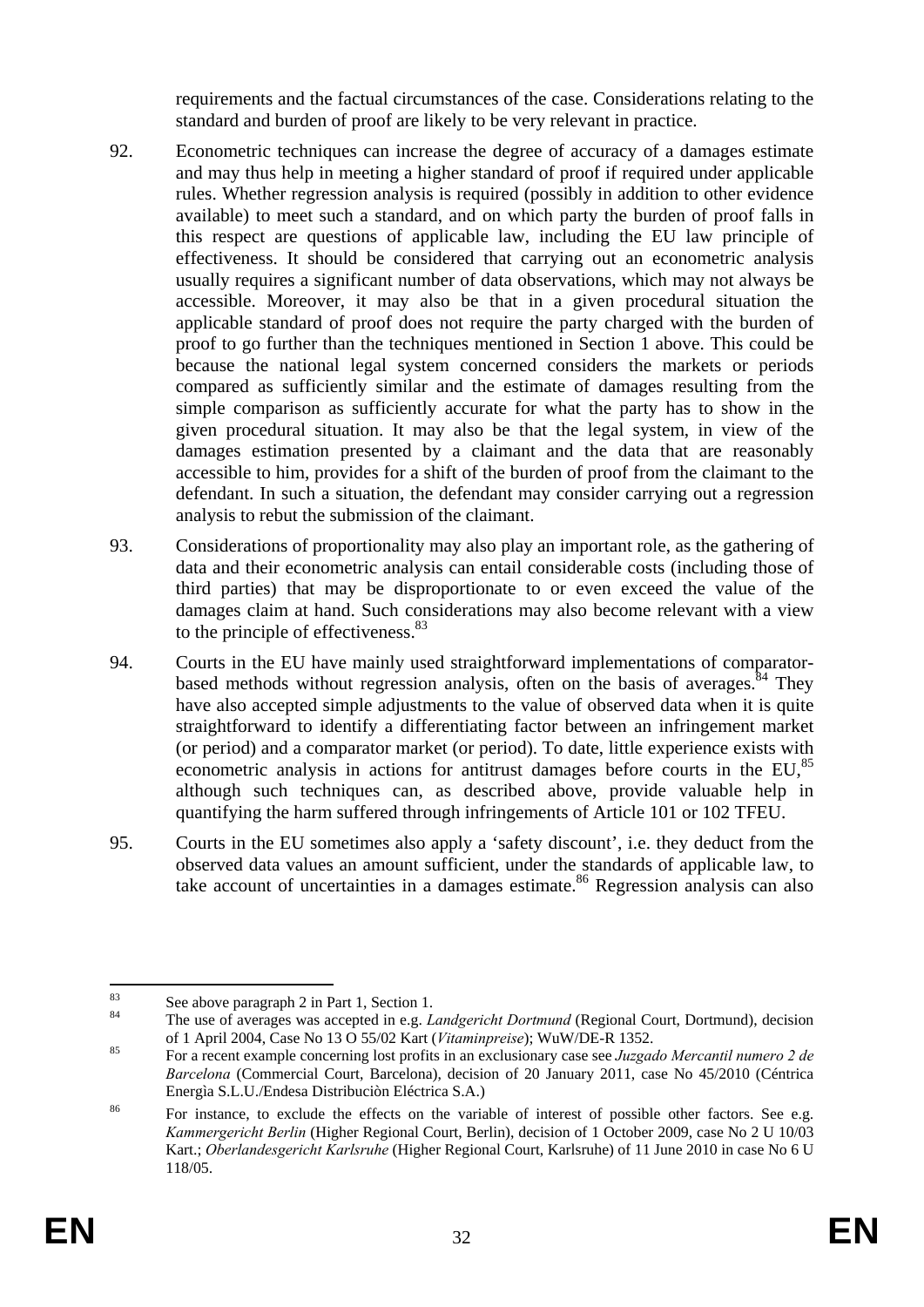requirements and the factual circumstances of the case. Considerations relating to the standard and burden of proof are likely to be very relevant in practice.

92. Econometric techniques can increase the degree of accuracy of a damages estimate and may thus help in meeting a higher standard of proof if required under applicable rules. Whether regression analysis is required (possibly in addition to other evidence available) to meet such a standard, and on which party the burden of proof falls in this respect are questions of applicable law, including the EU law principle of effectiveness. It should be considered that carrying out an econometric analysis usually requires a significant number of data observations, which may not always be accessible. Moreover, it may also be that in a given procedural situation the applicable standard of proof does not require the party charged with the burden of proof to go further than the techniques mentioned in Section 1 above. This could be because the national legal system concerned considers the markets or periods compared as sufficiently similar and the estimate of damages resulting from the simple comparison as sufficiently accurate for what the party has to show in the given procedural situation. It may also be that the legal system, in view of the damages estimation presented by a claimant and the data that are reasonably accessible to him, provides for a shift of the burden of proof from the claimant to the defendant. In such a situation, the defendant may consider carrying out a regression analysis to rebut the submission of the claimant.

93. Considerations of proportionality may also play an important role, as the gathering of data and their econometric analysis can entail considerable costs (including those of third parties) that may be disproportionate to or even exceed the value of the damages claim at hand. Such considerations may also become relevant with a view to the principle of effectiveness.[83]

94. Courts in the EU have mainly used straightforward implementations of comparator-based methods without regression analysis, often on the basis of averages.[84] They have also accepted simple adjustments to the value of observed data when it is quite straightforward to identify a differentiating factor between an infringement market (or period) and a comparator market (or period). To date, little experience exists with econometric analysis in actions for antitrust damages before courts in the EU,[85] although such techniques can, as described above, provide valuable help in quantifying the harm suffered through infringements of Article 101 or 102 TFEU.

95. Courts in the EU sometimes also apply a 'safety discount', i.e. they deduct from the observed data values an amount sufficient, under the standards of applicable law, to take account of uncertainties in a damages estimate.[86] Regression analysis can also

---

[83] See above paragraph 2 in Part 1, Section 1.

[84] The use of averages was accepted in e.g. *Landgericht Dortmund* (Regional Court, Dortmund), decision of 1 April 2004, Case No 13 O 55/02 Kart (*Vitaminpreise*); WuW/DE-R 1352.

[85] For a recent example concerning lost profits in an exclusionary case see *Juzgado Mercantil numero 2 de Barcelona* (Commercial Court, Barcelona), decision of 20 January 2011, case No 45/2010 (Céntrica Energìa S.L.U./Endesa Distribuciòn Eléctrica S.A.)

[86] For instance, to exclude the effects on the variable of interest of possible other factors. See e.g. *Kammergericht Berlin* (Higher Regional Court, Berlin), decision of 1 October 2009, case No 2 U 10/03 Kart.; *Oberlandesgericht Karlsruhe* (Higher Regional Court, Karlsruhe) of 11 June 2010 in case No 6 U 118/05.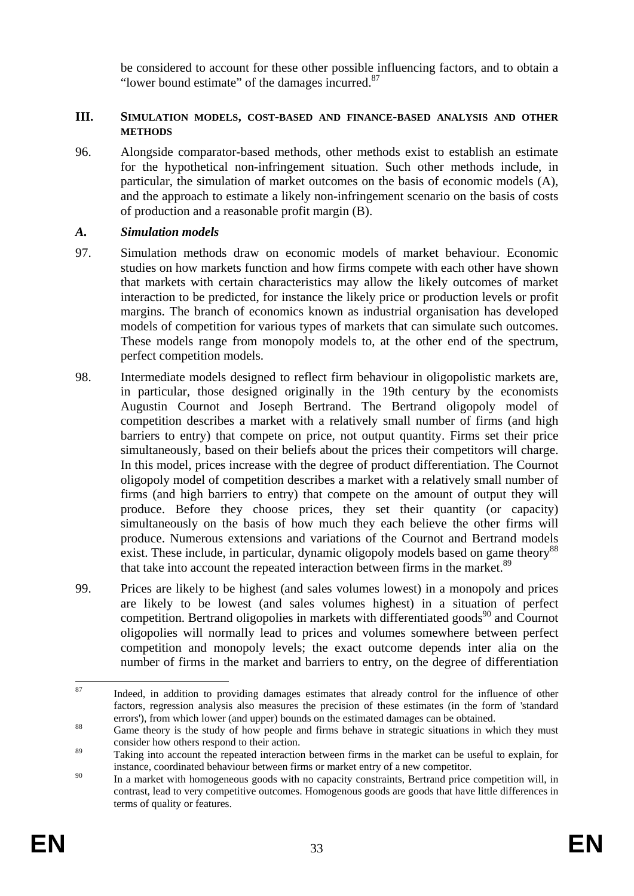be considered to account for these other possible influencing factors, and to obtain a "lower bound estimate" of the damages incurred.[87]

## III. SIMULATION MODELS, COST-BASED AND FINANCE-BASED ANALYSIS AND OTHER METHODS

96. Alongside comparator-based methods, other methods exist to establish an estimate for the hypothetical non-infringement situation. Such other methods include, in particular, the simulation of market outcomes on the basis of economic models (A), and the approach to estimate a likely non-infringement scenario on the basis of costs of production and a reasonable profit margin (B).

### *A. Simulation models*

97. Simulation methods draw on economic models of market behaviour. Economic studies on how markets function and how firms compete with each other have shown that markets with certain characteristics may allow the likely outcomes of market interaction to be predicted, for instance the likely price or production levels or profit margins. The branch of economics known as industrial organisation has developed models of competition for various types of markets that can simulate such outcomes. These models range from monopoly models to, at the other end of the spectrum, perfect competition models.

98. Intermediate models designed to reflect firm behaviour in oligopolistic markets are, in particular, those designed originally in the 19th century by the economists Augustin Cournot and Joseph Bertrand. The Bertrand oligopoly model of competition describes a market with a relatively small number of firms (and high barriers to entry) that compete on price, not output quantity. Firms set their price simultaneously, based on their beliefs about the prices their competitors will charge. In this model, prices increase with the degree of product differentiation. The Cournot oligopoly model of competition describes a market with a relatively small number of firms (and high barriers to entry) that compete on the amount of output they will produce. Before they choose prices, they set their quantity (or capacity) simultaneously on the basis of how much they each believe the other firms will produce. Numerous extensions and variations of the Cournot and Bertrand models exist. These include, in particular, dynamic oligopoly models based on game theory[88] that take into account the repeated interaction between firms in the market.[89]

99. Prices are likely to be highest (and sales volumes lowest) in a monopoly and prices are likely to be lowest (and sales volumes highest) in a situation of perfect competition. Bertrand oligopolies in markets with differentiated goods[90] and Cournot oligopolies will normally lead to prices and volumes somewhere between perfect competition and monopoly levels; the exact outcome depends inter alia on the number of firms in the market and barriers to entry, on the degree of differentiation

---

[87] Indeed, in addition to providing damages estimates that already control for the influence of other factors, regression analysis also measures the precision of these estimates (in the form of 'standard errors'), from which lower (and upper) bounds on the estimated damages can be obtained.

[88] Game theory is the study of how people and firms behave in strategic situations in which they must consider how others respond to their action.

[89] Taking into account the repeated interaction between firms in the market can be useful to explain, for instance, coordinated behaviour between firms or market entry of a new competitor.

[90] In a market with homogeneous goods with no capacity constraints, Bertrand price competition will, in contrast, lead to very competitive outcomes. Homogenous goods are goods that have little differences in terms of quality or features.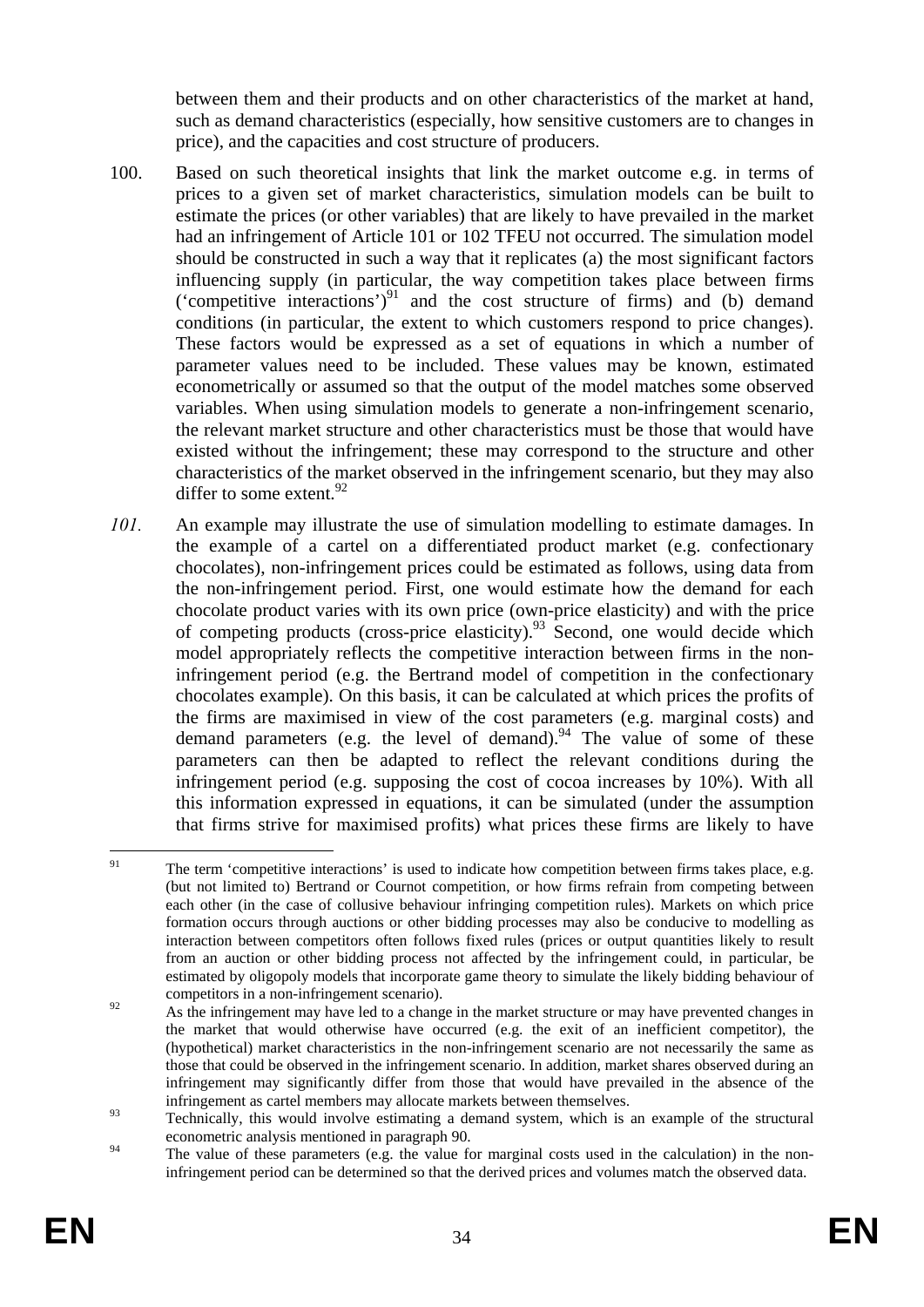between them and their products and on other characteristics of the market at hand, such as demand characteristics (especially, how sensitive customers are to changes in price), and the capacities and cost structure of producers.

100. Based on such theoretical insights that link the market outcome e.g. in terms of prices to a given set of market characteristics, simulation models can be built to estimate the prices (or other variables) that are likely to have prevailed in the market had an infringement of Article 101 or 102 TFEU not occurred. The simulation model should be constructed in such a way that it replicates (a) the most significant factors influencing supply (in particular, the way competition takes place between firms ('competitive interactions')[91] and the cost structure of firms) and (b) demand conditions (in particular, the extent to which customers respond to price changes). These factors would be expressed as a set of equations in which a number of parameter values need to be included. These values may be known, estimated econometrically or assumed so that the output of the model matches some observed variables. When using simulation models to generate a non-infringement scenario, the relevant market structure and other characteristics must be those that would have existed without the infringement; these may correspond to the structure and other characteristics of the market observed in the infringement scenario, but they may also differ to some extent.[92]

*101.* An example may illustrate the use of simulation modelling to estimate damages. In the example of a cartel on a differentiated product market (e.g. confectionary chocolates), non-infringement prices could be estimated as follows, using data from the non-infringement period. First, one would estimate how the demand for each chocolate product varies with its own price (own-price elasticity) and with the price of competing products (cross-price elasticity).[93] Second, one would decide which model appropriately reflects the competitive interaction between firms in the non-infringement period (e.g. the Bertrand model of competition in the confectionary chocolates example). On this basis, it can be calculated at which prices the profits of the firms are maximised in view of the cost parameters (e.g. marginal costs) and demand parameters (e.g. the level of demand).[94] The value of some of these parameters can then be adapted to reflect the relevant conditions during the infringement period (e.g. supposing the cost of cocoa increases by 10%). With all this information expressed in equations, it can be simulated (under the assumption that firms strive for maximised profits) what prices these firms are likely to have

---

[91] The term 'competitive interactions' is used to indicate how competition between firms takes place, e.g. (but not limited to) Bertrand or Cournot competition, or how firms refrain from competing between each other (in the case of collusive behaviour infringing competition rules). Markets on which price formation occurs through auctions or other bidding processes may also be conducive to modelling as interaction between competitors often follows fixed rules (prices or output quantities likely to result from an auction or other bidding process not affected by the infringement could, in particular, be estimated by oligopoly models that incorporate game theory to simulate the likely bidding behaviour of competitors in a non-infringement scenario).

[92] As the infringement may have led to a change in the market structure or may have prevented changes in the market that would otherwise have occurred (e.g. the exit of an inefficient competitor), the (hypothetical) market characteristics in the non-infringement scenario are not necessarily the same as those that could be observed in the infringement scenario. In addition, market shares observed during an infringement may significantly differ from those that would have prevailed in the absence of the infringement as cartel members may allocate markets between themselves.

[93] Technically, this would involve estimating a demand system, which is an example of the structural econometric analysis mentioned in paragraph 90.

[94] The value of these parameters (e.g. the value for marginal costs used in the calculation) in the non-infringement period can be determined so that the derived prices and volumes match the observed data.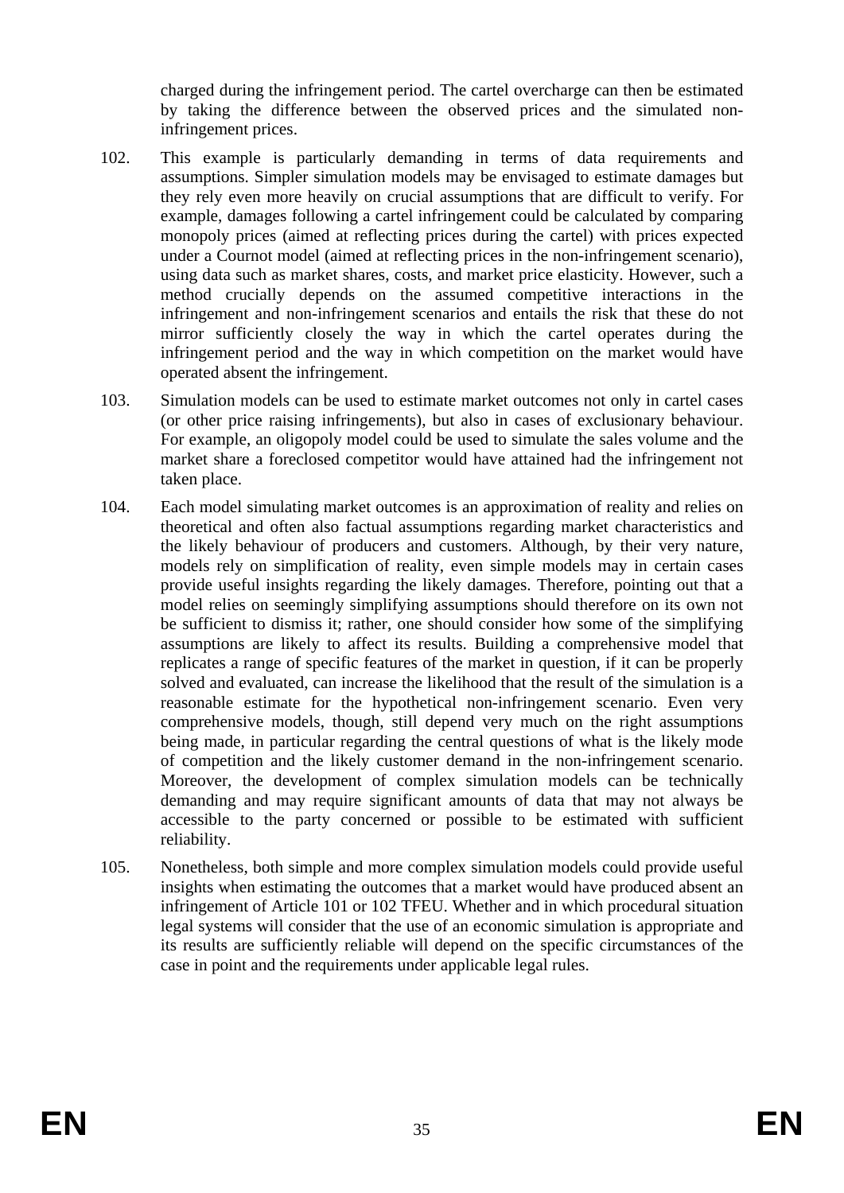charged during the infringement period. The cartel overcharge can then be estimated by taking the difference between the observed prices and the simulated non-infringement prices.

102. This example is particularly demanding in terms of data requirements and assumptions. Simpler simulation models may be envisaged to estimate damages but they rely even more heavily on crucial assumptions that are difficult to verify. For example, damages following a cartel infringement could be calculated by comparing monopoly prices (aimed at reflecting prices during the cartel) with prices expected under a Cournot model (aimed at reflecting prices in the non-infringement scenario), using data such as market shares, costs, and market price elasticity. However, such a method crucially depends on the assumed competitive interactions in the infringement and non-infringement scenarios and entails the risk that these do not mirror sufficiently closely the way in which the cartel operates during the infringement period and the way in which competition on the market would have operated absent the infringement.

103. Simulation models can be used to estimate market outcomes not only in cartel cases (or other price raising infringements), but also in cases of exclusionary behaviour. For example, an oligopoly model could be used to simulate the sales volume and the market share a foreclosed competitor would have attained had the infringement not taken place.

104. Each model simulating market outcomes is an approximation of reality and relies on theoretical and often also factual assumptions regarding market characteristics and the likely behaviour of producers and customers. Although, by their very nature, models rely on simplification of reality, even simple models may in certain cases provide useful insights regarding the likely damages. Therefore, pointing out that a model relies on seemingly simplifying assumptions should therefore on its own not be sufficient to dismiss it; rather, one should consider how some of the simplifying assumptions are likely to affect its results. Building a comprehensive model that replicates a range of specific features of the market in question, if it can be properly solved and evaluated, can increase the likelihood that the result of the simulation is a reasonable estimate for the hypothetical non-infringement scenario. Even very comprehensive models, though, still depend very much on the right assumptions being made, in particular regarding the central questions of what is the likely mode of competition and the likely customer demand in the non-infringement scenario. Moreover, the development of complex simulation models can be technically demanding and may require significant amounts of data that may not always be accessible to the party concerned or possible to be estimated with sufficient reliability.

105. Nonetheless, both simple and more complex simulation models could provide useful insights when estimating the outcomes that a market would have produced absent an infringement of Article 101 or 102 TFEU. Whether and in which procedural situation legal systems will consider that the use of an economic simulation is appropriate and its results are sufficiently reliable will depend on the specific circumstances of the case in point and the requirements under applicable legal rules.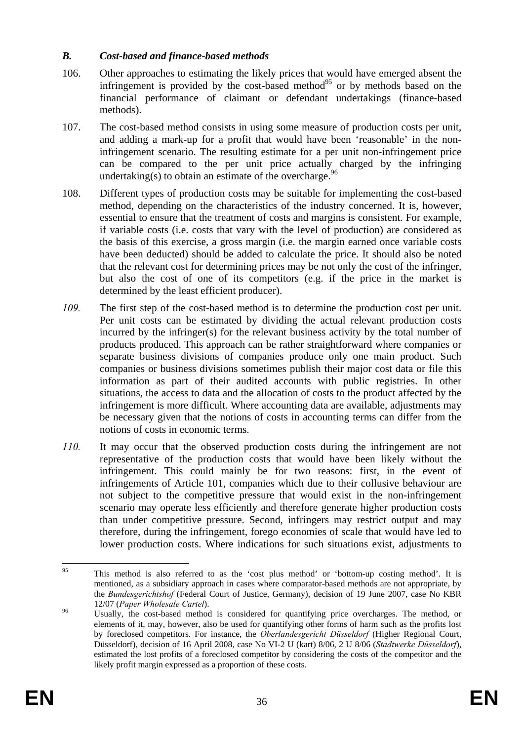### *B. Cost-based and finance-based methods*

106. Other approaches to estimating the likely prices that would have emerged absent the infringement is provided by the cost-based method[95] or by methods based on the financial performance of claimant or defendant undertakings (finance-based methods).

107. The cost-based method consists in using some measure of production costs per unit, and adding a mark-up for a profit that would have been 'reasonable' in the non-infringement scenario. The resulting estimate for a per unit non-infringement price can be compared to the per unit price actually charged by the infringing undertaking(s) to obtain an estimate of the overcharge.[96]

108. Different types of production costs may be suitable for implementing the cost-based method, depending on the characteristics of the industry concerned. It is, however, essential to ensure that the treatment of costs and margins is consistent. For example, if variable costs (i.e. costs that vary with the level of production) are considered as the basis of this exercise, a gross margin (i.e. the margin earned once variable costs have been deducted) should be added to calculate the price. It should also be noted that the relevant cost for determining prices may be not only the cost of the infringer, but also the cost of one of its competitors (e.g. if the price in the market is determined by the least efficient producer).

*109.* The first step of the cost-based method is to determine the production cost per unit. Per unit costs can be estimated by dividing the actual relevant production costs incurred by the infringer(s) for the relevant business activity by the total number of products produced. This approach can be rather straightforward where companies or separate business divisions of companies produce only one main product. Such companies or business divisions sometimes publish their major cost data or file this information as part of their audited accounts with public registries. In other situations, the access to data and the allocation of costs to the product affected by the infringement is more difficult. Where accounting data are available, adjustments may be necessary given that the notions of costs in accounting terms can differ from the notions of costs in economic terms.

*110.* It may occur that the observed production costs during the infringement are not representative of the production costs that would have been likely without the infringement. This could mainly be for two reasons: first, in the event of infringements of Article 101, companies which due to their collusive behaviour are not subject to the competitive pressure that would exist in the non-infringement scenario may operate less efficiently and therefore generate higher production costs than under competitive pressure. Second, infringers may restrict output and may therefore, during the infringement, forego economies of scale that would have led to lower production costs. Where indications for such situations exist, adjustments to

---

[95] This method is also referred to as the 'cost plus method' or 'bottom-up costing method'. It is mentioned, as a subsidiary approach in cases where comparator-based methods are not appropriate, by the *Bundesgerichtshof* (Federal Court of Justice, Germany), decision of 19 June 2007, case No KBR 12/07 (*Paper Wholesale Cartel*).

[96] Usually, the cost-based method is considered for quantifying price overcharges. The method, or elements of it, may, however, also be used for quantifying other forms of harm such as the profits lost by foreclosed competitors. For instance, the *Oberlandesgericht Düsseldorf* (Higher Regional Court, Düsseldorf), decision of 16 April 2008, case No VI-2 U (kart) 8/06, 2 U 8/06 (*Stadtwerke Düsseldorf*), estimated the lost profits of a foreclosed competitor by considering the costs of the competitor and the likely profit margin expressed as a proportion of these costs.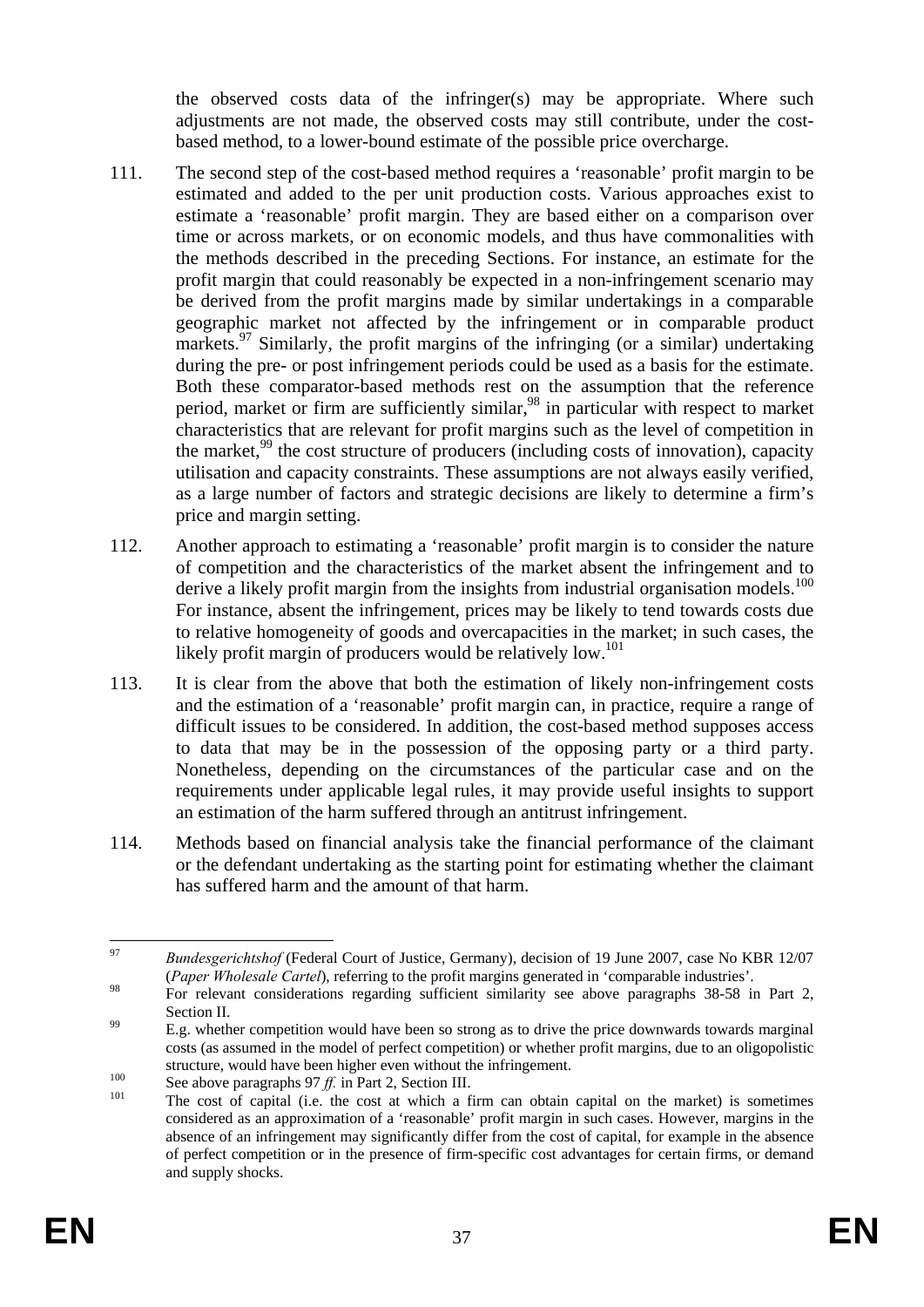the observed costs data of the infringer(s) may be appropriate. Where such adjustments are not made, the observed costs may still contribute, under the cost-based method, to a lower-bound estimate of the possible price overcharge.

111. The second step of the cost-based method requires a 'reasonable' profit margin to be estimated and added to the per unit production costs. Various approaches exist to estimate a 'reasonable' profit margin. They are based either on a comparison over time or across markets, or on economic models, and thus have commonalities with the methods described in the preceding Sections. For instance, an estimate for the profit margin that could reasonably be expected in a non-infringement scenario may be derived from the profit margins made by similar undertakings in a comparable geographic market not affected by the infringement or in comparable product markets.[97] Similarly, the profit margins of the infringing (or a similar) undertaking during the pre- or post infringement periods could be used as a basis for the estimate. Both these comparator-based methods rest on the assumption that the reference period, market or firm are sufficiently similar,[98] in particular with respect to market characteristics that are relevant for profit margins such as the level of competition in the market,[99] the cost structure of producers (including costs of innovation), capacity utilisation and capacity constraints. These assumptions are not always easily verified, as a large number of factors and strategic decisions are likely to determine a firm's price and margin setting.

112. Another approach to estimating a 'reasonable' profit margin is to consider the nature of competition and the characteristics of the market absent the infringement and to derive a likely profit margin from the insights from industrial organisation models.[100] For instance, absent the infringement, prices may be likely to tend towards costs due to relative homogeneity of goods and overcapacities in the market; in such cases, the likely profit margin of producers would be relatively low.[101]

113. It is clear from the above that both the estimation of likely non-infringement costs and the estimation of a 'reasonable' profit margin can, in practice, require a range of difficult issues to be considered. In addition, the cost-based method supposes access to data that may be in the possession of the opposing party or a third party. Nonetheless, depending on the circumstances of the particular case and on the requirements under applicable legal rules, it may provide useful insights to support an estimation of the harm suffered through an antitrust infringement.

114. Methods based on financial analysis take the financial performance of the claimant or the defendant undertaking as the starting point for estimating whether the claimant has suffered harm and the amount of that harm.

---

[97] *Bundesgerichtshof* (Federal Court of Justice, Germany), decision of 19 June 2007, case No KBR 12/07 (*Paper Wholesale Cartel*), referring to the profit margins generated in 'comparable industries'.

[98] For relevant considerations regarding sufficient similarity see above paragraphs 38-58 in Part 2, Section II.

[99] E.g. whether competition would have been so strong as to drive the price downwards towards marginal costs (as assumed in the model of perfect competition) or whether profit margins, due to an oligopolistic structure, would have been higher even without the infringement.

[100] See above paragraphs 97 *ff.* in Part 2, Section III.

[101] The cost of capital (i.e. the cost at which a firm can obtain capital on the market) is sometimes considered as an approximation of a 'reasonable' profit margin in such cases. However, margins in the absence of an infringement may significantly differ from the cost of capital, for example in the absence of perfect competition or in the presence of firm-specific cost advantages for certain firms, or demand and supply shocks.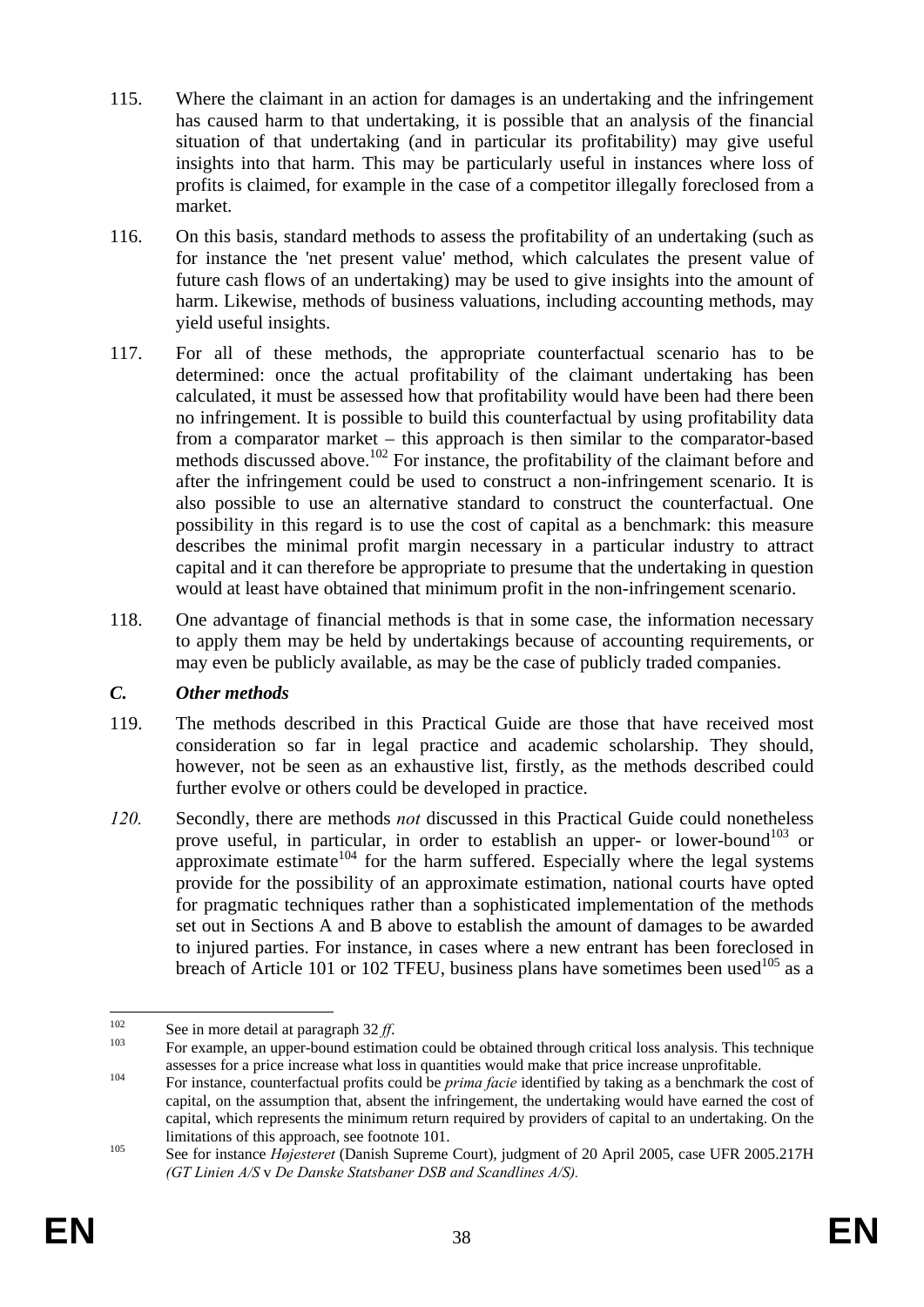115. Where the claimant in an action for damages is an undertaking and the infringement has caused harm to that undertaking, it is possible that an analysis of the financial situation of that undertaking (and in particular its profitability) may give useful insights into that harm. This may be particularly useful in instances where loss of profits is claimed, for example in the case of a competitor illegally foreclosed from a market.

116. On this basis, standard methods to assess the profitability of an undertaking (such as for instance the 'net present value' method, which calculates the present value of future cash flows of an undertaking) may be used to give insights into the amount of harm. Likewise, methods of business valuations, including accounting methods, may yield useful insights.

117. For all of these methods, the appropriate counterfactual scenario has to be determined: once the actual profitability of the claimant undertaking has been calculated, it must be assessed how that profitability would have been had there been no infringement. It is possible to build this counterfactual by using profitability data from a comparator market – this approach is then similar to the comparator-based methods discussed above.[102] For instance, the profitability of the claimant before and after the infringement could be used to construct a non-infringement scenario. It is also possible to use an alternative standard to construct the counterfactual. One possibility in this regard is to use the cost of capital as a benchmark: this measure describes the minimal profit margin necessary in a particular industry to attract capital and it can therefore be appropriate to presume that the undertaking in question would at least have obtained that minimum profit in the non-infringement scenario.

118. One advantage of financial methods is that in some case, the information necessary to apply them may be held by undertakings because of accounting requirements, or may even be publicly available, as may be the case of publicly traded companies.

### *C. Other methods*

119. The methods described in this Practical Guide are those that have received most consideration so far in legal practice and academic scholarship. They should, however, not be seen as an exhaustive list, firstly, as the methods described could further evolve or others could be developed in practice.

*120.* Secondly, there are methods *not* discussed in this Practical Guide could nonetheless prove useful, in particular, in order to establish an upper- or lower-bound[103] or approximate estimate[104] for the harm suffered. Especially where the legal systems provide for the possibility of an approximate estimation, national courts have opted for pragmatic techniques rather than a sophisticated implementation of the methods set out in Sections A and B above to establish the amount of damages to be awarded to injured parties. For instance, in cases where a new entrant has been foreclosed in breach of Article 101 or 102 TFEU, business plans have sometimes been used[105] as a

---

[102] See in more detail at paragraph 32 *ff*.

[103] For example, an upper-bound estimation could be obtained through critical loss analysis. This technique assesses for a price increase what loss in quantities would make that price increase unprofitable.

[104] For instance, counterfactual profits could be *prima facie* identified by taking as a benchmark the cost of capital, on the assumption that, absent the infringement, the undertaking would have earned the cost of capital, which represents the minimum return required by providers of capital to an undertaking. On the limitations of this approach, see footnote 101.

[105] See for instance *Højesteret* (Danish Supreme Court), judgment of 20 April 2005, case UFR 2005.217H *(GT Linien A/S* v *De Danske Statsbaner DSB and Scandlines A/S).*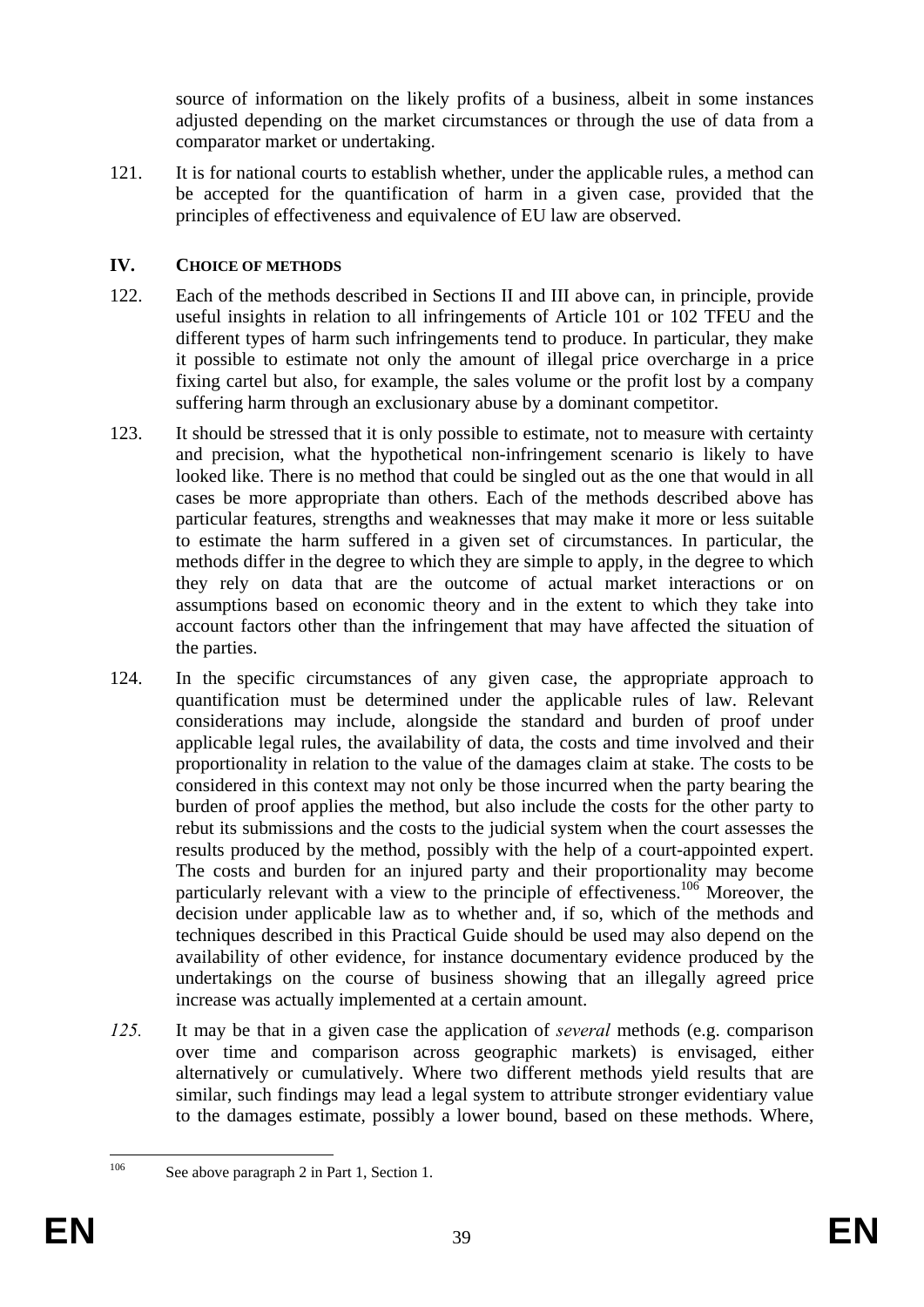source of information on the likely profits of a business, albeit in some instances adjusted depending on the market circumstances or through the use of data from a comparator market or undertaking.

121. It is for national courts to establish whether, under the applicable rules, a method can be accepted for the quantification of harm in a given case, provided that the principles of effectiveness and equivalence of EU law are observed.

## IV. CHOICE OF METHODS

122. Each of the methods described in Sections II and III above can, in principle, provide useful insights in relation to all infringements of Article 101 or 102 TFEU and the different types of harm such infringements tend to produce. In particular, they make it possible to estimate not only the amount of illegal price overcharge in a price fixing cartel but also, for example, the sales volume or the profit lost by a company suffering harm through an exclusionary abuse by a dominant competitor.

123. It should be stressed that it is only possible to estimate, not to measure with certainty and precision, what the hypothetical non-infringement scenario is likely to have looked like. There is no method that could be singled out as the one that would in all cases be more appropriate than others. Each of the methods described above has particular features, strengths and weaknesses that may make it more or less suitable to estimate the harm suffered in a given set of circumstances. In particular, the methods differ in the degree to which they are simple to apply, in the degree to which they rely on data that are the outcome of actual market interactions or on assumptions based on economic theory and in the extent to which they take into account factors other than the infringement that may have affected the situation of the parties.

124. In the specific circumstances of any given case, the appropriate approach to quantification must be determined under the applicable rules of law. Relevant considerations may include, alongside the standard and burden of proof under applicable legal rules, the availability of data, the costs and time involved and their proportionality in relation to the value of the damages claim at stake. The costs to be considered in this context may not only be those incurred when the party bearing the burden of proof applies the method, but also include the costs for the other party to rebut its submissions and the costs to the judicial system when the court assesses the results produced by the method, possibly with the help of a court-appointed expert. The costs and burden for an injured party and their proportionality may become particularly relevant with a view to the principle of effectiveness.[106] Moreover, the decision under applicable law as to whether and, if so, which of the methods and techniques described in this Practical Guide should be used may also depend on the availability of other evidence, for instance documentary evidence produced by the undertakings on the course of business showing that an illegally agreed price increase was actually implemented at a certain amount.

*125.* It may be that in a given case the application of *several* methods (e.g. comparison over time and comparison across geographic markets) is envisaged, either alternatively or cumulatively. Where two different methods yield results that are similar, such findings may lead a legal system to attribute stronger evidentiary value to the damages estimate, possibly a lower bound, based on these methods. Where,

---

[106] See above paragraph 2 in Part 1, Section 1.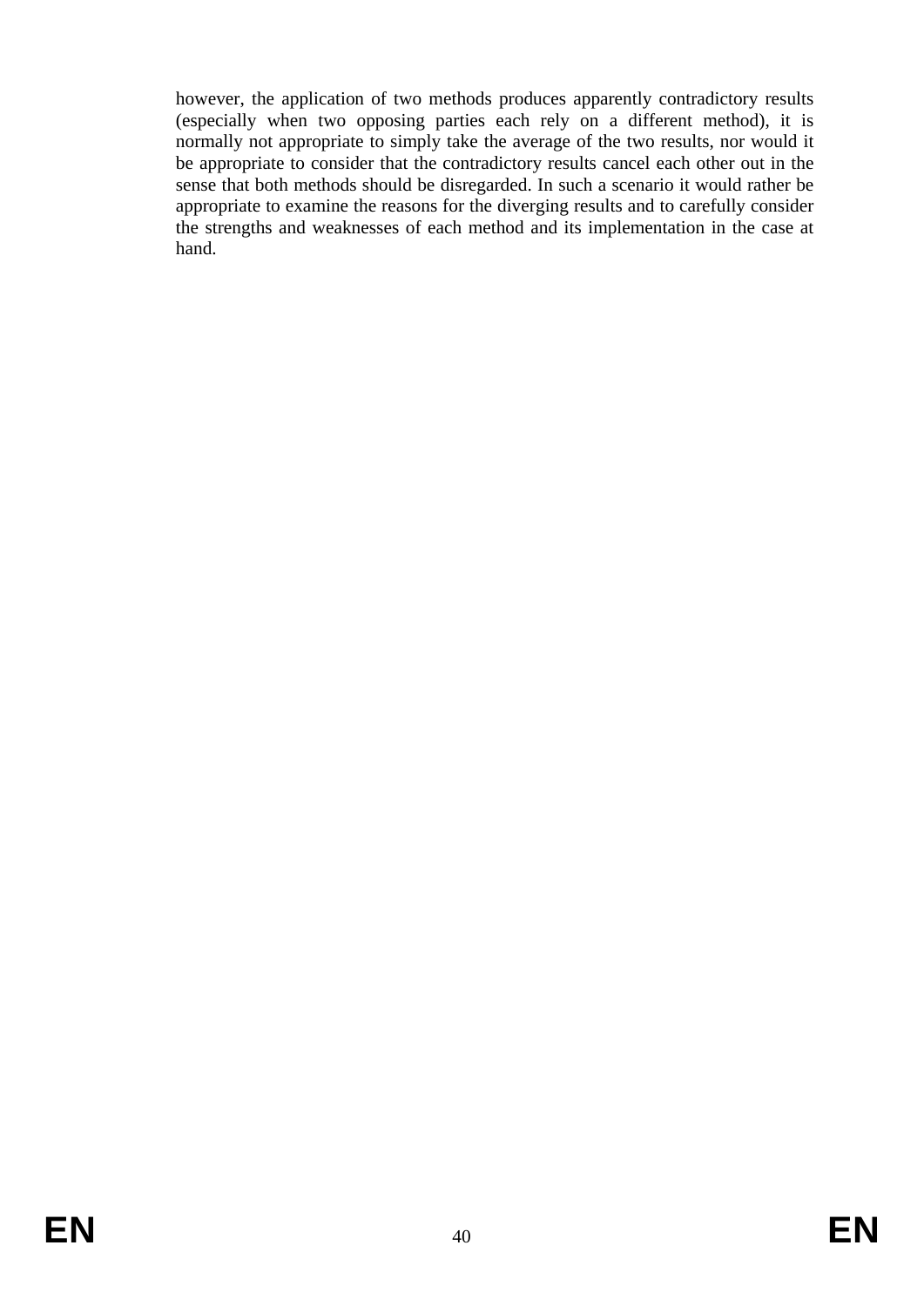however, the application of two methods produces apparently contradictory results (especially when two opposing parties each rely on a different method), it is normally not appropriate to simply take the average of the two results, nor would it be appropriate to consider that the contradictory results cancel each other out in the sense that both methods should be disregarded. In such a scenario it would rather be appropriate to examine the reasons for the diverging results and to carefully consider the strengths and weaknesses of each method and its implementation in the case at hand.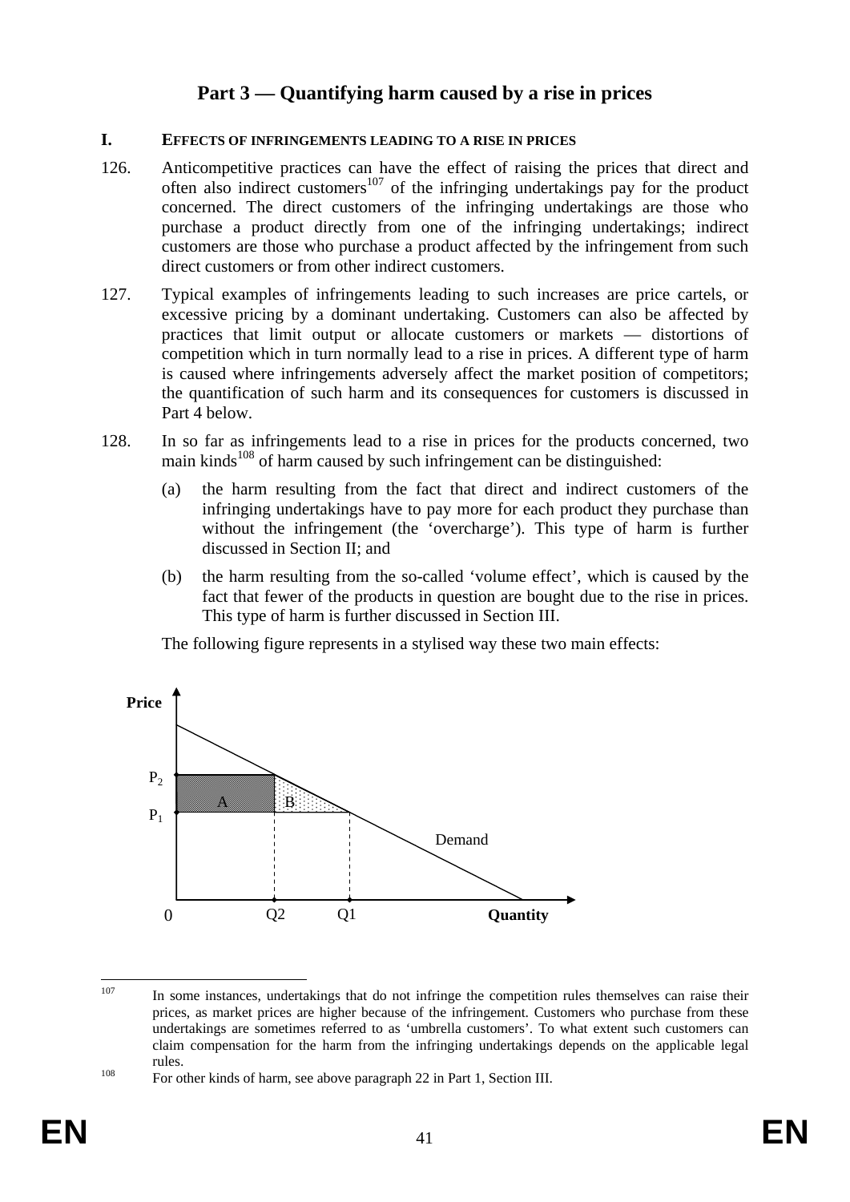# Part 3 — Quantifying harm caused by a rise in prices

## I. EFFECTS OF INFRINGEMENTS LEADING TO A RISE IN PRICES

126. Anticompetitive practices can have the effect of raising the prices that direct and often also indirect customers[107] of the infringing undertakings pay for the product concerned. The direct customers of the infringing undertakings are those who purchase a product directly from one of the infringing undertakings; indirect customers are those who purchase a product affected by the infringement from such direct customers or from other indirect customers.

127. Typical examples of infringements leading to such increases are price cartels, or excessive pricing by a dominant undertaking. Customers can also be affected by practices that limit output or allocate customers or markets — distortions of competition which in turn normally lead to a rise in prices. A different type of harm is caused where infringements adversely affect the market position of competitors; the quantification of such harm and its consequences for customers is discussed in Part 4 below.

128. In so far as infringements lead to a rise in prices for the products concerned, two main kinds[108] of harm caused by such infringement can be distinguished:

   (a) the harm resulting from the fact that direct and indirect customers of the infringing undertakings have to pay more for each product they purchase than without the infringement (the 'overcharge'). This type of harm is further discussed in Section II; and

   (b) the harm resulting from the so-called 'volume effect', which is caused by the fact that fewer of the products in question are bought due to the rise in prices. This type of harm is further discussed in Section III.

   The following figure represents in a stylised way these two main effects:

Price | $P_2$ | $P_1$ | A | B | Demand | 0 | Q2 | Q1 | Quantity

---

[107] In some instances, undertakings that do not infringe the competition rules themselves can raise their prices, as market prices are higher because of the infringement. Customers who purchase from these undertakings are sometimes referred to as 'umbrella customers'. To what extent such customers can claim compensation for the harm from the infringing undertakings depends on the applicable legal rules.

[108] For other kinds of harm, see above paragraph 22 in Part 1, Section III.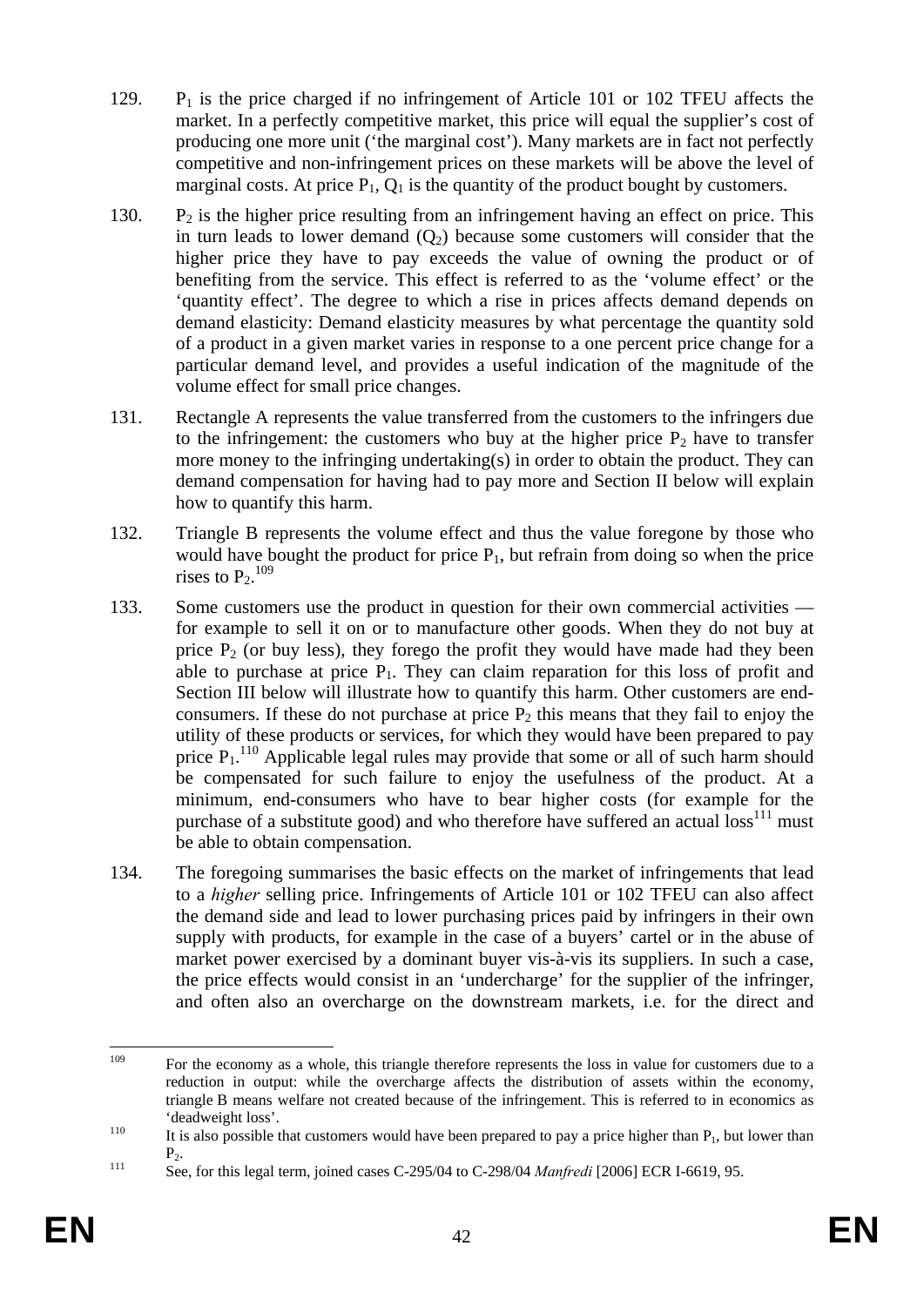129. $P_1$ is the price charged if no infringement of Article 101 or 102 TFEU affects the market. In a perfectly competitive market, this price will equal the supplier's cost of producing one more unit ('the marginal cost'). Many markets are in fact not perfectly competitive and non-infringement prices on these markets will be above the level of marginal costs. At price $P_1$, $Q_1$ is the quantity of the product bought by customers.

130. $P_2$ is the higher price resulting from an infringement having an effect on price. This in turn leads to lower demand ($Q_2$) because some customers will consider that the higher price they have to pay exceeds the value of owning the product or of benefiting from the service. This effect is referred to as the 'volume effect' or the 'quantity effect'. The degree to which a rise in prices affects demand depends on demand elasticity: Demand elasticity measures by what percentage the quantity sold of a product in a given market varies in response to a one percent price change for a particular demand level, and provides a useful indication of the magnitude of the volume effect for small price changes.

131. Rectangle A represents the value transferred from the customers to the infringers due to the infringement: the customers who buy at the higher price $P_2$ have to transfer more money to the infringing undertaking(s) in order to obtain the product. They can demand compensation for having had to pay more and Section II below will explain how to quantify this harm.

132. Triangle B represents the volume effect and thus the value foregone by those who would have bought the product for price $P_1$, but refrain from doing so when the price rises to $P_2$.[109]

133. Some customers use the product in question for their own commercial activities — for example to sell it on or to manufacture other goods. When they do not buy at price $P_2$ (or buy less), they forego the profit they would have made had they been able to purchase at price $P_1$. They can claim reparation for this loss of profit and Section III below will illustrate how to quantify this harm. Other customers are end-consumers. If these do not purchase at price $P_2$ this means that they fail to enjoy the utility of these products or services, for which they would have been prepared to pay price $P_1$.[110] Applicable legal rules may provide that some or all of such harm should be compensated for such failure to enjoy the usefulness of the product. At a minimum, end-consumers who have to bear higher costs (for example for the purchase of a substitute good) and who therefore have suffered an actual loss[111] must be able to obtain compensation.

134. The foregoing summarises the basic effects on the market of infringements that lead to a *higher* selling price. Infringements of Article 101 or 102 TFEU can also affect the demand side and lead to lower purchasing prices paid by infringers in their own supply with products, for example in the case of a buyers' cartel or in the abuse of market power exercised by a dominant buyer vis-à-vis its suppliers. In such a case, the price effects would consist in an 'undercharge' for the supplier of the infringer, and often also an overcharge on the downstream markets, i.e. for the direct and

---

[109] For the economy as a whole, this triangle therefore represents the loss in value for customers due to a reduction in output: while the overcharge affects the distribution of assets within the economy, triangle B means welfare not created because of the infringement. This is referred to in economics as 'deadweight loss'.

[110] It is also possible that customers would have been prepared to pay a price higher than $P_1$, but lower than $P_2$.

[111] See, for this legal term, joined cases C-295/04 to C-298/04 *Manfredi* [2006] ECR I-6619, 95.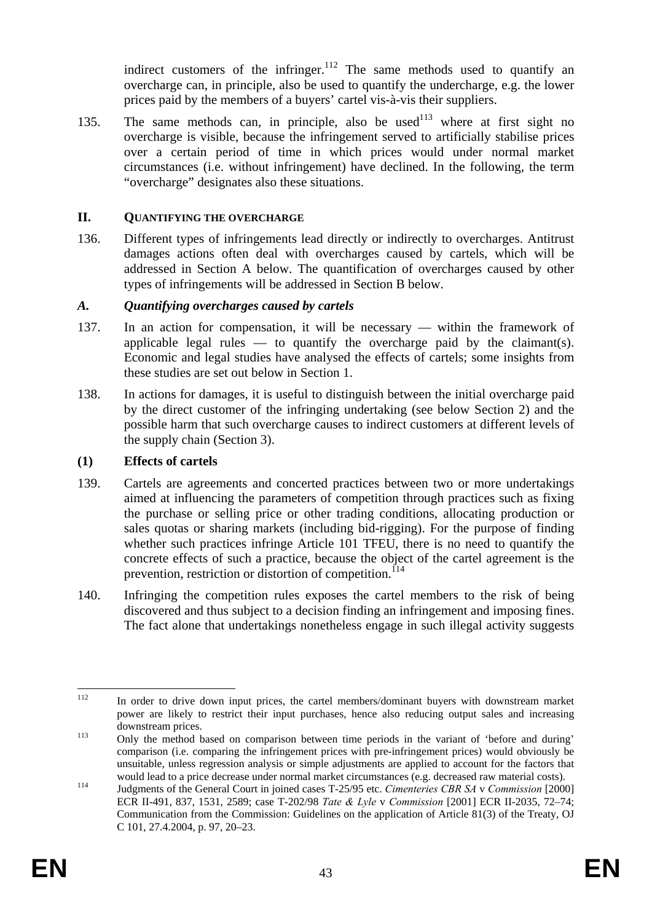indirect customers of the infringer.[112] The same methods used to quantify an overcharge can, in principle, also be used to quantify the undercharge, e.g. the lower prices paid by the members of a buyers' cartel vis-à-vis their suppliers.

135. The same methods can, in principle, also be used[113] where at first sight no overcharge is visible, because the infringement served to artificially stabilise prices over a certain period of time in which prices would under normal market circumstances (i.e. without infringement) have declined. In the following, the term "overcharge" designates also these situations.

## II. QUANTIFYING THE OVERCHARGE

136. Different types of infringements lead directly or indirectly to overcharges. Antitrust damages actions often deal with overcharges caused by cartels, which will be addressed in Section A below. The quantification of overcharges caused by other types of infringements will be addressed in Section B below.

### *A. Quantifying overcharges caused by cartels*

137. In an action for compensation, it will be necessary — within the framework of applicable legal rules — to quantify the overcharge paid by the claimant(s). Economic and legal studies have analysed the effects of cartels; some insights from these studies are set out below in Section 1.

138. In actions for damages, it is useful to distinguish between the initial overcharge paid by the direct customer of the infringing undertaking (see below Section 2) and the possible harm that such overcharge causes to indirect customers at different levels of the supply chain (Section 3).

#### (1) Effects of cartels

139. Cartels are agreements and concerted practices between two or more undertakings aimed at influencing the parameters of competition through practices such as fixing the purchase or selling price or other trading conditions, allocating production or sales quotas or sharing markets (including bid-rigging). For the purpose of finding whether such practices infringe Article 101 TFEU, there is no need to quantify the concrete effects of such a practice, because the object of the cartel agreement is the prevention, restriction or distortion of competition.[114]

140. Infringing the competition rules exposes the cartel members to the risk of being discovered and thus subject to a decision finding an infringement and imposing fines. The fact alone that undertakings nonetheless engage in such illegal activity suggests

---

[112] In order to drive down input prices, the cartel members/dominant buyers with downstream market power are likely to restrict their input purchases, hence also reducing output sales and increasing downstream prices.

[113] Only the method based on comparison between time periods in the variant of 'before and during' comparison (i.e. comparing the infringement prices with pre-infringement prices) would obviously be unsuitable, unless regression analysis or simple adjustments are applied to account for the factors that would lead to a price decrease under normal market circumstances (e.g. decreased raw material costs).

[114] Judgments of the General Court in joined cases T-25/95 etc. *Cimenteries CBR SA* v *Commission* [2000] ECR II-491, 837, 1531, 2589; case T-202/98 *Tate & Lyle* v *Commission* [2001] ECR II-2035, 72–74; Communication from the Commission: Guidelines on the application of Article 81(3) of the Treaty, OJ C 101, 27.4.2004, p. 97, 20–23.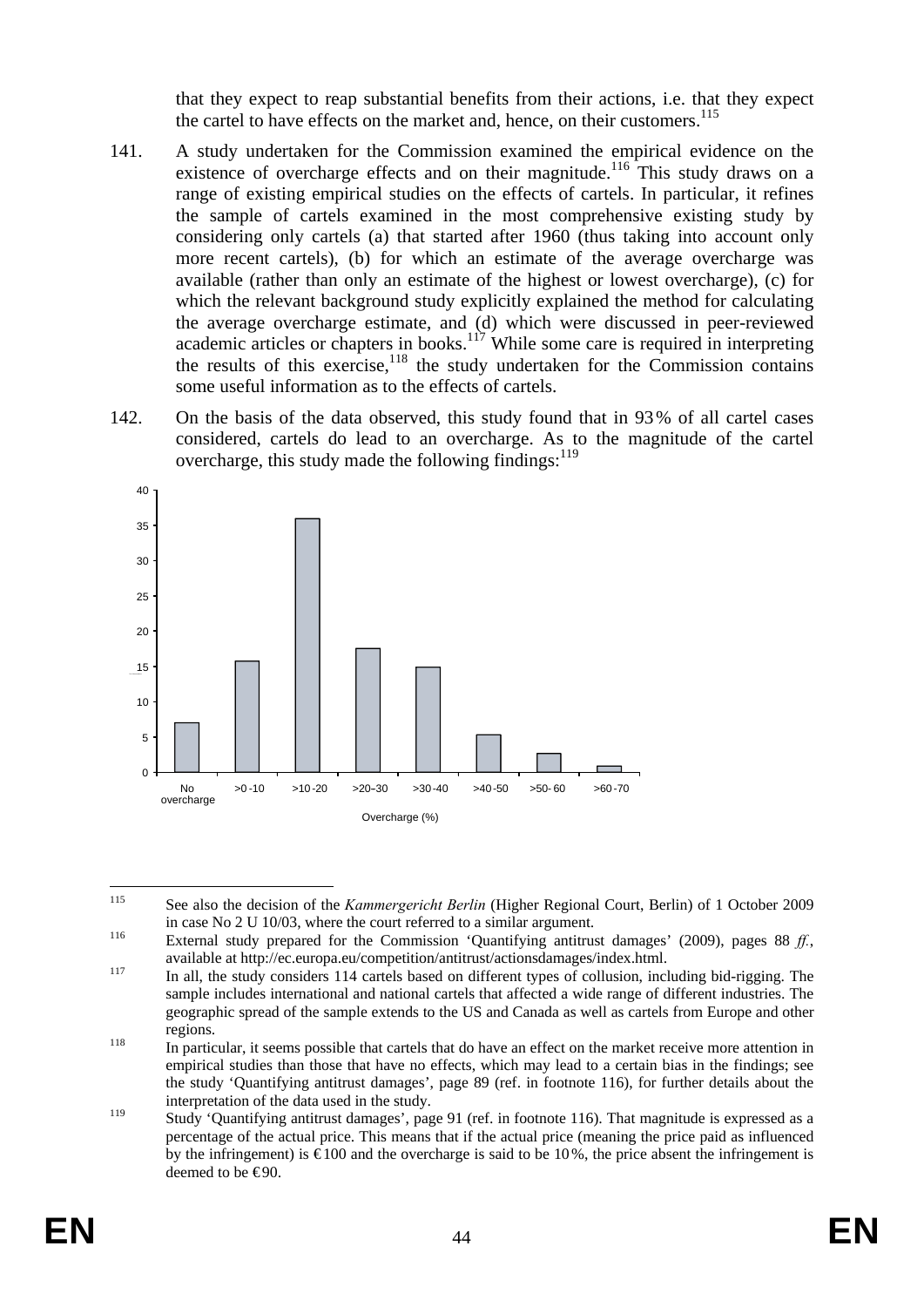that they expect to reap substantial benefits from their actions, i.e. that they expect the cartel to have effects on the market and, hence, on their customers.[115]

141. A study undertaken for the Commission examined the empirical evidence on the existence of overcharge effects and on their magnitude.[116] This study draws on a range of existing empirical studies on the effects of cartels. In particular, it refines the sample of cartels examined in the most comprehensive existing study by considering only cartels (a) that started after 1960 (thus taking into account only more recent cartels), (b) for which an estimate of the average overcharge was available (rather than only an estimate of the highest or lowest overcharge), (c) for which the relevant background study explicitly explained the method for calculating the average overcharge estimate, and (d) which were discussed in peer-reviewed academic articles or chapters in books.[117] While some care is required in interpreting the results of this exercise,[118] the study undertaken for the Commission contains some useful information as to the effects of cartels.

142. On the basis of the data observed, this study found that in 93% of all cartel cases considered, cartels do lead to an overcharge. As to the magnitude of the cartel overcharge, this study made the following findings:[119]

| Overcharge (%) | No overcharge | >0-10 | >10-20 | >20–30 | >30-40 | >40-50 | >50-60 | >60-70 |
|---|---|---|---|---|---|---|---|---|
| | 7 | 16 | 36 | 17.5 | 15 | 5.3 | 2.6 | 0.9 |

---

[115] See also the decision of the *Kammergericht Berlin* (Higher Regional Court, Berlin) of 1 October 2009 in case No 2 U 10/03, where the court referred to a similar argument.

[116] External study prepared for the Commission 'Quantifying antitrust damages' (2009), pages 88 *ff.*, available at http://ec.europa.eu/competition/antitrust/actionsdamages/index.html.

[117] In all, the study considers 114 cartels based on different types of collusion, including bid-rigging. The sample includes international and national cartels that affected a wide range of different industries. The geographic spread of the sample extends to the US and Canada as well as cartels from Europe and other regions.

[118] In particular, it seems possible that cartels that do have an effect on the market receive more attention in empirical studies than those that have no effects, which may lead to a certain bias in the findings; see the study 'Quantifying antitrust damages', page 89 (ref. in footnote 116), for further details about the interpretation of the data used in the study.

[119] Study 'Quantifying antitrust damages', page 91 (ref. in footnote 116). That magnitude is expressed as a percentage of the actual price. This means that if the actual price (meaning the price paid as influenced by the infringement) is €100 and the overcharge is said to be 10%, the price absent the infringement is deemed to be €90.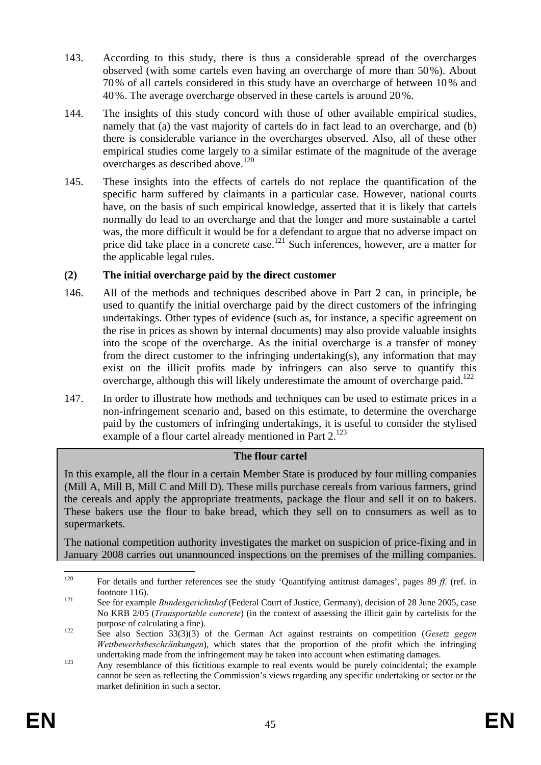143. According to this study, there is thus a considerable spread of the overcharges observed (with some cartels even having an overcharge of more than 50 %). About 70 % of all cartels considered in this study have an overcharge of between 10 % and 40 %. The average overcharge observed in these cartels is around 20 %.

144. The insights of this study concord with those of other available empirical studies, namely that (a) the vast majority of cartels do in fact lead to an overcharge, and (b) there is considerable variance in the overcharges observed. Also, all of these other empirical studies come largely to a similar estimate of the magnitude of the average overcharges as described above.[120]

145. These insights into the effects of cartels do not replace the quantification of the specific harm suffered by claimants in a particular case. However, national courts have, on the basis of such empirical knowledge, asserted that it is likely that cartels normally do lead to an overcharge and that the longer and more sustainable a cartel was, the more difficult it would be for a defendant to argue that no adverse impact on price did take place in a concrete case.[121] Such inferences, however, are a matter for the applicable legal rules.

**(2) The initial overcharge paid by the direct customer**

146. All of the methods and techniques described above in Part 2 can, in principle, be used to quantify the initial overcharge paid by the direct customers of the infringing undertakings. Other types of evidence (such as, for instance, a specific agreement on the rise in prices as shown by internal documents) may also provide valuable insights into the scope of the overcharge. As the initial overcharge is a transfer of money from the direct customer to the infringing undertaking(s), any information that may exist on the illicit profits made by infringers can also serve to quantify this overcharge, although this will likely underestimate the amount of overcharge paid.[122]

147. In order to illustrate how methods and techniques can be used to estimate prices in a non-infringement scenario and, based on this estimate, to determine the overcharge paid by the customers of infringing undertakings, it is useful to consider the stylised example of a flour cartel already mentioned in Part 2.[123]

**The flour cartel**

In this example, all the flour in a certain Member State is produced by four milling companies (Mill A, Mill B, Mill C and Mill D). These mills purchase cereals from various farmers, grind the cereals and apply the appropriate treatments, package the flour and sell it on to bakers. These bakers use the flour to bake bread, which they sell on to consumers as well as to supermarkets.

The national competition authority investigates the market on suspicion of price-fixing and in January 2008 carries out unannounced inspections on the premises of the milling companies.

---

[120] For details and further references see the study 'Quantifying antitrust damages', pages 89 *ff*. (ref. in footnote 116).

[121] See for example *Bundesgerichtshof* (Federal Court of Justice, Germany), decision of 28 June 2005, case No KRB 2/05 (*Transportable concrete*) (in the context of assessing the illicit gain by cartelists for the purpose of calculating a fine).

[122] See also Section 33(3)(3) of the German Act against restraints on competition (*Gesetz gegen Wettbewerbsbeschränkungen*), which states that the proportion of the profit which the infringing undertaking made from the infringement may be taken into account when estimating damages.

[123] Any resemblance of this fictitious example to real events would be purely coincidental; the example cannot be seen as reflecting the Commission's views regarding any specific undertaking or sector or the market definition in such a sector.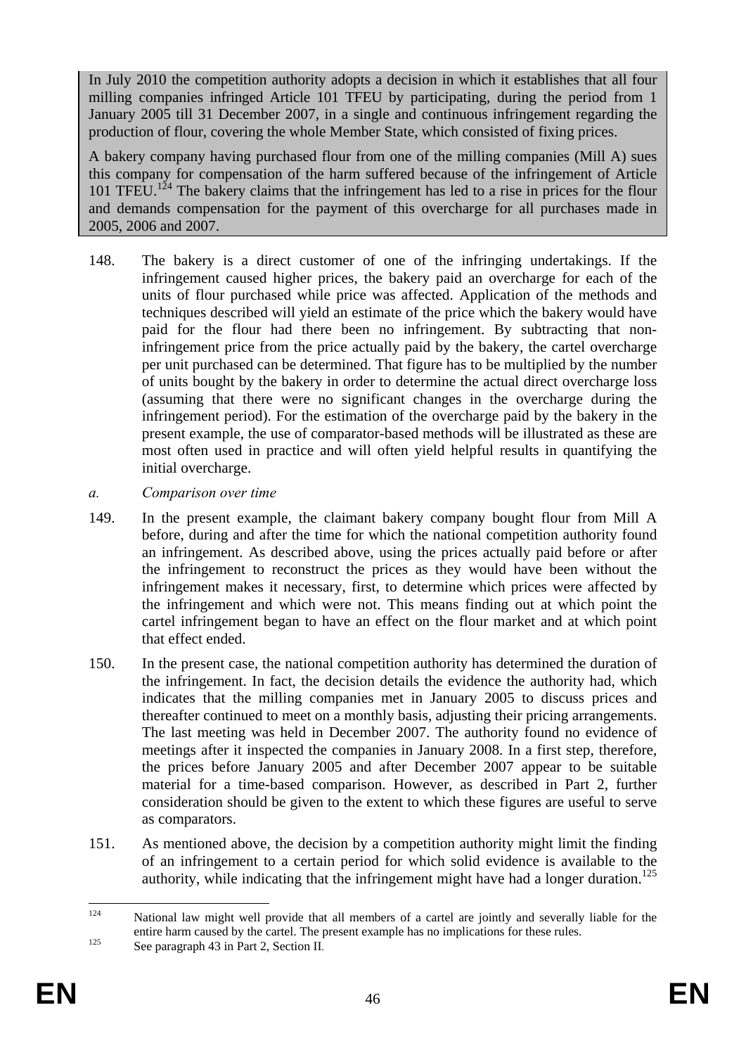> In July 2010 the competition authority adopts a decision in which it establishes that all four milling companies infringed Article 101 TFEU by participating, during the period from 1 January 2005 till 31 December 2007, in a single and continuous infringement regarding the production of flour, covering the whole Member State, which consisted of fixing prices.
>
> A bakery company having purchased flour from one of the milling companies (Mill A) sues this company for compensation of the harm suffered because of the infringement of Article 101 TFEU.[124] The bakery claims that the infringement has led to a rise in prices for the flour and demands compensation for the payment of this overcharge for all purchases made in 2005, 2006 and 2007.

148. The bakery is a direct customer of one of the infringing undertakings. If the infringement caused higher prices, the bakery paid an overcharge for each of the units of flour purchased while price was affected. Application of the methods and techniques described will yield an estimate of the price which the bakery would have paid for the flour had there been no infringement. By subtracting that non-infringement price from the price actually paid by the bakery, the cartel overcharge per unit purchased can be determined. That figure has to be multiplied by the number of units bought by the bakery in order to determine the actual direct overcharge loss (assuming that there were no significant changes in the overcharge during the infringement period). For the estimation of the overcharge paid by the bakery in the present example, the use of comparator-based methods will be illustrated as these are most often used in practice and will often yield helpful results in quantifying the initial overcharge.

*a. Comparison over time*

149. In the present example, the claimant bakery company bought flour from Mill A before, during and after the time for which the national competition authority found an infringement. As described above, using the prices actually paid before or after the infringement to reconstruct the prices as they would have been without the infringement makes it necessary, first, to determine which prices were affected by the infringement and which were not. This means finding out at which point the cartel infringement began to have an effect on the flour market and at which point that effect ended.

150. In the present case, the national competition authority has determined the duration of the infringement. In fact, the decision details the evidence the authority had, which indicates that the milling companies met in January 2005 to discuss prices and thereafter continued to meet on a monthly basis, adjusting their pricing arrangements. The last meeting was held in December 2007. The authority found no evidence of meetings after it inspected the companies in January 2008. In a first step, therefore, the prices before January 2005 and after December 2007 appear to be suitable material for a time-based comparison. However, as described in Part 2, further consideration should be given to the extent to which these figures are useful to serve as comparators.

151. As mentioned above, the decision by a competition authority might limit the finding of an infringement to a certain period for which solid evidence is available to the authority, while indicating that the infringement might have had a longer duration.[125]

---

[124] National law might well provide that all members of a cartel are jointly and severally liable for the entire harm caused by the cartel. The present example has no implications for these rules.

[125] See paragraph 43 in Part 2, Section II.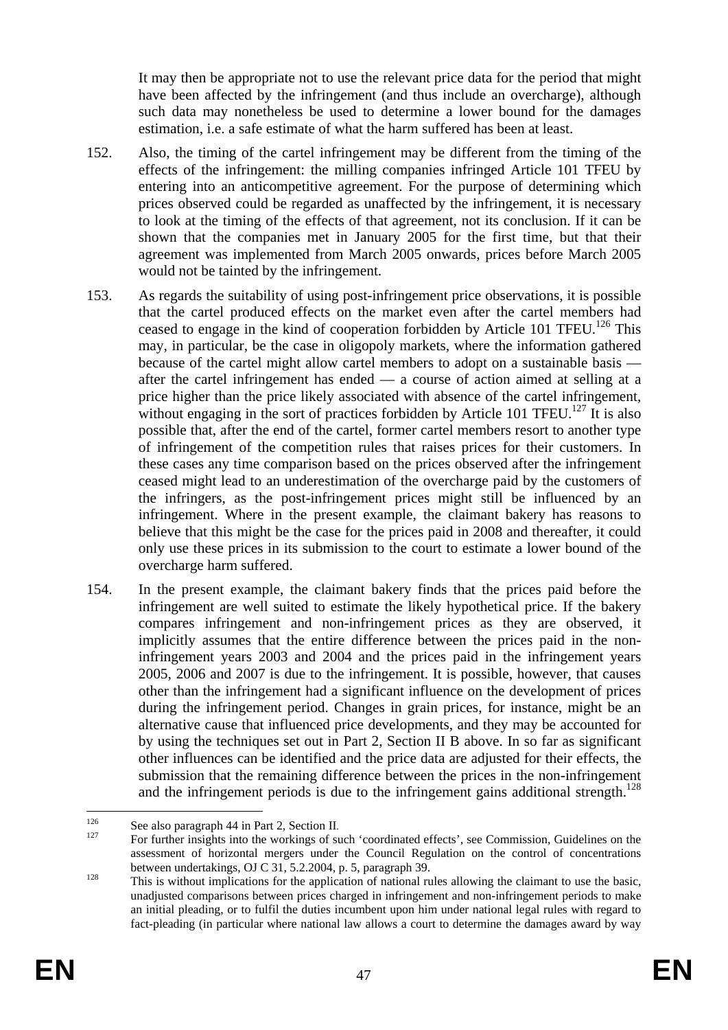It may then be appropriate not to use the relevant price data for the period that might have been affected by the infringement (and thus include an overcharge), although such data may nonetheless be used to determine a lower bound for the damages estimation, i.e. a safe estimate of what the harm suffered has been at least.

152. Also, the timing of the cartel infringement may be different from the timing of the effects of the infringement: the milling companies infringed Article 101 TFEU by entering into an anticompetitive agreement. For the purpose of determining which prices observed could be regarded as unaffected by the infringement, it is necessary to look at the timing of the effects of that agreement, not its conclusion. If it can be shown that the companies met in January 2005 for the first time, but that their agreement was implemented from March 2005 onwards, prices before March 2005 would not be tainted by the infringement.

153. As regards the suitability of using post-infringement price observations, it is possible that the cartel produced effects on the market even after the cartel members had ceased to engage in the kind of cooperation forbidden by Article 101 TFEU.[126] This may, in particular, be the case in oligopoly markets, where the information gathered because of the cartel might allow cartel members to adopt on a sustainable basis — after the cartel infringement has ended — a course of action aimed at selling at a price higher than the price likely associated with absence of the cartel infringement, without engaging in the sort of practices forbidden by Article 101 TFEU.[127] It is also possible that, after the end of the cartel, former cartel members resort to another type of infringement of the competition rules that raises prices for their customers. In these cases any time comparison based on the prices observed after the infringement ceased might lead to an underestimation of the overcharge paid by the customers of the infringers, as the post-infringement prices might still be influenced by an infringement. Where in the present example, the claimant bakery has reasons to believe that this might be the case for the prices paid in 2008 and thereafter, it could only use these prices in its submission to the court to estimate a lower bound of the overcharge harm suffered.

154. In the present example, the claimant bakery finds that the prices paid before the infringement are well suited to estimate the likely hypothetical price. If the bakery compares infringement and non-infringement prices as they are observed, it implicitly assumes that the entire difference between the prices paid in the non-infringement years 2003 and 2004 and the prices paid in the infringement years 2005, 2006 and 2007 is due to the infringement. It is possible, however, that causes other than the infringement had a significant influence on the development of prices during the infringement period. Changes in grain prices, for instance, might be an alternative cause that influenced price developments, and they may be accounted for by using the techniques set out in Part 2, Section II B above. In so far as significant other influences can be identified and the price data are adjusted for their effects, the submission that the remaining difference between the prices in the non-infringement and the infringement periods is due to the infringement gains additional strength.[128]

---

[126] See also paragraph 44 in Part 2, Section II.

[127] For further insights into the workings of such 'coordinated effects', see Commission, Guidelines on the assessment of horizontal mergers under the Council Regulation on the control of concentrations between undertakings, OJ C 31, 5.2.2004, p. 5, paragraph 39.

[128] This is without implications for the application of national rules allowing the claimant to use the basic, unadjusted comparisons between prices charged in infringement and non-infringement periods to make an initial pleading, or to fulfil the duties incumbent upon him under national legal rules with regard to fact-pleading (in particular where national law allows a court to determine the damages award by way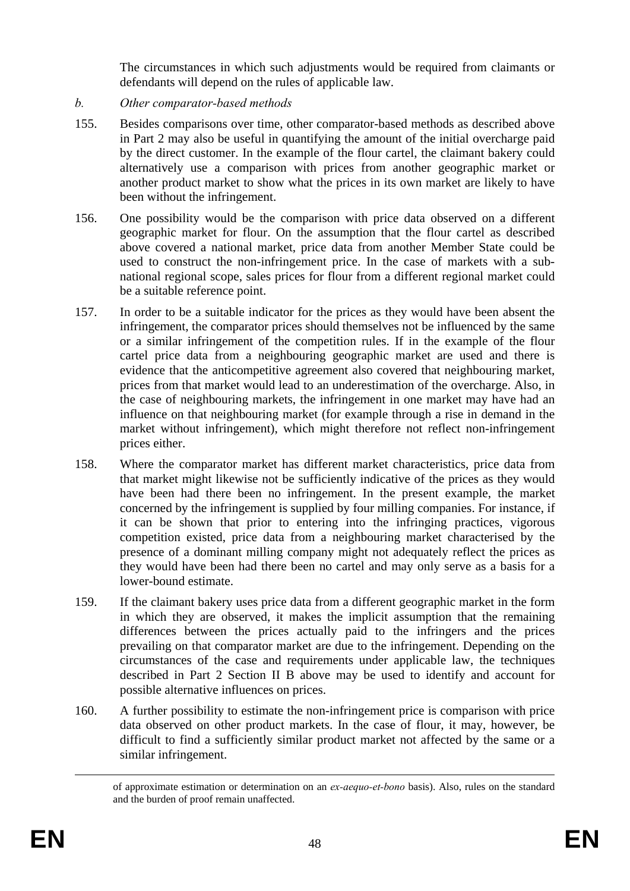The circumstances in which such adjustments would be required from claimants or defendants will depend on the rules of applicable law.

*b. Other comparator-based methods*

155. Besides comparisons over time, other comparator-based methods as described above in Part 2 may also be useful in quantifying the amount of the initial overcharge paid by the direct customer. In the example of the flour cartel, the claimant bakery could alternatively use a comparison with prices from another geographic market or another product market to show what the prices in its own market are likely to have been without the infringement.

156. One possibility would be the comparison with price data observed on a different geographic market for flour. On the assumption that the flour cartel as described above covered a national market, price data from another Member State could be used to construct the non-infringement price. In the case of markets with a sub-national regional scope, sales prices for flour from a different regional market could be a suitable reference point.

157. In order to be a suitable indicator for the prices as they would have been absent the infringement, the comparator prices should themselves not be influenced by the same or a similar infringement of the competition rules. If in the example of the flour cartel price data from a neighbouring geographic market are used and there is evidence that the anticompetitive agreement also covered that neighbouring market, prices from that market would lead to an underestimation of the overcharge. Also, in the case of neighbouring markets, the infringement in one market may have had an influence on that neighbouring market (for example through a rise in demand in the market without infringement), which might therefore not reflect non-infringement prices either.

158. Where the comparator market has different market characteristics, price data from that market might likewise not be sufficiently indicative of the prices as they would have been had there been no infringement. In the present example, the market concerned by the infringement is supplied by four milling companies. For instance, if it can be shown that prior to entering into the infringing practices, vigorous competition existed, price data from a neighbouring market characterised by the presence of a dominant milling company might not adequately reflect the prices as they would have been had there been no cartel and may only serve as a basis for a lower-bound estimate.

159. If the claimant bakery uses price data from a different geographic market in the form in which they are observed, it makes the implicit assumption that the remaining differences between the prices actually paid to the infringers and the prices prevailing on that comparator market are due to the infringement. Depending on the circumstances of the case and requirements under applicable law, the techniques described in Part 2 Section II B above may be used to identify and account for possible alternative influences on prices.

160. A further possibility to estimate the non-infringement price is comparison with price data observed on other product markets. In the case of flour, it may, however, be difficult to find a sufficiently similar product market not affected by the same or a similar infringement.

---

of approximate estimation or determination on an *ex-aequo-et-bono* basis). Also, rules on the standard and the burden of proof remain unaffected.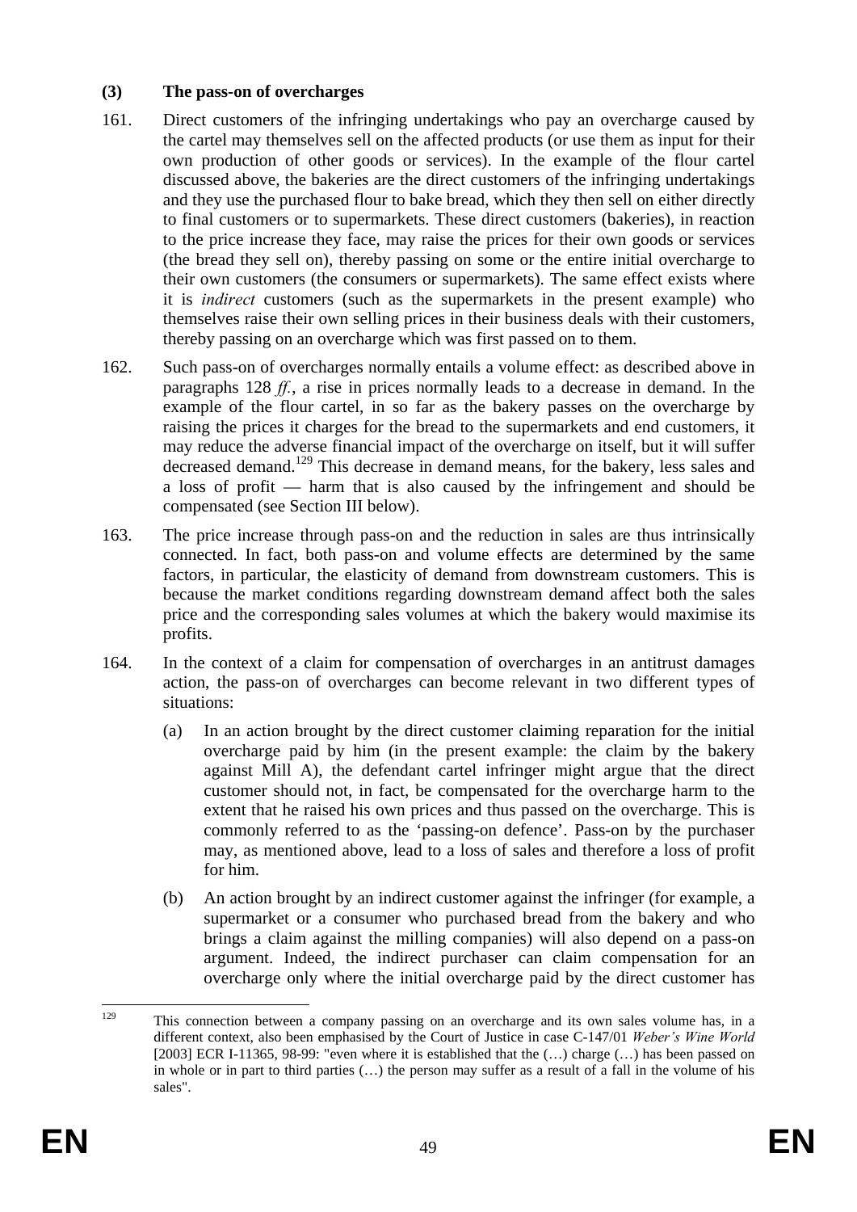### (3) The pass-on of overcharges

161. Direct customers of the infringing undertakings who pay an overcharge caused by the cartel may themselves sell on the affected products (or use them as input for their own production of other goods or services). In the example of the flour cartel discussed above, the bakeries are the direct customers of the infringing undertakings and they use the purchased flour to bake bread, which they then sell on either directly to final customers or to supermarkets. These direct customers (bakeries), in reaction to the price increase they face, may raise the prices for their own goods or services (the bread they sell on), thereby passing on some or the entire initial overcharge to their own customers (the consumers or supermarkets). The same effect exists where it is *indirect* customers (such as the supermarkets in the present example) who themselves raise their own selling prices in their business deals with their customers, thereby passing on an overcharge which was first passed on to them.

162. Such pass-on of overcharges normally entails a volume effect: as described above in paragraphs 128 *ff.*, a rise in prices normally leads to a decrease in demand. In the example of the flour cartel, in so far as the bakery passes on the overcharge by raising the prices it charges for the bread to the supermarkets and end customers, it may reduce the adverse financial impact of the overcharge on itself, but it will suffer decreased demand.[129] This decrease in demand means, for the bakery, less sales and a loss of profit — harm that is also caused by the infringement and should be compensated (see Section III below).

163. The price increase through pass-on and the reduction in sales are thus intrinsically connected. In fact, both pass-on and volume effects are determined by the same factors, in particular, the elasticity of demand from downstream customers. This is because the market conditions regarding downstream demand affect both the sales price and the corresponding sales volumes at which the bakery would maximise its profits.

164. In the context of a claim for compensation of overcharges in an antitrust damages action, the pass-on of overcharges can become relevant in two different types of situations:

   (a) In an action brought by the direct customer claiming reparation for the initial overcharge paid by him (in the present example: the claim by the bakery against Mill A), the defendant cartel infringer might argue that the direct customer should not, in fact, be compensated for the overcharge harm to the extent that he raised his own prices and thus passed on the overcharge. This is commonly referred to as the 'passing-on defence'. Pass-on by the purchaser may, as mentioned above, lead to a loss of sales and therefore a loss of profit for him.

   (b) An action brought by an indirect customer against the infringer (for example, a supermarket or a consumer who purchased bread from the bakery and who brings a claim against the milling companies) will also depend on a pass-on argument. Indeed, the indirect purchaser can claim compensation for an overcharge only where the initial overcharge paid by the direct customer has

---

[129] This connection between a company passing on an overcharge and its own sales volume has, in a different context, also been emphasised by the Court of Justice in case C-147/01 *Weber's Wine World* [2003] ECR I-11365, 98-99: "even where it is established that the (…) charge (…) has been passed on in whole or in part to third parties (…) the person may suffer as a result of a fall in the volume of his sales".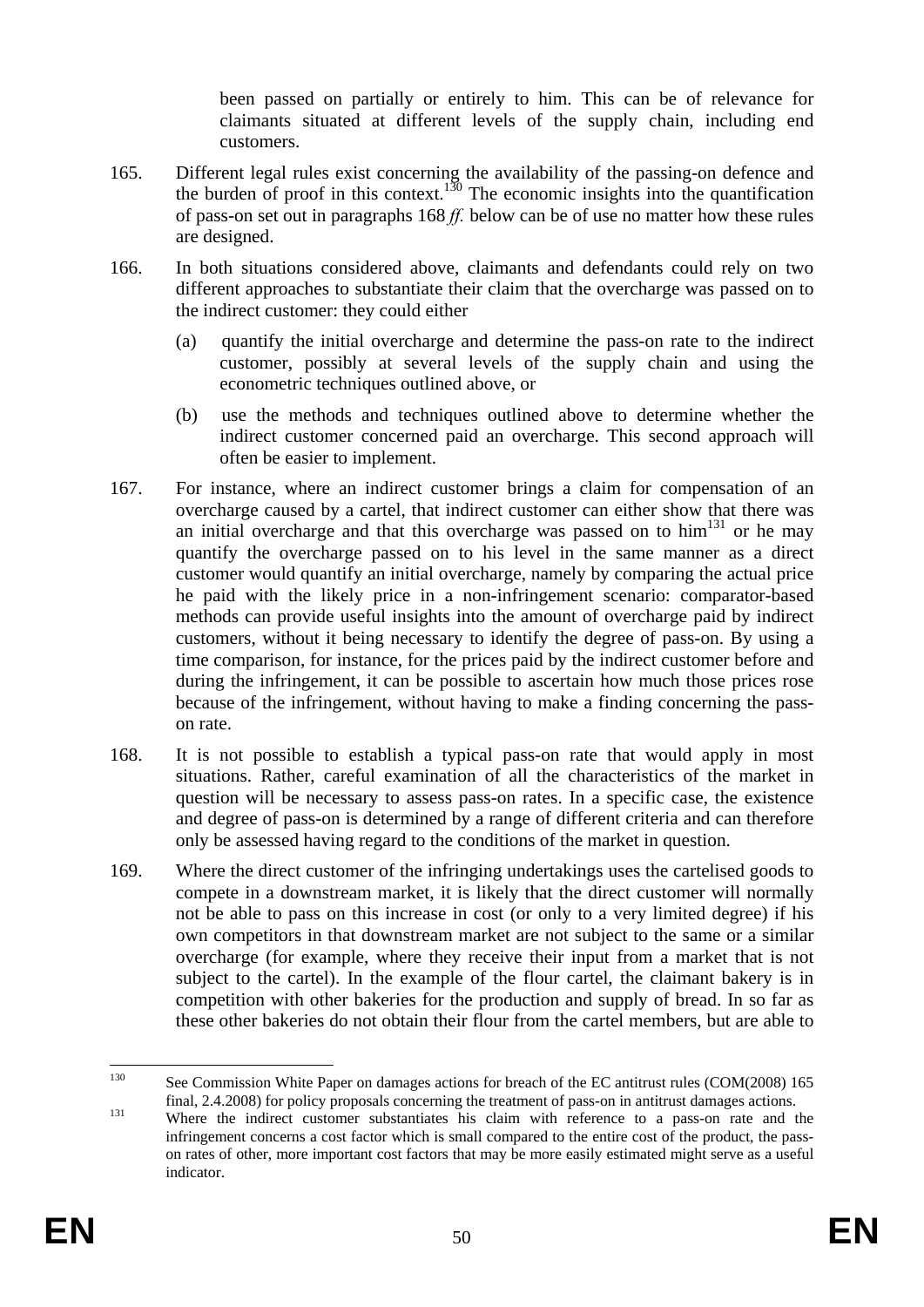been passed on partially or entirely to him. This can be of relevance for claimants situated at different levels of the supply chain, including end customers.

165. Different legal rules exist concerning the availability of the passing-on defence and the burden of proof in this context.[130] The economic insights into the quantification of pass-on set out in paragraphs 168 *ff.* below can be of use no matter how these rules are designed.

166. In both situations considered above, claimants and defendants could rely on two different approaches to substantiate their claim that the overcharge was passed on to the indirect customer: they could either

   (a) quantify the initial overcharge and determine the pass-on rate to the indirect customer, possibly at several levels of the supply chain and using the econometric techniques outlined above, or

   (b) use the methods and techniques outlined above to determine whether the indirect customer concerned paid an overcharge. This second approach will often be easier to implement.

167. For instance, where an indirect customer brings a claim for compensation of an overcharge caused by a cartel, that indirect customer can either show that there was an initial overcharge and that this overcharge was passed on to him[131] or he may quantify the overcharge passed on to his level in the same manner as a direct customer would quantify an initial overcharge, namely by comparing the actual price he paid with the likely price in a non-infringement scenario: comparator-based methods can provide useful insights into the amount of overcharge paid by indirect customers, without it being necessary to identify the degree of pass-on. By using a time comparison, for instance, for the prices paid by the indirect customer before and during the infringement, it can be possible to ascertain how much those prices rose because of the infringement, without having to make a finding concerning the pass-on rate.

168. It is not possible to establish a typical pass-on rate that would apply in most situations. Rather, careful examination of all the characteristics of the market in question will be necessary to assess pass-on rates. In a specific case, the existence and degree of pass-on is determined by a range of different criteria and can therefore only be assessed having regard to the conditions of the market in question.

169. Where the direct customer of the infringing undertakings uses the cartelised goods to compete in a downstream market, it is likely that the direct customer will normally not be able to pass on this increase in cost (or only to a very limited degree) if his own competitors in that downstream market are not subject to the same or a similar overcharge (for example, where they receive their input from a market that is not subject to the cartel). In the example of the flour cartel, the claimant bakery is in competition with other bakeries for the production and supply of bread. In so far as these other bakeries do not obtain their flour from the cartel members, but are able to

---

[130] See Commission White Paper on damages actions for breach of the EC antitrust rules (COM(2008) 165 final, 2.4.2008) for policy proposals concerning the treatment of pass-on in antitrust damages actions.

[131] Where the indirect customer substantiates his claim with reference to a pass-on rate and the infringement concerns a cost factor which is small compared to the entire cost of the product, the pass-on rates of other, more important cost factors that may be more easily estimated might serve as a useful indicator.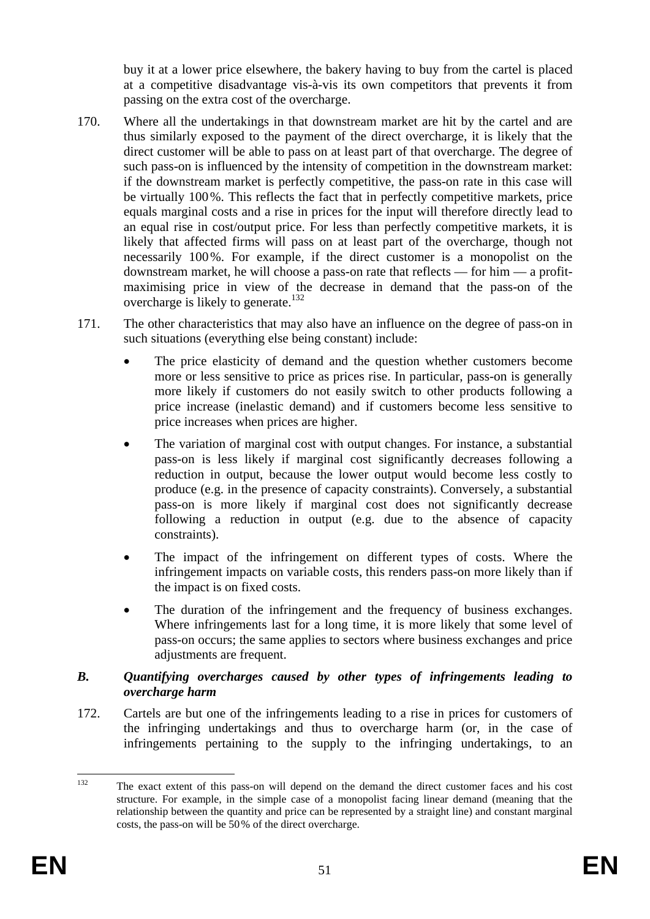buy it at a lower price elsewhere, the bakery having to buy from the cartel is placed at a competitive disadvantage vis-à-vis its own competitors that prevents it from passing on the extra cost of the overcharge.

170. Where all the undertakings in that downstream market are hit by the cartel and are thus similarly exposed to the payment of the direct overcharge, it is likely that the direct customer will be able to pass on at least part of that overcharge. The degree of such pass-on is influenced by the intensity of competition in the downstream market: if the downstream market is perfectly competitive, the pass-on rate in this case will be virtually 100 %. This reflects the fact that in perfectly competitive markets, price equals marginal costs and a rise in prices for the input will therefore directly lead to an equal rise in cost/output price. For less than perfectly competitive markets, it is likely that affected firms will pass on at least part of the overcharge, though not necessarily 100 %. For example, if the direct customer is a monopolist on the downstream market, he will choose a pass-on rate that reflects — for him — a profit-maximising price in view of the decrease in demand that the pass-on of the overcharge is likely to generate.[132]

171. The other characteristics that may also have an influence on the degree of pass-on in such situations (everything else being constant) include:

- The price elasticity of demand and the question whether customers become more or less sensitive to price as prices rise. In particular, pass-on is generally more likely if customers do not easily switch to other products following a price increase (inelastic demand) and if customers become less sensitive to price increases when prices are higher.
- The variation of marginal cost with output changes. For instance, a substantial pass-on is less likely if marginal cost significantly decreases following a reduction in output, because the lower output would become less costly to produce (e.g. in the presence of capacity constraints). Conversely, a substantial pass-on is more likely if marginal cost does not significantly decrease following a reduction in output (e.g. due to the absence of capacity constraints).
- The impact of the infringement on different types of costs. Where the infringement impacts on variable costs, this renders pass-on more likely than if the impact is on fixed costs.
- The duration of the infringement and the frequency of business exchanges. Where infringements last for a long time, it is more likely that some level of pass-on occurs; the same applies to sectors where business exchanges and price adjustments are frequent.

### *B. Quantifying overcharges caused by other types of infringements leading to overcharge harm*

172. Cartels are but one of the infringements leading to a rise in prices for customers of the infringing undertakings and thus to overcharge harm (or, in the case of infringements pertaining to the supply to the infringing undertakings, to an

---

[132] The exact extent of this pass-on will depend on the demand the direct customer faces and his cost structure. For example, in the simple case of a monopolist facing linear demand (meaning that the relationship between the quantity and price can be represented by a straight line) and constant marginal costs, the pass-on will be 50 % of the direct overcharge.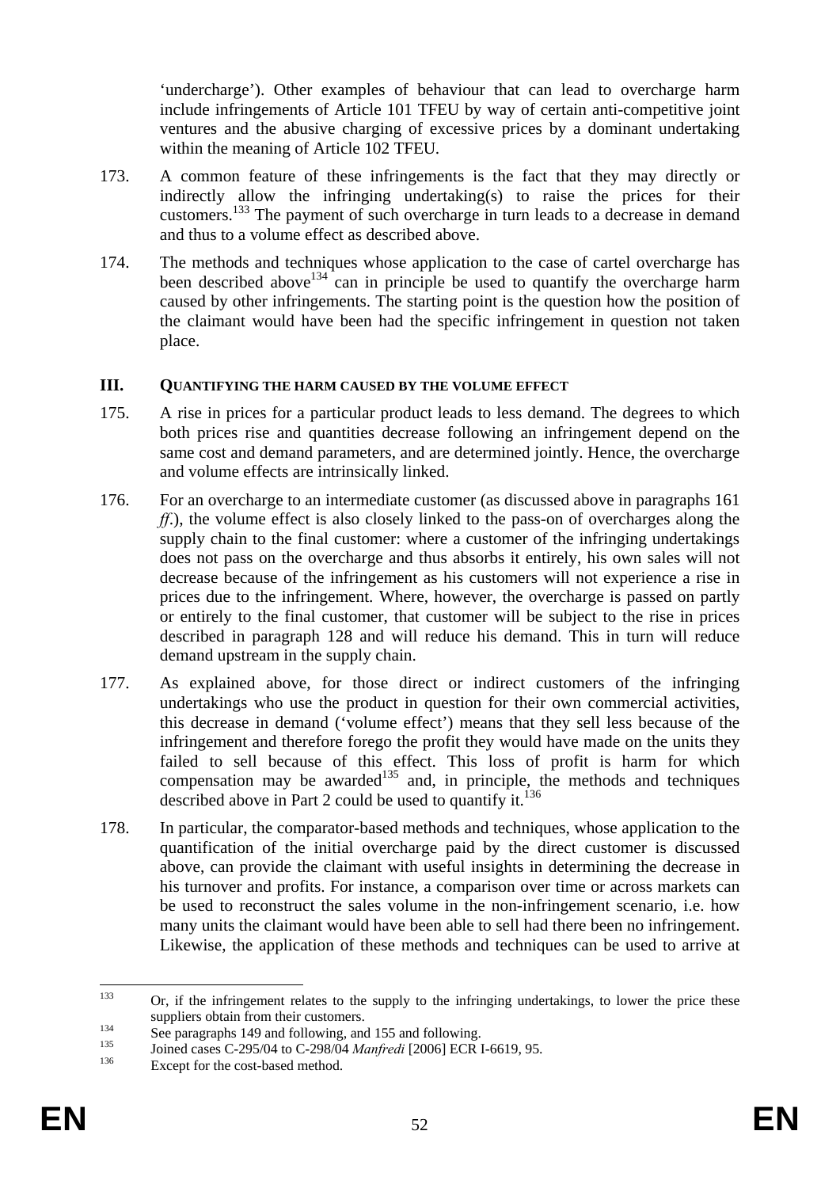'undercharge'). Other examples of behaviour that can lead to overcharge harm include infringements of Article 101 TFEU by way of certain anti-competitive joint ventures and the abusive charging of excessive prices by a dominant undertaking within the meaning of Article 102 TFEU.

173. A common feature of these infringements is the fact that they may directly or indirectly allow the infringing undertaking(s) to raise the prices for their customers.[133] The payment of such overcharge in turn leads to a decrease in demand and thus to a volume effect as described above.

174. The methods and techniques whose application to the case of cartel overcharge has been described above[134] can in principle be used to quantify the overcharge harm caused by other infringements. The starting point is the question how the position of the claimant would have been had the specific infringement in question not taken place.

## III. QUANTIFYING THE HARM CAUSED BY THE VOLUME EFFECT

175. A rise in prices for a particular product leads to less demand. The degrees to which both prices rise and quantities decrease following an infringement depend on the same cost and demand parameters, and are determined jointly. Hence, the overcharge and volume effects are intrinsically linked.

176. For an overcharge to an intermediate customer (as discussed above in paragraphs 161 *ff*.), the volume effect is also closely linked to the pass-on of overcharges along the supply chain to the final customer: where a customer of the infringing undertakings does not pass on the overcharge and thus absorbs it entirely, his own sales will not decrease because of the infringement as his customers will not experience a rise in prices due to the infringement. Where, however, the overcharge is passed on partly or entirely to the final customer, that customer will be subject to the rise in prices described in paragraph 128 and will reduce his demand. This in turn will reduce demand upstream in the supply chain.

177. As explained above, for those direct or indirect customers of the infringing undertakings who use the product in question for their own commercial activities, this decrease in demand ('volume effect') means that they sell less because of the infringement and therefore forego the profit they would have made on the units they failed to sell because of this effect. This loss of profit is harm for which compensation may be awarded[135] and, in principle, the methods and techniques described above in Part 2 could be used to quantify it.[136]

178. In particular, the comparator-based methods and techniques, whose application to the quantification of the initial overcharge paid by the direct customer is discussed above, can provide the claimant with useful insights in determining the decrease in his turnover and profits. For instance, a comparison over time or across markets can be used to reconstruct the sales volume in the non-infringement scenario, i.e. how many units the claimant would have been able to sell had there been no infringement. Likewise, the application of these methods and techniques can be used to arrive at

---

[133] Or, if the infringement relates to the supply to the infringing undertakings, to lower the price these suppliers obtain from their customers.

[134] See paragraphs 149 and following, and 155 and following.

[135] Joined cases C-295/04 to C-298/04 *Manfredi* [2006] ECR I-6619, 95.

[136] Except for the cost-based method.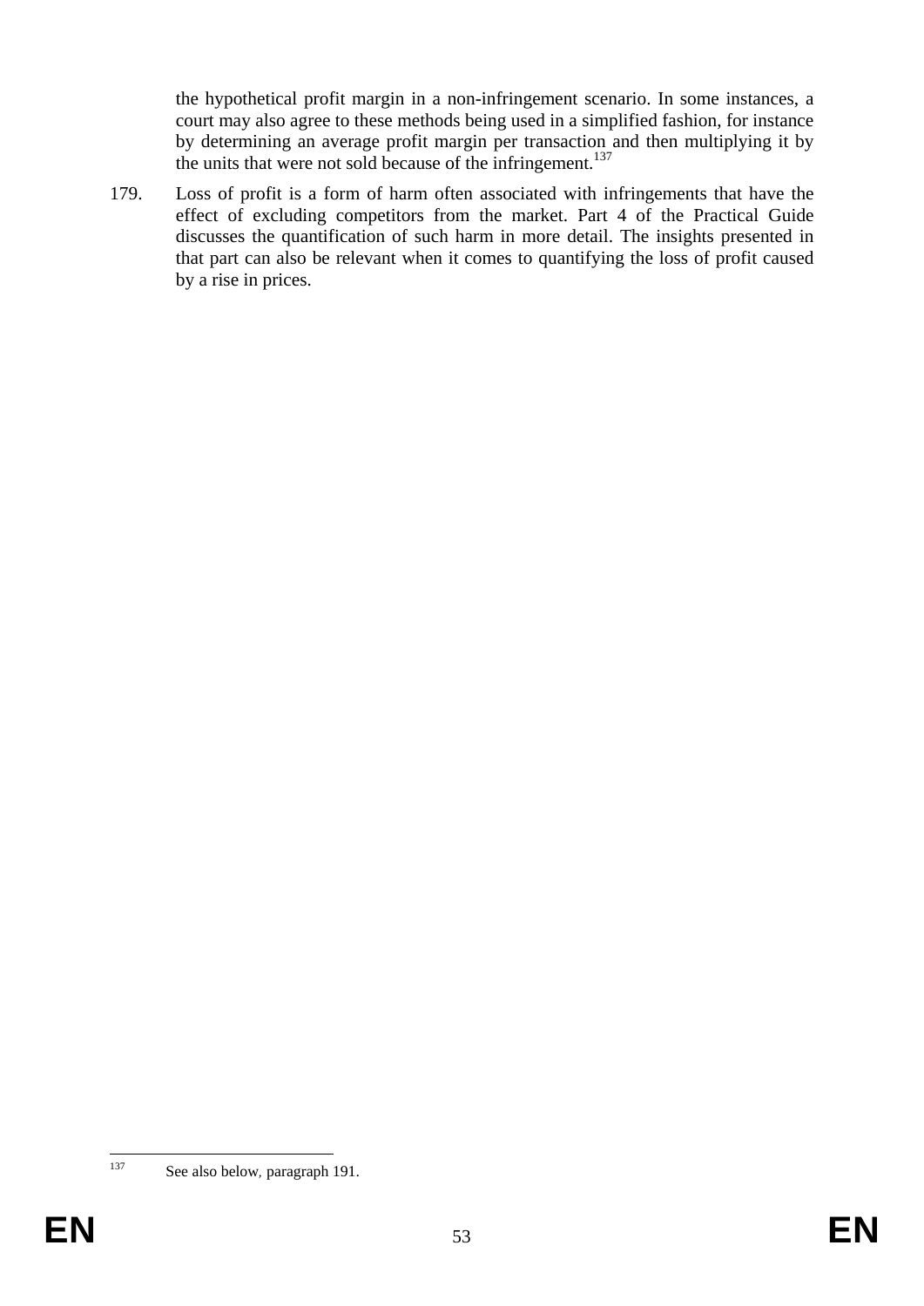the hypothetical profit margin in a non-infringement scenario. In some instances, a court may also agree to these methods being used in a simplified fashion, for instance by determining an average profit margin per transaction and then multiplying it by the units that were not sold because of the infringement.[137]

179. Loss of profit is a form of harm often associated with infringements that have the effect of excluding competitors from the market. Part 4 of the Practical Guide discusses the quantification of such harm in more detail. The insights presented in that part can also be relevant when it comes to quantifying the loss of profit caused by a rise in prices.

---

[137] See also below, paragraph 191.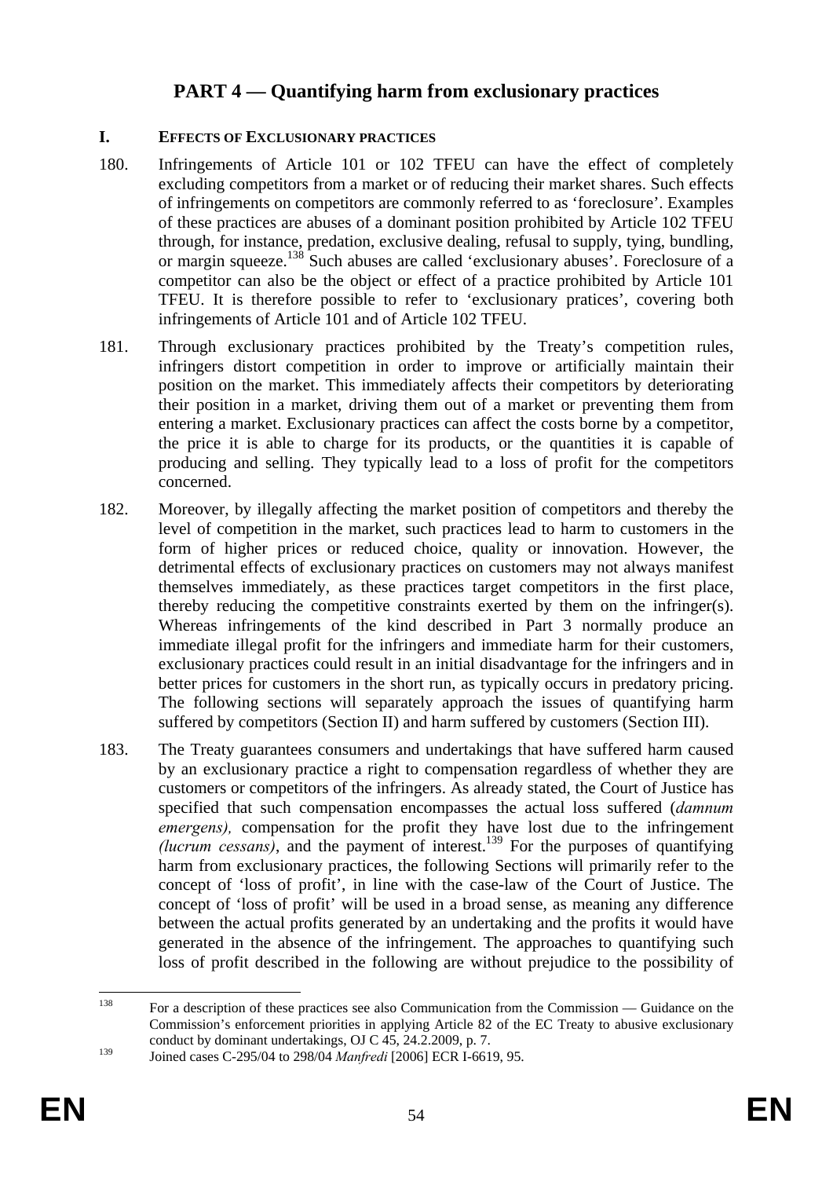# PART 4 — Quantifying harm from exclusionary practices

## I. EFFECTS OF EXCLUSIONARY PRACTICES

180. Infringements of Article 101 or 102 TFEU can have the effect of completely excluding competitors from a market or of reducing their market shares. Such effects of infringements on competitors are commonly referred to as 'foreclosure'. Examples of these practices are abuses of a dominant position prohibited by Article 102 TFEU through, for instance, predation, exclusive dealing, refusal to supply, tying, bundling, or margin squeeze.[138] Such abuses are called 'exclusionary abuses'. Foreclosure of a competitor can also be the object or effect of a practice prohibited by Article 101 TFEU. It is therefore possible to refer to 'exclusionary pratices', covering both infringements of Article 101 and of Article 102 TFEU.

181. Through exclusionary practices prohibited by the Treaty's competition rules, infringers distort competition in order to improve or artificially maintain their position on the market. This immediately affects their competitors by deteriorating their position in a market, driving them out of a market or preventing them from entering a market. Exclusionary practices can affect the costs borne by a competitor, the price it is able to charge for its products, or the quantities it is capable of producing and selling. They typically lead to a loss of profit for the competitors concerned.

182. Moreover, by illegally affecting the market position of competitors and thereby the level of competition in the market, such practices lead to harm to customers in the form of higher prices or reduced choice, quality or innovation. However, the detrimental effects of exclusionary practices on customers may not always manifest themselves immediately, as these practices target competitors in the first place, thereby reducing the competitive constraints exerted by them on the infringer(s). Whereas infringements of the kind described in Part 3 normally produce an immediate illegal profit for the infringers and immediate harm for their customers, exclusionary practices could result in an initial disadvantage for the infringers and in better prices for customers in the short run, as typically occurs in predatory pricing. The following sections will separately approach the issues of quantifying harm suffered by competitors (Section II) and harm suffered by customers (Section III).

183. The Treaty guarantees consumers and undertakings that have suffered harm caused by an exclusionary practice a right to compensation regardless of whether they are customers or competitors of the infringers. As already stated, the Court of Justice has specified that such compensation encompasses the actual loss suffered (*damnum emergens),* compensation for the profit they have lost due to the infringement *(lucrum cessans)*, and the payment of interest.[139] For the purposes of quantifying harm from exclusionary practices, the following Sections will primarily refer to the concept of 'loss of profit', in line with the case-law of the Court of Justice. The concept of 'loss of profit' will be used in a broad sense, as meaning any difference between the actual profits generated by an undertaking and the profits it would have generated in the absence of the infringement. The approaches to quantifying such loss of profit described in the following are without prejudice to the possibility of

---

[138] For a description of these practices see also Communication from the Commission — Guidance on the Commission's enforcement priorities in applying Article 82 of the EC Treaty to abusive exclusionary conduct by dominant undertakings, OJ C 45, 24.2.2009, p. 7.

[139] Joined cases C-295/04 to 298/04 *Manfredi* [2006] ECR I-6619, 95.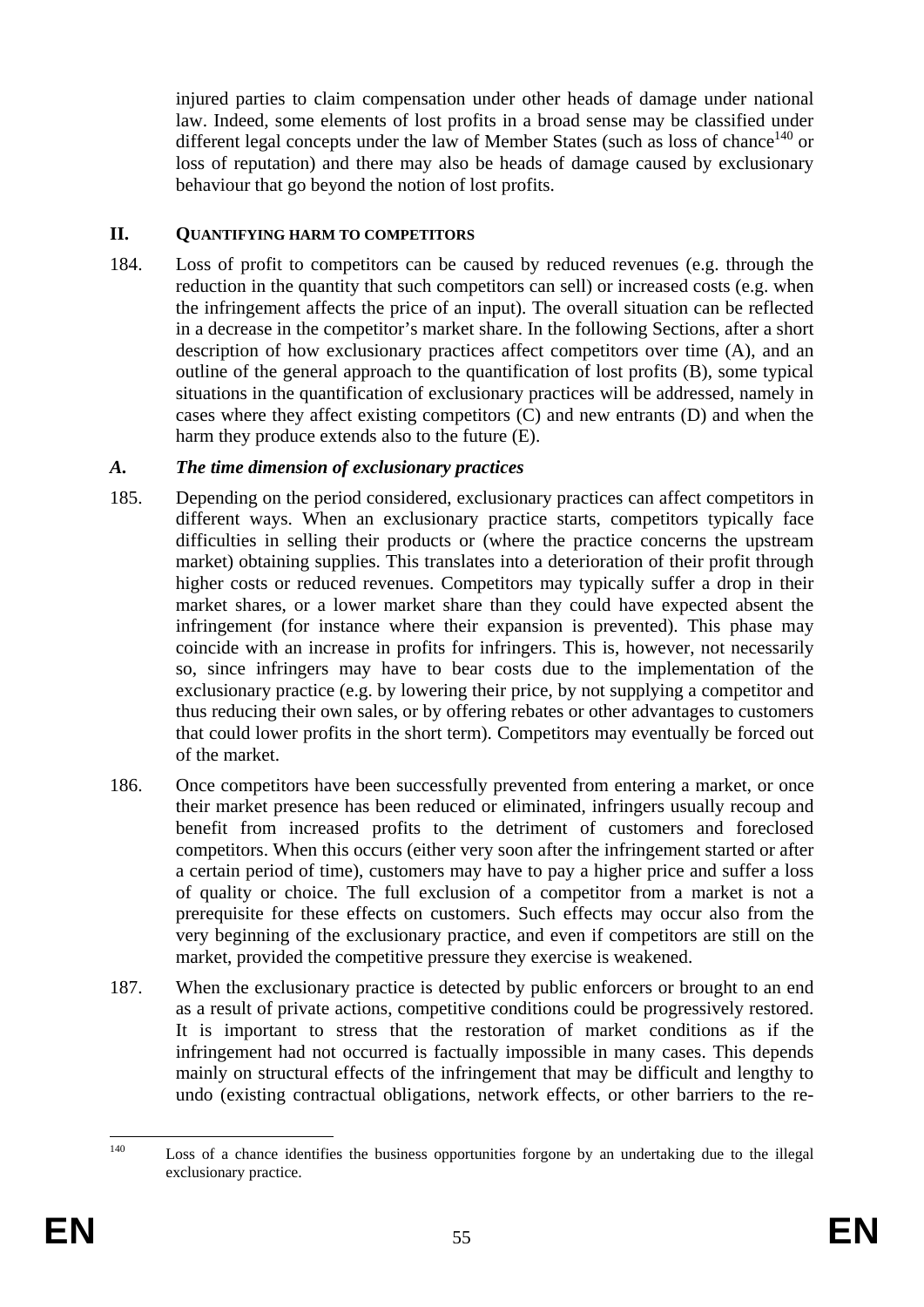injured parties to claim compensation under other heads of damage under national law. Indeed, some elements of lost profits in a broad sense may be classified under different legal concepts under the law of Member States (such as loss of chance[140] or loss of reputation) and there may also be heads of damage caused by exclusionary behaviour that go beyond the notion of lost profits.

## II. QUANTIFYING HARM TO COMPETITORS

184. Loss of profit to competitors can be caused by reduced revenues (e.g. through the reduction in the quantity that such competitors can sell) or increased costs (e.g. when the infringement affects the price of an input). The overall situation can be reflected in a decrease in the competitor's market share. In the following Sections, after a short description of how exclusionary practices affect competitors over time (A), and an outline of the general approach to the quantification of lost profits (B), some typical situations in the quantification of exclusionary practices will be addressed, namely in cases where they affect existing competitors (C) and new entrants (D) and when the harm they produce extends also to the future (E).

### *A. The time dimension of exclusionary practices*

185. Depending on the period considered, exclusionary practices can affect competitors in different ways. When an exclusionary practice starts, competitors typically face difficulties in selling their products or (where the practice concerns the upstream market) obtaining supplies. This translates into a deterioration of their profit through higher costs or reduced revenues. Competitors may typically suffer a drop in their market shares, or a lower market share than they could have expected absent the infringement (for instance where their expansion is prevented). This phase may coincide with an increase in profits for infringers. This is, however, not necessarily so, since infringers may have to bear costs due to the implementation of the exclusionary practice (e.g. by lowering their price, by not supplying a competitor and thus reducing their own sales, or by offering rebates or other advantages to customers that could lower profits in the short term). Competitors may eventually be forced out of the market.

186. Once competitors have been successfully prevented from entering a market, or once their market presence has been reduced or eliminated, infringers usually recoup and benefit from increased profits to the detriment of customers and foreclosed competitors. When this occurs (either very soon after the infringement started or after a certain period of time), customers may have to pay a higher price and suffer a loss of quality or choice. The full exclusion of a competitor from a market is not a prerequisite for these effects on customers. Such effects may occur also from the very beginning of the exclusionary practice, and even if competitors are still on the market, provided the competitive pressure they exercise is weakened.

187. When the exclusionary practice is detected by public enforcers or brought to an end as a result of private actions, competitive conditions could be progressively restored. It is important to stress that the restoration of market conditions as if the infringement had not occurred is factually impossible in many cases. This depends mainly on structural effects of the infringement that may be difficult and lengthy to undo (existing contractual obligations, network effects, or other barriers to the re-

[140] Loss of a chance identifies the business opportunities forgone by an undertaking due to the illegal exclusionary practice.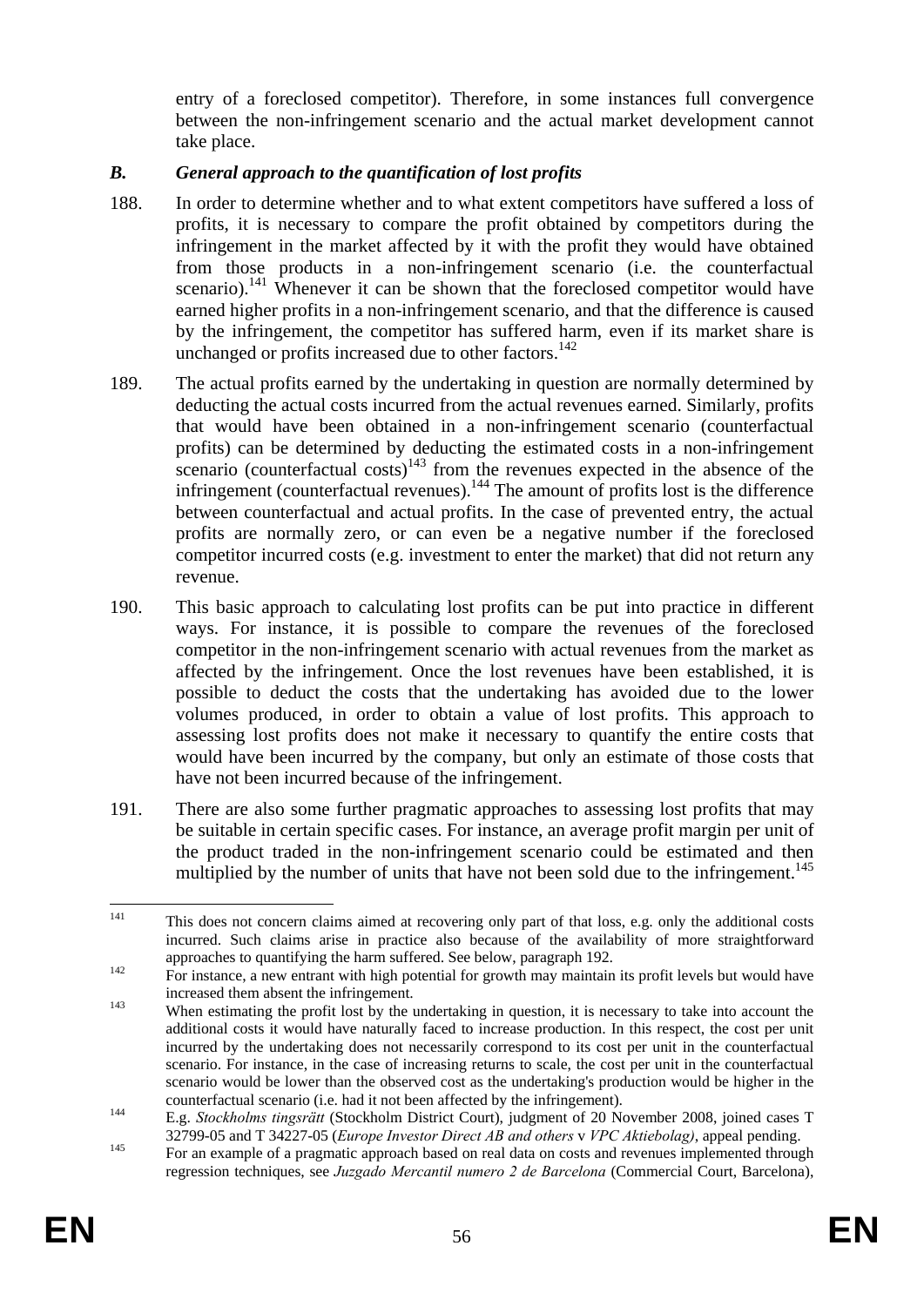entry of a foreclosed competitor). Therefore, in some instances full convergence between the non-infringement scenario and the actual market development cannot take place.

### *B. General approach to the quantification of lost profits*

188. In order to determine whether and to what extent competitors have suffered a loss of profits, it is necessary to compare the profit obtained by competitors during the infringement in the market affected by it with the profit they would have obtained from those products in a non-infringement scenario (i.e. the counterfactual scenario).[141] Whenever it can be shown that the foreclosed competitor would have earned higher profits in a non-infringement scenario, and that the difference is caused by the infringement, the competitor has suffered harm, even if its market share is unchanged or profits increased due to other factors.[142]

189. The actual profits earned by the undertaking in question are normally determined by deducting the actual costs incurred from the actual revenues earned. Similarly, profits that would have been obtained in a non-infringement scenario (counterfactual profits) can be determined by deducting the estimated costs in a non-infringement scenario (counterfactual costs)[143] from the revenues expected in the absence of the infringement (counterfactual revenues).[144] The amount of profits lost is the difference between counterfactual and actual profits. In the case of prevented entry, the actual profits are normally zero, or can even be a negative number if the foreclosed competitor incurred costs (e.g. investment to enter the market) that did not return any revenue.

190. This basic approach to calculating lost profits can be put into practice in different ways. For instance, it is possible to compare the revenues of the foreclosed competitor in the non-infringement scenario with actual revenues from the market as affected by the infringement. Once the lost revenues have been established, it is possible to deduct the costs that the undertaking has avoided due to the lower volumes produced, in order to obtain a value of lost profits. This approach to assessing lost profits does not make it necessary to quantify the entire costs that would have been incurred by the company, but only an estimate of those costs that have not been incurred because of the infringement.

191. There are also some further pragmatic approaches to assessing lost profits that may be suitable in certain specific cases. For instance, an average profit margin per unit of the product traded in the non-infringement scenario could be estimated and then multiplied by the number of units that have not been sold due to the infringement.[145]

---

[141] This does not concern claims aimed at recovering only part of that loss, e.g. only the additional costs incurred. Such claims arise in practice also because of the availability of more straightforward approaches to quantifying the harm suffered. See below, paragraph 192.

[142] For instance, a new entrant with high potential for growth may maintain its profit levels but would have increased them absent the infringement.

[143] When estimating the profit lost by the undertaking in question, it is necessary to take into account the additional costs it would have naturally faced to increase production. In this respect, the cost per unit incurred by the undertaking does not necessarily correspond to its cost per unit in the counterfactual scenario. For instance, in the case of increasing returns to scale, the cost per unit in the counterfactual scenario would be lower than the observed cost as the undertaking's production would be higher in the counterfactual scenario (i.e. had it not been affected by the infringement).

[144] E.g. *Stockholms tingsrätt* (Stockholm District Court), judgment of 20 November 2008, joined cases T 32799-05 and T 34227-05 (*Europe Investor Direct AB and others* v *VPC Aktiebolag)*, appeal pending.

[145] For an example of a pragmatic approach based on real data on costs and revenues implemented through regression techniques, see *Juzgado Mercantil numero 2 de Barcelona* (Commercial Court, Barcelona),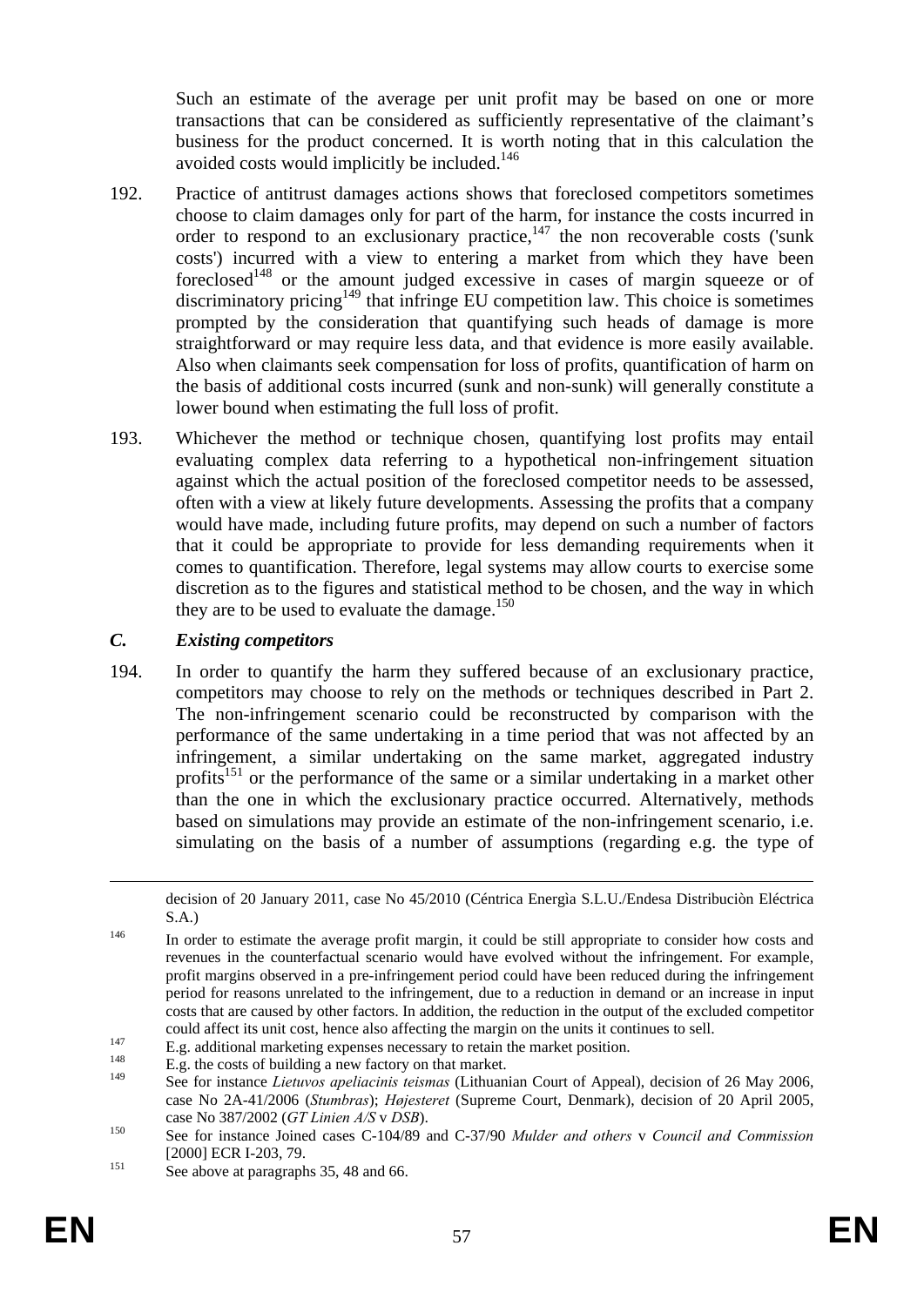Such an estimate of the average per unit profit may be based on one or more transactions that can be considered as sufficiently representative of the claimant's business for the product concerned. It is worth noting that in this calculation the avoided costs would implicitly be included.[146]

192. Practice of antitrust damages actions shows that foreclosed competitors sometimes choose to claim damages only for part of the harm, for instance the costs incurred in order to respond to an exclusionary practice,[147] the non recoverable costs ('sunk costs') incurred with a view to entering a market from which they have been foreclosed[148] or the amount judged excessive in cases of margin squeeze or of discriminatory pricing[149] that infringe EU competition law. This choice is sometimes prompted by the consideration that quantifying such heads of damage is more straightforward or may require less data, and that evidence is more easily available. Also when claimants seek compensation for loss of profits, quantification of harm on the basis of additional costs incurred (sunk and non-sunk) will generally constitute a lower bound when estimating the full loss of profit.

193. Whichever the method or technique chosen, quantifying lost profits may entail evaluating complex data referring to a hypothetical non-infringement situation against which the actual position of the foreclosed competitor needs to be assessed, often with a view at likely future developments. Assessing the profits that a company would have made, including future profits, may depend on such a number of factors that it could be appropriate to provide for less demanding requirements when it comes to quantification. Therefore, legal systems may allow courts to exercise some discretion as to the figures and statistical method to be chosen, and the way in which they are to be used to evaluate the damage.[150]

### *C. Existing competitors*

194. In order to quantify the harm they suffered because of an exclusionary practice, competitors may choose to rely on the methods or techniques described in Part 2. The non-infringement scenario could be reconstructed by comparison with the performance of the same undertaking in a time period that was not affected by an infringement, a similar undertaking on the same market, aggregated industry profits[151] or the performance of the same or a similar undertaking in a market other than the one in which the exclusionary practice occurred. Alternatively, methods based on simulations may provide an estimate of the non-infringement scenario, i.e. simulating on the basis of a number of assumptions (regarding e.g. the type of

---

decision of 20 January 2011, case No 45/2010 (Céntrica Energìa S.L.U./Endesa Distribuciòn Eléctrica S.A.)

[146] In order to estimate the average profit margin, it could be still appropriate to consider how costs and revenues in the counterfactual scenario would have evolved without the infringement. For example, profit margins observed in a pre-infringement period could have been reduced during the infringement period for reasons unrelated to the infringement, due to a reduction in demand or an increase in input costs that are caused by other factors. In addition, the reduction in the output of the excluded competitor could affect its unit cost, hence also affecting the margin on the units it continues to sell.

[147] E.g. additional marketing expenses necessary to retain the market position.

[148] E.g. the costs of building a new factory on that market.

[149] See for instance *Lietuvos apeliacinis teismas* (Lithuanian Court of Appeal), decision of 26 May 2006, case No 2A-41/2006 (*Stumbras*); *Højesteret* (Supreme Court, Denmark), decision of 20 April 2005, case No 387/2002 (*GT Linien A/S* v *DSB*).

[150] See for instance Joined cases C-104/89 and C-37/90 *Mulder and others* v *Council and Commission* [2000] ECR I-203, 79.

[151] See above at paragraphs 35, 48 and 66.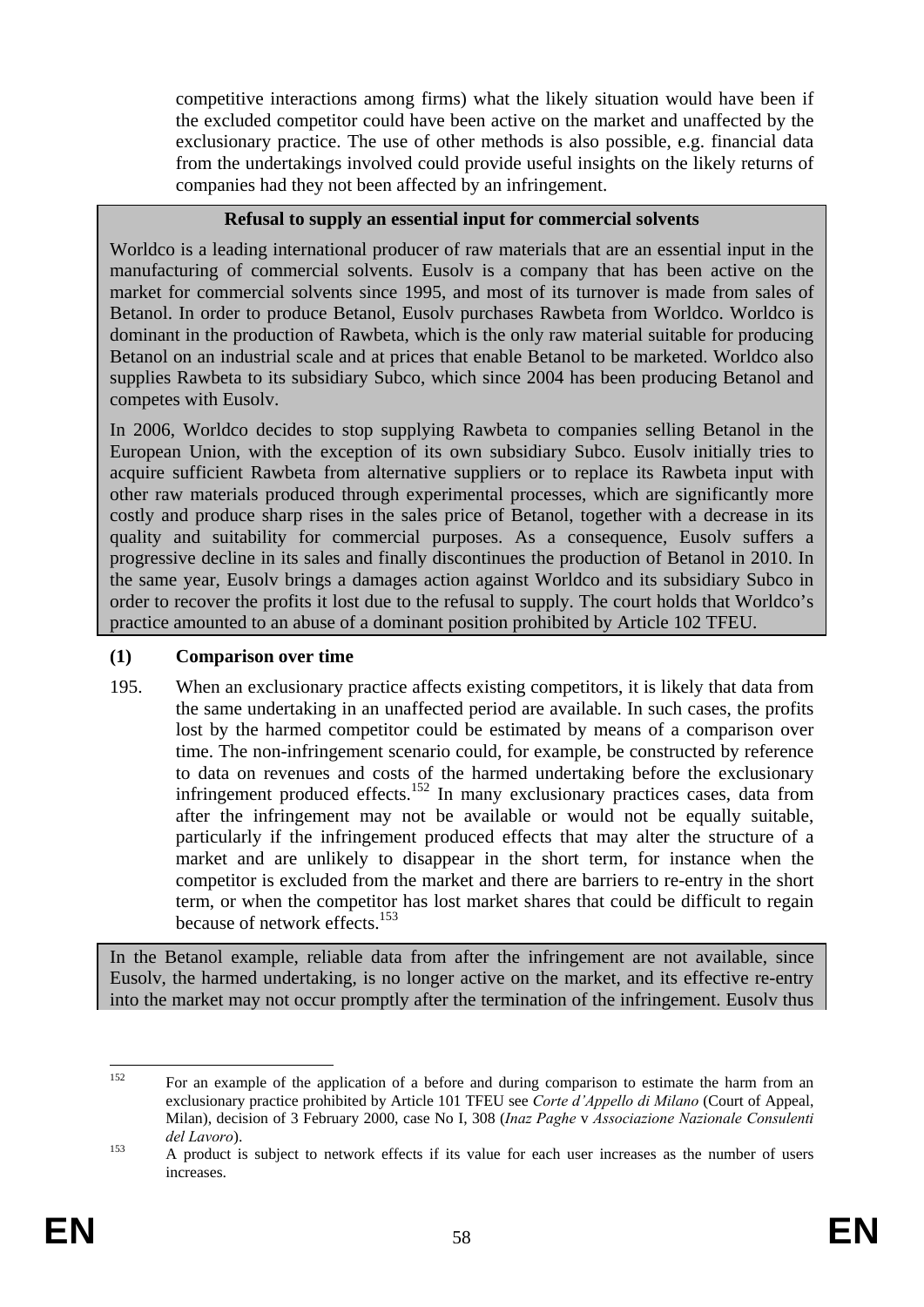competitive interactions among firms) what the likely situation would have been if the excluded competitor could have been active on the market and unaffected by the exclusionary practice. The use of other methods is also possible, e.g. financial data from the undertakings involved could provide useful insights on the likely returns of companies had they not been affected by an infringement.

**Refusal to supply an essential input for commercial solvents**

Worldco is a leading international producer of raw materials that are an essential input in the manufacturing of commercial solvents. Eusolv is a company that has been active on the market for commercial solvents since 1995, and most of its turnover is made from sales of Betanol. In order to produce Betanol, Eusolv purchases Rawbeta from Worldco. Worldco is dominant in the production of Rawbeta, which is the only raw material suitable for producing Betanol on an industrial scale and at prices that enable Betanol to be marketed. Worldco also supplies Rawbeta to its subsidiary Subco, which since 2004 has been producing Betanol and competes with Eusolv.

In 2006, Worldco decides to stop supplying Rawbeta to companies selling Betanol in the European Union, with the exception of its own subsidiary Subco. Eusolv initially tries to acquire sufficient Rawbeta from alternative suppliers or to replace its Rawbeta input with other raw materials produced through experimental processes, which are significantly more costly and produce sharp rises in the sales price of Betanol, together with a decrease in its quality and suitability for commercial purposes. As a consequence, Eusolv suffers a progressive decline in its sales and finally discontinues the production of Betanol in 2010. In the same year, Eusolv brings a damages action against Worldco and its subsidiary Subco in order to recover the profits it lost due to the refusal to supply. The court holds that Worldco's practice amounted to an abuse of a dominant position prohibited by Article 102 TFEU.

**(1) Comparison over time**

195. When an exclusionary practice affects existing competitors, it is likely that data from the same undertaking in an unaffected period are available. In such cases, the profits lost by the harmed competitor could be estimated by means of a comparison over time. The non-infringement scenario could, for example, be constructed by reference to data on revenues and costs of the harmed undertaking before the exclusionary infringement produced effects.[152] In many exclusionary practices cases, data from after the infringement may not be available or would not be equally suitable, particularly if the infringement produced effects that may alter the structure of a market and are unlikely to disappear in the short term, for instance when the competitor is excluded from the market and there are barriers to re-entry in the short term, or when the competitor has lost market shares that could be difficult to regain because of network effects.[153]

In the Betanol example, reliable data from after the infringement are not available, since Eusolv, the harmed undertaking, is no longer active on the market, and its effective re-entry into the market may not occur promptly after the termination of the infringement. Eusolv thus

---

[152] For an example of the application of a before and during comparison to estimate the harm from an exclusionary practice prohibited by Article 101 TFEU see *Corte d'Appello di Milano* (Court of Appeal, Milan), decision of 3 February 2000, case No I, 308 (*Inaz Paghe* v *Associazione Nazionale Consulenti del Lavoro*).

[153] A product is subject to network effects if its value for each user increases as the number of users increases.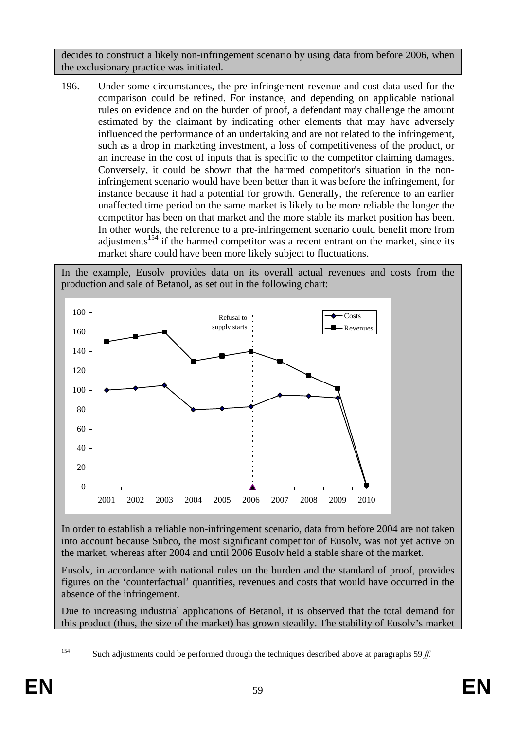decides to construct a likely non-infringement scenario by using data from before 2006, when the exclusionary practice was initiated.

196. Under some circumstances, the pre-infringement revenue and cost data used for the comparison could be refined. For instance, and depending on applicable national rules on evidence and on the burden of proof, a defendant may challenge the amount estimated by the claimant by indicating other elements that may have adversely influenced the performance of an undertaking and are not related to the infringement, such as a drop in marketing investment, a loss of competitiveness of the product, or an increase in the cost of inputs that is specific to the competitor claiming damages. Conversely, it could be shown that the harmed competitor's situation in the non-infringement scenario would have been better than it was before the infringement, for instance because it had a potential for growth. Generally, the reference to an earlier unaffected time period on the same market is likely to be more reliable the longer the competitor has been on that market and the more stable its market position has been. In other words, the reference to a pre-infringement scenario could benefit more from adjustments[154] if the harmed competitor was a recent entrant on the market, since its market share could have been more likely subject to fluctuations.

In the example, Eusolv provides data on its overall actual revenues and costs from the production and sale of Betanol, as set out in the following chart:

| Year | Costs | Revenues |
|---|---|---|
| 2001 | 100 | 150 |
| 2002 | 102 | 155 |
| 2003 | 105 | 160 |
| 2004 | 80 | 130 |
| 2005 | 81 | 135 |
| 2006 | 83 | 140 |
| 2007 | 95 | 130 |
| 2008 | 94 | 115 |
| 2009 | 92 | 102 |
| 2010 | 0 | 2 |

(Refusal to supply starts: 2006)

In order to establish a reliable non-infringement scenario, data from before 2004 are not taken into account because Subco, the most significant competitor of Eusolv, was not yet active on the market, whereas after 2004 and until 2006 Eusolv held a stable share of the market.

Eusolv, in accordance with national rules on the burden and the standard of proof, provides figures on the 'counterfactual' quantities, revenues and costs that would have occurred in the absence of the infringement.

Due to increasing industrial applications of Betanol, it is observed that the total demand for this product (thus, the size of the market) has grown steadily. The stability of Eusolv's market

[154] Such adjustments could be performed through the techniques described above at paragraphs 59 *ff.*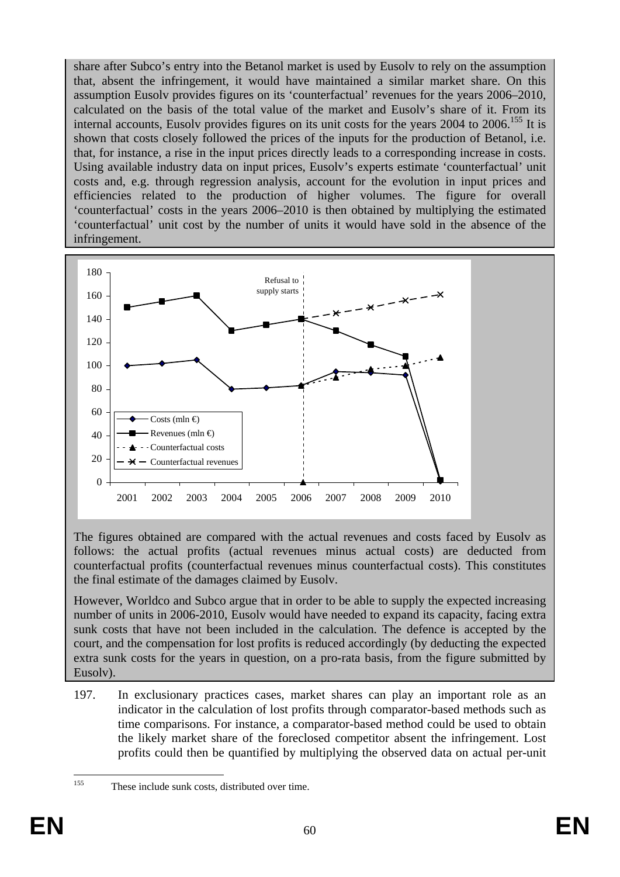share after Subco's entry into the Betanol market is used by Eusolv to rely on the assumption that, absent the infringement, it would have maintained a similar market share. On this assumption Eusolv provides figures on its 'counterfactual' revenues for the years 2006–2010, calculated on the basis of the total value of the market and Eusolv's share of it. From its internal accounts, Eusolv provides figures on its unit costs for the years 2004 to 2006.[155] It is shown that costs closely followed the prices of the inputs for the production of Betanol, i.e. that, for instance, a rise in the input prices directly leads to a corresponding increase in costs. Using available industry data on input prices, Eusolv's experts estimate 'counterfactual' unit costs and, e.g. through regression analysis, account for the evolution in input prices and efficiencies related to the production of higher volumes. The figure for overall 'counterfactual' costs in the years 2006–2010 is then obtained by multiplying the estimated 'counterfactual' unit cost by the number of units it would have sold in the absence of the infringement.

The figures obtained are compared with the actual revenues and costs faced by Eusolv as follows: the actual profits (actual revenues minus actual costs) are deducted from counterfactual profits (counterfactual revenues minus counterfactual costs). This constitutes the final estimate of the damages claimed by Eusolv.

However, Worldco and Subco argue that in order to be able to supply the expected increasing number of units in 2006-2010, Eusolv would have needed to expand its capacity, facing extra sunk costs that have not been included in the calculation. The defence is accepted by the court, and the compensation for lost profits is reduced accordingly (by deducting the expected extra sunk costs for the years in question, on a pro-rata basis, from the figure submitted by Eusolv).

197. In exclusionary practices cases, market shares can play an important role as an indicator in the calculation of lost profits through comparator-based methods such as time comparisons. For instance, a comparator-based method could be used to obtain the likely market share of the foreclosed competitor absent the infringement. Lost profits could then be quantified by multiplying the observed data on actual per-unit

[155] These include sunk costs, distributed over time.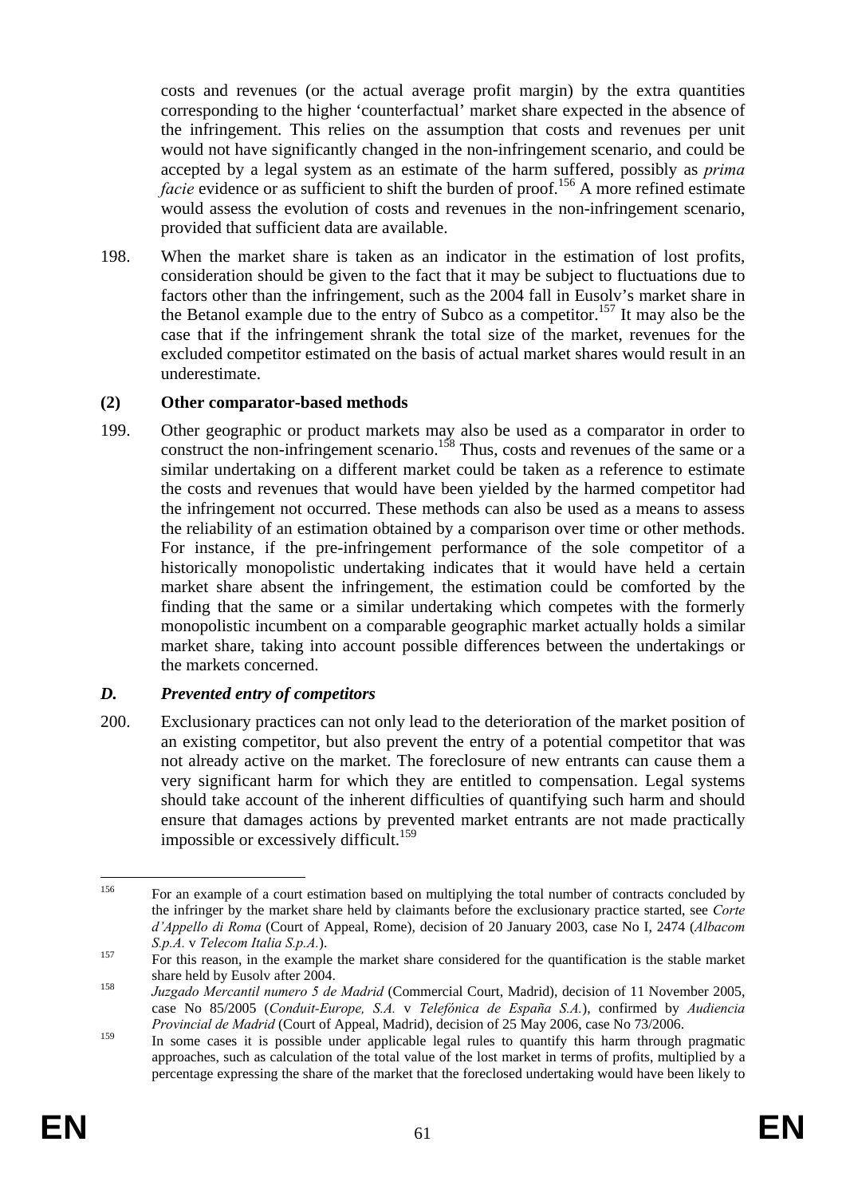costs and revenues (or the actual average profit margin) by the extra quantities corresponding to the higher 'counterfactual' market share expected in the absence of the infringement. This relies on the assumption that costs and revenues per unit would not have significantly changed in the non-infringement scenario, and could be accepted by a legal system as an estimate of the harm suffered, possibly as *prima facie* evidence or as sufficient to shift the burden of proof.[156] A more refined estimate would assess the evolution of costs and revenues in the non-infringement scenario, provided that sufficient data are available.

198. When the market share is taken as an indicator in the estimation of lost profits, consideration should be given to the fact that it may be subject to fluctuations due to factors other than the infringement, such as the 2004 fall in Eusolv's market share in the Betanol example due to the entry of Subco as a competitor.[157] It may also be the case that if the infringement shrank the total size of the market, revenues for the excluded competitor estimated on the basis of actual market shares would result in an underestimate.

**(2) Other comparator-based methods**

199. Other geographic or product markets may also be used as a comparator in order to construct the non-infringement scenario.[158] Thus, costs and revenues of the same or a similar undertaking on a different market could be taken as a reference to estimate the costs and revenues that would have been yielded by the harmed competitor had the infringement not occurred. These methods can also be used as a means to assess the reliability of an estimation obtained by a comparison over time or other methods. For instance, if the pre-infringement performance of the sole competitor of a historically monopolistic undertaking indicates that it would have held a certain market share absent the infringement, the estimation could be comforted by the finding that the same or a similar undertaking which competes with the formerly monopolistic incumbent on a comparable geographic market actually holds a similar market share, taking into account possible differences between the undertakings or the markets concerned.

***D. Prevented entry of competitors***

200. Exclusionary practices can not only lead to the deterioration of the market position of an existing competitor, but also prevent the entry of a potential competitor that was not already active on the market. The foreclosure of new entrants can cause them a very significant harm for which they are entitled to compensation. Legal systems should take account of the inherent difficulties of quantifying such harm and should ensure that damages actions by prevented market entrants are not made practically impossible or excessively difficult.[159]

---

[156] For an example of a court estimation based on multiplying the total number of contracts concluded by the infringer by the market share held by claimants before the exclusionary practice started, see *Corte d'Appello di Roma* (Court of Appeal, Rome), decision of 20 January 2003, case No I, 2474 (*Albacom S.p.A.* v *Telecom Italia S.p.A.*).

[157] For this reason, in the example the market share considered for the quantification is the stable market share held by Eusolv after 2004.

[158] *Juzgado Mercantil numero 5 de Madrid* (Commercial Court, Madrid), decision of 11 November 2005, case No 85/2005 (*Conduit-Europe, S.A.* v *Telefónica de España S.A.*), confirmed by *Audiencia Provincial de Madrid* (Court of Appeal, Madrid), decision of 25 May 2006, case No 73/2006.

[159] In some cases it is possible under applicable legal rules to quantify this harm through pragmatic approaches, such as calculation of the total value of the lost market in terms of profits, multiplied by a percentage expressing the share of the market that the foreclosed undertaking would have been likely to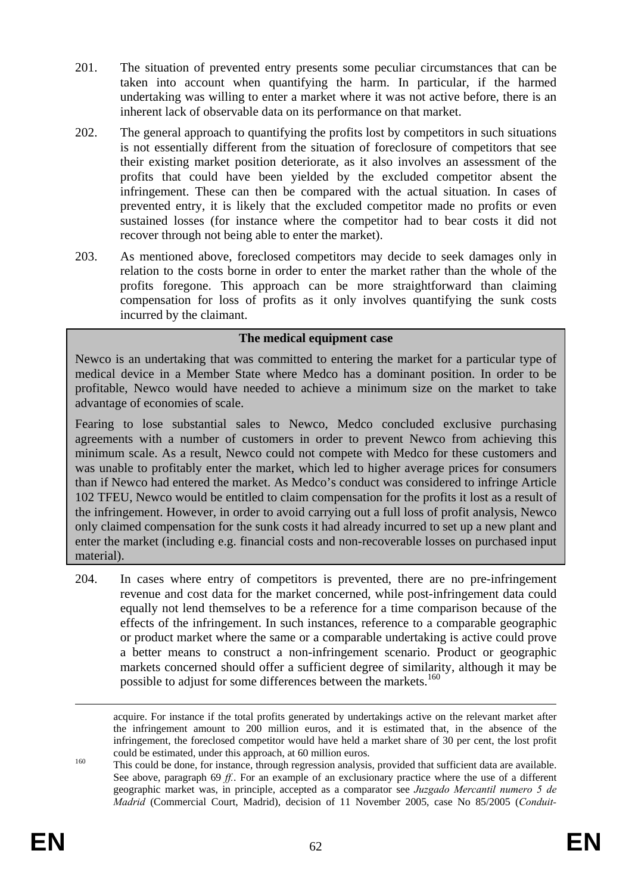201. The situation of prevented entry presents some peculiar circumstances that can be taken into account when quantifying the harm. In particular, if the harmed undertaking was willing to enter a market where it was not active before, there is an inherent lack of observable data on its performance on that market.

202. The general approach to quantifying the profits lost by competitors in such situations is not essentially different from the situation of foreclosure of competitors that see their existing market position deteriorate, as it also involves an assessment of the profits that could have been yielded by the excluded competitor absent the infringement. These can then be compared with the actual situation. In cases of prevented entry, it is likely that the excluded competitor made no profits or even sustained losses (for instance where the competitor had to bear costs it did not recover through not being able to enter the market).

203. As mentioned above, foreclosed competitors may decide to seek damages only in relation to the costs borne in order to enter the market rather than the whole of the profits foregone. This approach can be more straightforward than claiming compensation for loss of profits as it only involves quantifying the sunk costs incurred by the claimant.

**The medical equipment case**

Newco is an undertaking that was committed to entering the market for a particular type of medical device in a Member State where Medco has a dominant position. In order to be profitable, Newco would have needed to achieve a minimum size on the market to take advantage of economies of scale.

Fearing to lose substantial sales to Newco, Medco concluded exclusive purchasing agreements with a number of customers in order to prevent Newco from achieving this minimum scale. As a result, Newco could not compete with Medco for these customers and was unable to profitably enter the market, which led to higher average prices for consumers than if Newco had entered the market. As Medco's conduct was considered to infringe Article 102 TFEU, Newco would be entitled to claim compensation for the profits it lost as a result of the infringement. However, in order to avoid carrying out a full loss of profit analysis, Newco only claimed compensation for the sunk costs it had already incurred to set up a new plant and enter the market (including e.g. financial costs and non-recoverable losses on purchased input material).

204. In cases where entry of competitors is prevented, there are no pre-infringement revenue and cost data for the market concerned, while post-infringement data could equally not lend themselves to be a reference for a time comparison because of the effects of the infringement. In such instances, reference to a comparable geographic or product market where the same or a comparable undertaking is active could prove a better means to construct a non-infringement scenario. Product or geographic markets concerned should offer a sufficient degree of similarity, although it may be possible to adjust for some differences between the markets.[160]

---

acquire. For instance if the total profits generated by undertakings active on the relevant market after the infringement amount to 200 million euros, and it is estimated that, in the absence of the infringement, the foreclosed competitor would have held a market share of 30 per cent, the lost profit could be estimated, under this approach, at 60 million euros.

[160] This could be done, for instance, through regression analysis, provided that sufficient data are available. See above, paragraph 69 *ff.*. For an example of an exclusionary practice where the use of a different geographic market was, in principle, accepted as a comparator see *Juzgado Mercantil numero 5 de Madrid* (Commercial Court, Madrid), decision of 11 November 2005, case No 85/2005 (*Conduit-*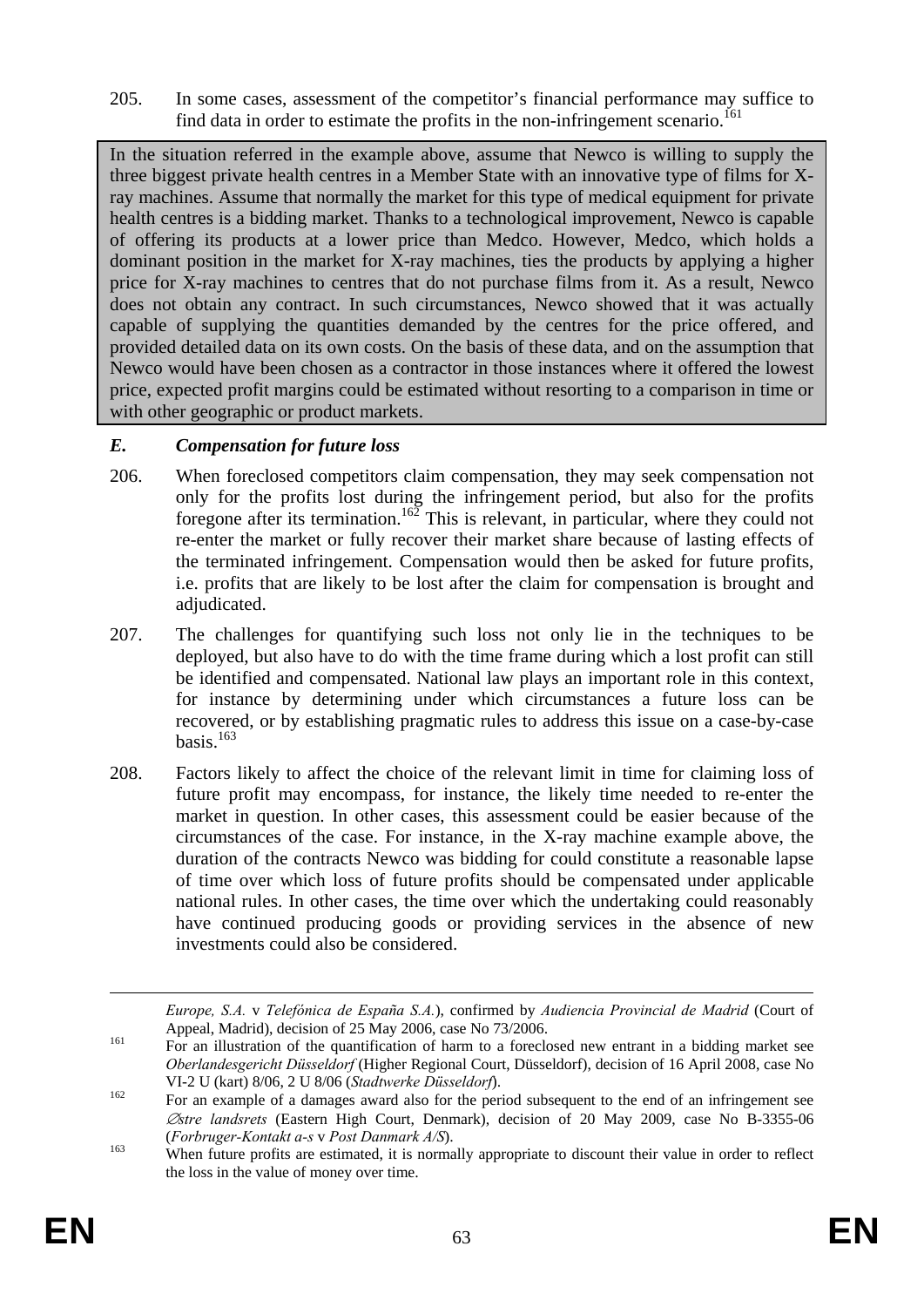205. In some cases, assessment of the competitor's financial performance may suffice to find data in order to estimate the profits in the non-infringement scenario.[161]

> In the situation referred in the example above, assume that Newco is willing to supply the three biggest private health centres in a Member State with an innovative type of films for X-ray machines. Assume that normally the market for this type of medical equipment for private health centres is a bidding market. Thanks to a technological improvement, Newco is capable of offering its products at a lower price than Medco. However, Medco, which holds a dominant position in the market for X-ray machines, ties the products by applying a higher price for X-ray machines to centres that do not purchase films from it. As a result, Newco does not obtain any contract. In such circumstances, Newco showed that it was actually capable of supplying the quantities demanded by the centres for the price offered, and provided detailed data on its own costs. On the basis of these data, and on the assumption that Newco would have been chosen as a contractor in those instances where it offered the lowest price, expected profit margins could be estimated without resorting to a comparison in time or with other geographic or product markets.

### *E. Compensation for future loss*

206. When foreclosed competitors claim compensation, they may seek compensation not only for the profits lost during the infringement period, but also for the profits foregone after its termination.[162] This is relevant, in particular, where they could not re-enter the market or fully recover their market share because of lasting effects of the terminated infringement. Compensation would then be asked for future profits, i.e. profits that are likely to be lost after the claim for compensation is brought and adjudicated.

207. The challenges for quantifying such loss not only lie in the techniques to be deployed, but also have to do with the time frame during which a lost profit can still be identified and compensated. National law plays an important role in this context, for instance by determining under which circumstances a future loss can be recovered, or by establishing pragmatic rules to address this issue on a case-by-case basis.[163]

208. Factors likely to affect the choice of the relevant limit in time for claiming loss of future profit may encompass, for instance, the likely time needed to re-enter the market in question. In other cases, this assessment could be easier because of the circumstances of the case. For instance, in the X-ray machine example above, the duration of the contracts Newco was bidding for could constitute a reasonable lapse of time over which loss of future profits should be compensated under applicable national rules. In other cases, the time over which the undertaking could reasonably have continued producing goods or providing services in the absence of new investments could also be considered.

---

*Europe, S.A.* v *Telefónica de España S.A.*), confirmed by *Audiencia Provincial de Madrid* (Court of Appeal, Madrid), decision of 25 May 2006, case No 73/2006.

[161] For an illustration of the quantification of harm to a foreclosed new entrant in a bidding market see *Oberlandesgericht Düsseldorf* (Higher Regional Court, Düsseldorf), decision of 16 April 2008, case No VI-2 U (kart) 8/06, 2 U 8/06 (*Stadtwerke Düsseldorf*).

[162] For an example of a damages award also for the period subsequent to the end of an infringement see *Østre landsrets* (Eastern High Court, Denmark), decision of 20 May 2009, case No B-3355-06 (*Forbruger-Kontakt a-s* v *Post Danmark A/S*).

[163] When future profits are estimated, it is normally appropriate to discount their value in order to reflect the loss in the value of money over time.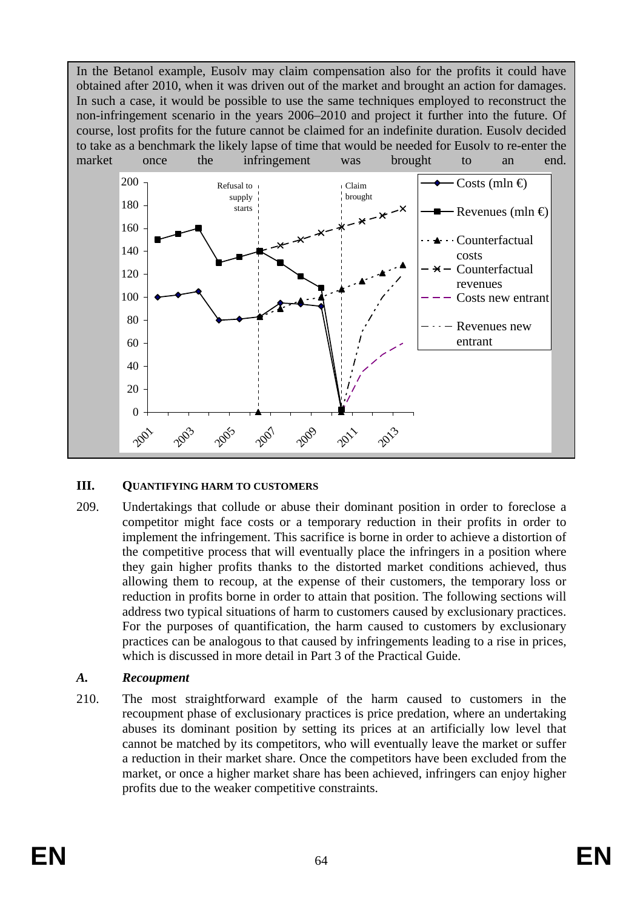In the Betanol example, Eusolv may claim compensation also for the profits it could have obtained after 2010, when it was driven out of the market and brought an action for damages. In such a case, it would be possible to use the same techniques employed to reconstruct the non-infringement scenario in the years 2006–2010 and project it further into the future. Of course, lost profits for the future cannot be claimed for an indefinite duration. Eusolv decided to take as a benchmark the likely lapse of time that would be needed for Eusolv to re-enter the market once the infringement was brought to an end.

### III. QUANTIFYING HARM TO CUSTOMERS

209. Undertakings that collude or abuse their dominant position in order to foreclose a competitor might face costs or a temporary reduction in their profits in order to implement the infringement. This sacrifice is borne in order to achieve a distortion of the competitive process that will eventually place the infringers in a position where they gain higher profits thanks to the distorted market conditions achieved, thus allowing them to recoup, at the expense of their customers, the temporary loss or reduction in profits borne in order to attain that position. The following sections will address two typical situations of harm to customers caused by exclusionary practices. For the purposes of quantification, the harm caused to customers by exclusionary practices can be analogous to that caused by infringements leading to a rise in prices, which is discussed in more detail in Part 3 of the Practical Guide.

### *A. Recoupment*

210. The most straightforward example of the harm caused to customers in the recoupment phase of exclusionary practices is price predation, where an undertaking abuses its dominant position by setting its prices at an artificially low level that cannot be matched by its competitors, who will eventually leave the market or suffer a reduction in their market share. Once the competitors have been excluded from the market, or once a higher market share has been achieved, infringers can enjoy higher profits due to the weaker competitive constraints.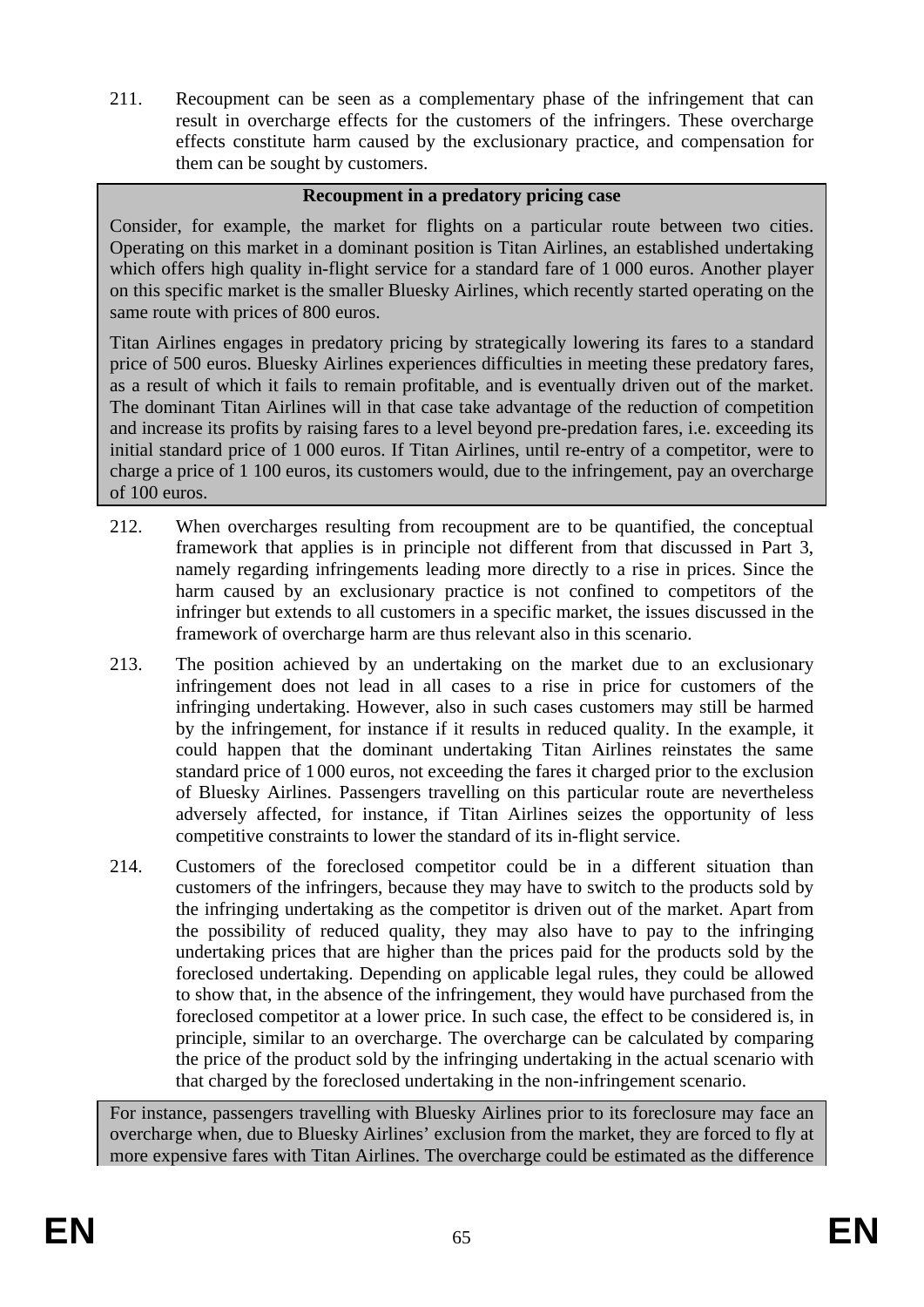211. Recoupment can be seen as a complementary phase of the infringement that can result in overcharge effects for the customers of the infringers. These overcharge effects constitute harm caused by the exclusionary practice, and compensation for them can be sought by customers.

> **Recoupment in a predatory pricing case**
>
> Consider, for example, the market for flights on a particular route between two cities. Operating on this market in a dominant position is Titan Airlines, an established undertaking which offers high quality in-flight service for a standard fare of 1 000 euros. Another player on this specific market is the smaller Bluesky Airlines, which recently started operating on the same route with prices of 800 euros.
>
> Titan Airlines engages in predatory pricing by strategically lowering its fares to a standard price of 500 euros. Bluesky Airlines experiences difficulties in meeting these predatory fares, as a result of which it fails to remain profitable, and is eventually driven out of the market. The dominant Titan Airlines will in that case take advantage of the reduction of competition and increase its profits by raising fares to a level beyond pre-predation fares, i.e. exceeding its initial standard price of 1 000 euros. If Titan Airlines, until re-entry of a competitor, were to charge a price of 1 100 euros, its customers would, due to the infringement, pay an overcharge of 100 euros.

212. When overcharges resulting from recoupment are to be quantified, the conceptual framework that applies is in principle not different from that discussed in Part 3, namely regarding infringements leading more directly to a rise in prices. Since the harm caused by an exclusionary practice is not confined to competitors of the infringer but extends to all customers in a specific market, the issues discussed in the framework of overcharge harm are thus relevant also in this scenario.

213. The position achieved by an undertaking on the market due to an exclusionary infringement does not lead in all cases to a rise in price for customers of the infringing undertaking. However, also in such cases customers may still be harmed by the infringement, for instance if it results in reduced quality. In the example, it could happen that the dominant undertaking Titan Airlines reinstates the same standard price of 1 000 euros, not exceeding the fares it charged prior to the exclusion of Bluesky Airlines. Passengers travelling on this particular route are nevertheless adversely affected, for instance, if Titan Airlines seizes the opportunity of less competitive constraints to lower the standard of its in-flight service.

214. Customers of the foreclosed competitor could be in a different situation than customers of the infringers, because they may have to switch to the products sold by the infringing undertaking as the competitor is driven out of the market. Apart from the possibility of reduced quality, they may also have to pay to the infringing undertaking prices that are higher than the prices paid for the products sold by the foreclosed undertaking. Depending on applicable legal rules, they could be allowed to show that, in the absence of the infringement, they would have purchased from the foreclosed competitor at a lower price. In such case, the effect to be considered is, in principle, similar to an overcharge. The overcharge can be calculated by comparing the price of the product sold by the infringing undertaking in the actual scenario with that charged by the foreclosed undertaking in the non-infringement scenario.

> For instance, passengers travelling with Bluesky Airlines prior to its foreclosure may face an overcharge when, due to Bluesky Airlines' exclusion from the market, they are forced to fly at more expensive fares with Titan Airlines. The overcharge could be estimated as the difference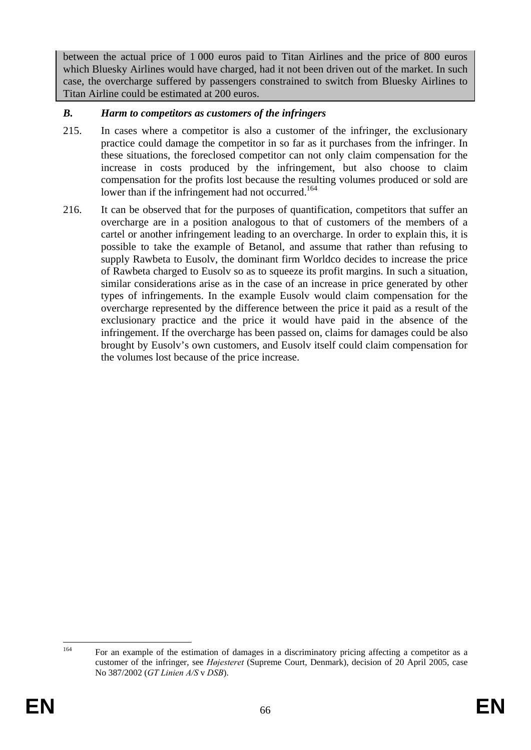between the actual price of 1 000 euros paid to Titan Airlines and the price of 800 euros which Bluesky Airlines would have charged, had it not been driven out of the market. In such case, the overcharge suffered by passengers constrained to switch from Bluesky Airlines to Titan Airline could be estimated at 200 euros.

### *B. Harm to competitors as customers of the infringers*

215. In cases where a competitor is also a customer of the infringer, the exclusionary practice could damage the competitor in so far as it purchases from the infringer. In these situations, the foreclosed competitor can not only claim compensation for the increase in costs produced by the infringement, but also choose to claim compensation for the profits lost because the resulting volumes produced or sold are lower than if the infringement had not occurred.[164]

216. It can be observed that for the purposes of quantification, competitors that suffer an overcharge are in a position analogous to that of customers of the members of a cartel or another infringement leading to an overcharge. In order to explain this, it is possible to take the example of Betanol, and assume that rather than refusing to supply Rawbeta to Eusolv, the dominant firm Worldco decides to increase the price of Rawbeta charged to Eusolv so as to squeeze its profit margins. In such a situation, similar considerations arise as in the case of an increase in price generated by other types of infringements. In the example Eusolv would claim compensation for the overcharge represented by the difference between the price it paid as a result of the exclusionary practice and the price it would have paid in the absence of the infringement. If the overcharge has been passed on, claims for damages could be also brought by Eusolv's own customers, and Eusolv itself could claim compensation for the volumes lost because of the price increase.

---

[164] For an example of the estimation of damages in a discriminatory pricing affecting a competitor as a customer of the infringer, see *Højesteret* (Supreme Court, Denmark), decision of 20 April 2005, case No 387/2002 (*GT Linien A/S* v *DSB*).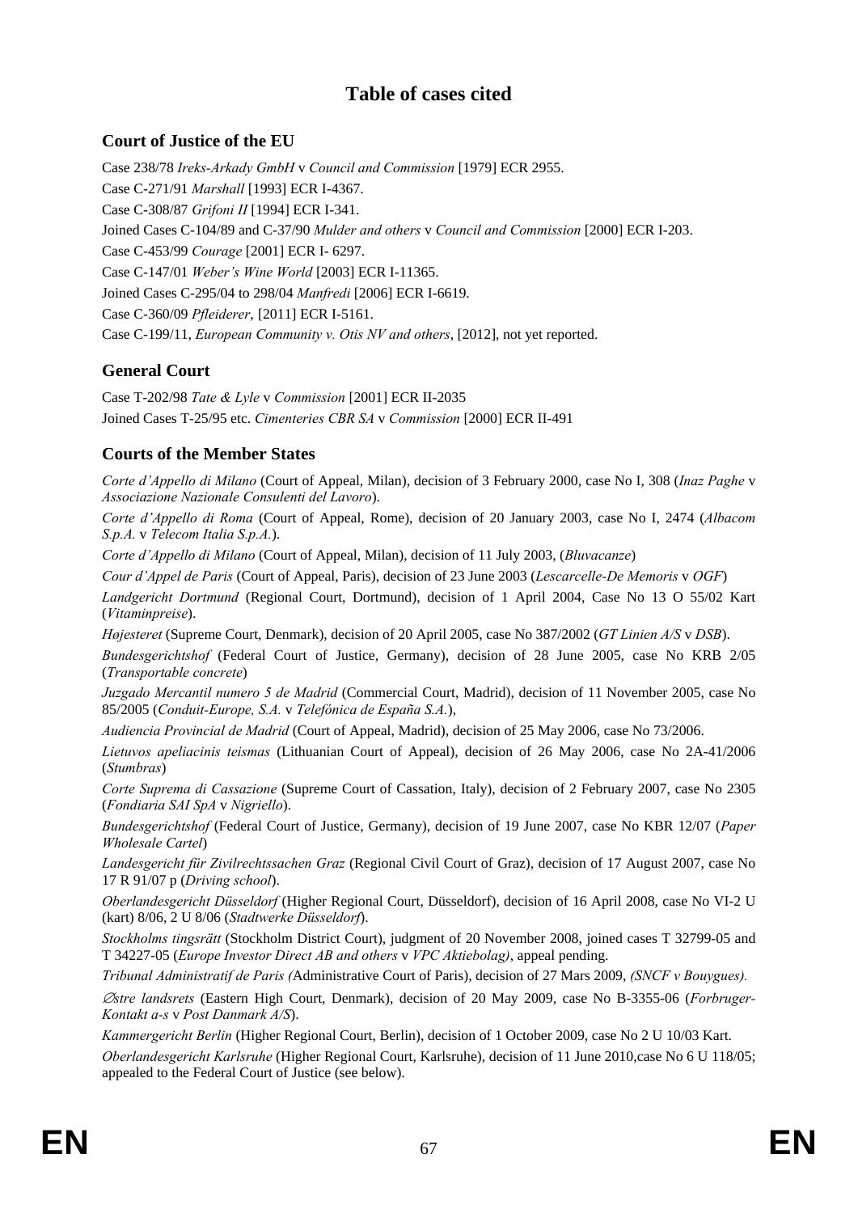# Table of cases cited

## Court of Justice of the EU

Case 238/78 *Ireks-Arkady GmbH* v *Council and Commission* [1979] ECR 2955.

Case C-271/91 *Marshall* [1993] ECR I-4367.

Case C-308/87 *Grifoni II* [1994] ECR I-341.

Joined Cases C-104/89 and C-37/90 *Mulder and others* v *Council and Commission* [2000] ECR I-203.

Case C-453/99 *Courage* [2001] ECR I- 6297.

Case C-147/01 *Weber's Wine World* [2003] ECR I-11365.

Joined Cases C-295/04 to 298/04 *Manfredi* [2006] ECR I-6619.

Case C-360/09 *Pfleiderer*, [2011] ECR I-5161.

Case C-199/11, *European Community v. Otis NV and others*, [2012], not yet reported.

## General Court

Case T-202/98 *Tate & Lyle* v *Commission* [2001] ECR II-2035

Joined Cases T-25/95 etc. *Cimenteries CBR SA* v *Commission* [2000] ECR II-491

## Courts of the Member States

*Corte d'Appello di Milano* (Court of Appeal, Milan), decision of 3 February 2000, case No I, 308 (*Inaz Paghe* v *Associazione Nazionale Consulenti del Lavoro*).

*Corte d'Appello di Roma* (Court of Appeal, Rome), decision of 20 January 2003, case No I, 2474 (*Albacom S.p.A.* v *Telecom Italia S.p.A.*).

*Corte d'Appello di Milano* (Court of Appeal, Milan), decision of 11 July 2003, (*Bluvacanze*)

*Cour d'Appel de Paris* (Court of Appeal, Paris), decision of 23 June 2003 (*Lescarcelle-De Memoris* v *OGF*)

*Landgericht Dortmund* (Regional Court, Dortmund), decision of 1 April 2004, Case No 13 O 55/02 Kart (*Vitaminpreise*).

*Højesteret* (Supreme Court, Denmark), decision of 20 April 2005, case No 387/2002 (*GT Linien A/S* v *DSB*).

*Bundesgerichtshof* (Federal Court of Justice, Germany), decision of 28 June 2005, case No KRB 2/05 (*Transportable concrete*)

*Juzgado Mercantil numero 5 de Madrid* (Commercial Court, Madrid), decision of 11 November 2005, case No 85/2005 (*Conduit-Europe, S.A.* v *Telefónica de España S.A.*),

*Audiencia Provincial de Madrid* (Court of Appeal, Madrid), decision of 25 May 2006, case No 73/2006.

*Lietuvos apeliacinis teismas* (Lithuanian Court of Appeal), decision of 26 May 2006, case No 2A-41/2006 (*Stumbras*)

*Corte Suprema di Cassazione* (Supreme Court of Cassation, Italy), decision of 2 February 2007, case No 2305 (*Fondiaria SAI SpA* v *Nigriello*).

*Bundesgerichtshof* (Federal Court of Justice, Germany), decision of 19 June 2007, case No KBR 12/07 (*Paper Wholesale Cartel*)

*Landesgericht für Zivilrechtssachen Graz* (Regional Civil Court of Graz), decision of 17 August 2007, case No 17 R 91/07 p (*Driving school*).

*Oberlandesgericht Düsseldorf* (Higher Regional Court, Düsseldorf), decision of 16 April 2008, case No VI-2 U (kart) 8/06, 2 U 8/06 (*Stadtwerke Düsseldorf*).

*Stockholms tingsrätt* (Stockholm District Court), judgment of 20 November 2008, joined cases T 32799-05 and T 34227-05 (*Europe Investor Direct AB and others* v *VPC Aktiebolag)*, appeal pending.

*Tribunal Administratif de Paris (*Administrative Court of Paris), decision of 27 Mars 2009, *(SNCF v Bouygues).*

*Østre landsrets* (Eastern High Court, Denmark), decision of 20 May 2009, case No B-3355-06 (*Forbruger-Kontakt a-s* v *Post Danmark A/S*).

*Kammergericht Berlin* (Higher Regional Court, Berlin), decision of 1 October 2009, case No 2 U 10/03 Kart.

*Oberlandesgericht Karlsruhe* (Higher Regional Court, Karlsruhe), decision of 11 June 2010,case No 6 U 118/05; appealed to the Federal Court of Justice (see below).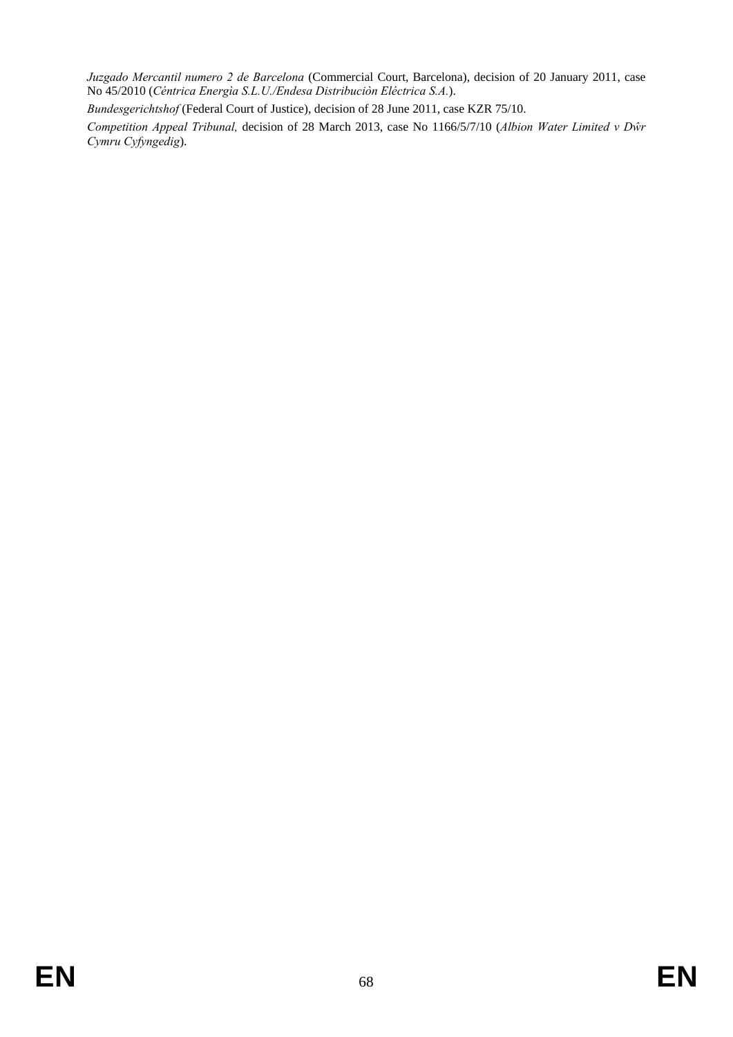*Juzgado Mercantil numero 2 de Barcelona* (Commercial Court, Barcelona), decision of 20 January 2011, case No 45/2010 (*Céntrica Energìa S.L.U./Endesa Distribuciòn Eléctrica S.A.*).

*Bundesgerichtshof* (Federal Court of Justice), decision of 28 June 2011, case KZR 75/10.

*Competition Appeal Tribunal,* decision of 28 March 2013, case No 1166/5/7/10 (*Albion Water Limited v Dŵr Cymru Cyfyngedig*).